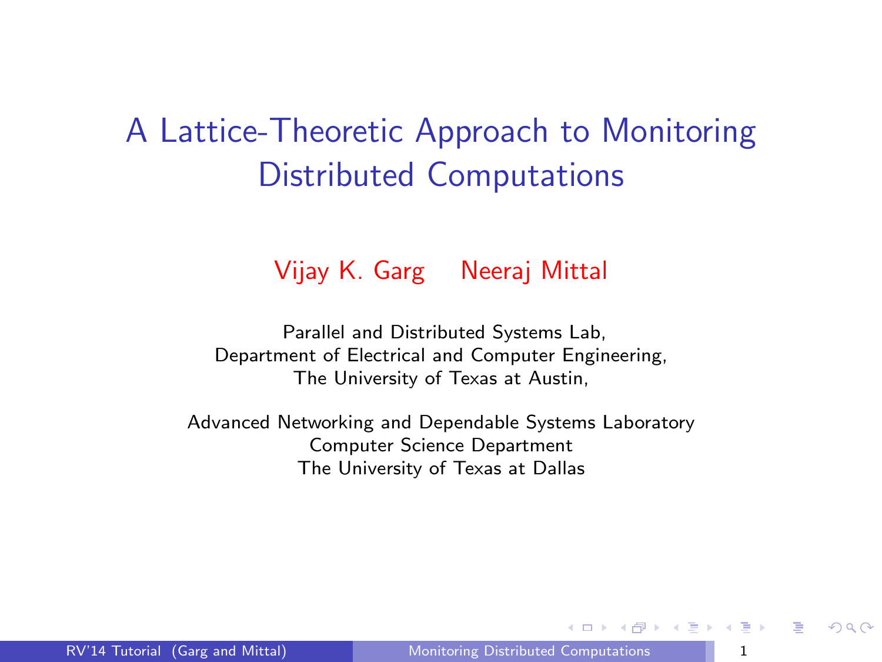# A Lattice-Theoretic Approach to Monitoring Distributed Computations

Vijay K. Garg Neeraj Mittal

Parallel and Distributed Systems Lab,
Department of Electrical and Computer Engineering,
The University of Texas at Austin,

Advanced Networking and Dependable Systems Laboratory
Computer Science Department
The University of Texas at Dallas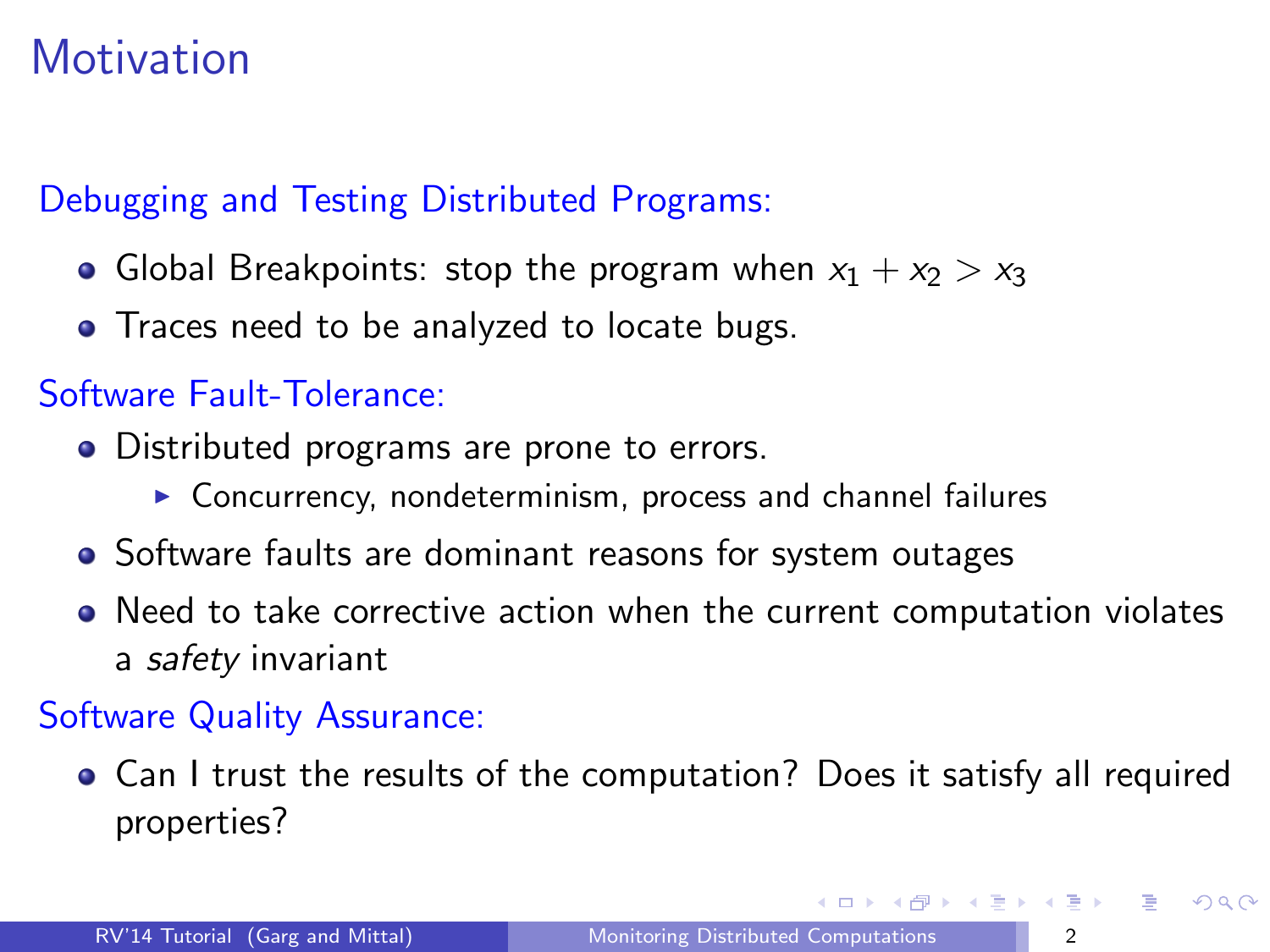# Motivation

Debugging and Testing Distributed Programs:

- Global Breakpoints: stop the program when $x_1 + x_2 > x_3$
- Traces need to be analyzed to locate bugs.

Software Fault-Tolerance:

- Distributed programs are prone to errors.
  - Concurrency, nondeterminism, process and channel failures
- Software faults are dominant reasons for system outages
- Need to take corrective action when the current computation violates a *safety* invariant

Software Quality Assurance:

- Can I trust the results of the computation? Does it satisfy all required properties?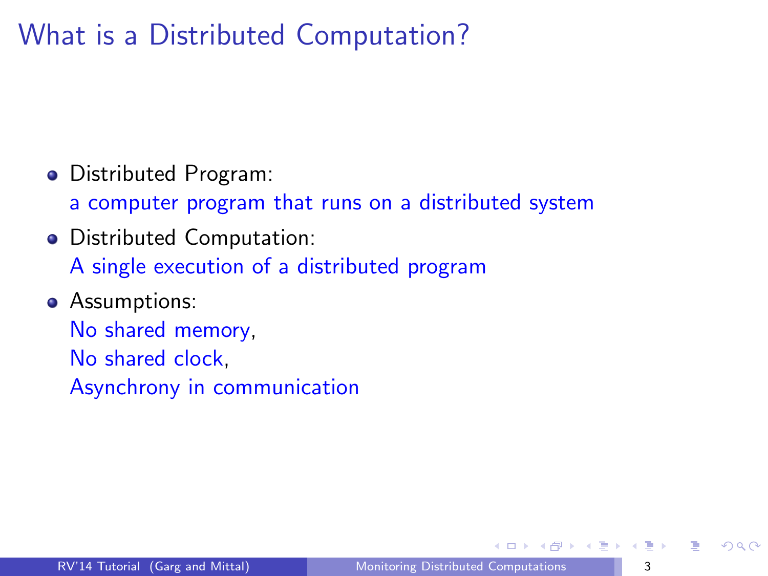# What is a Distributed Computation?

- Distributed Program:
  a computer program that runs on a distributed system
- Distributed Computation:
  A single execution of a distributed program
- Assumptions:
  No shared memory,
  No shared clock,
  Asynchrony in communication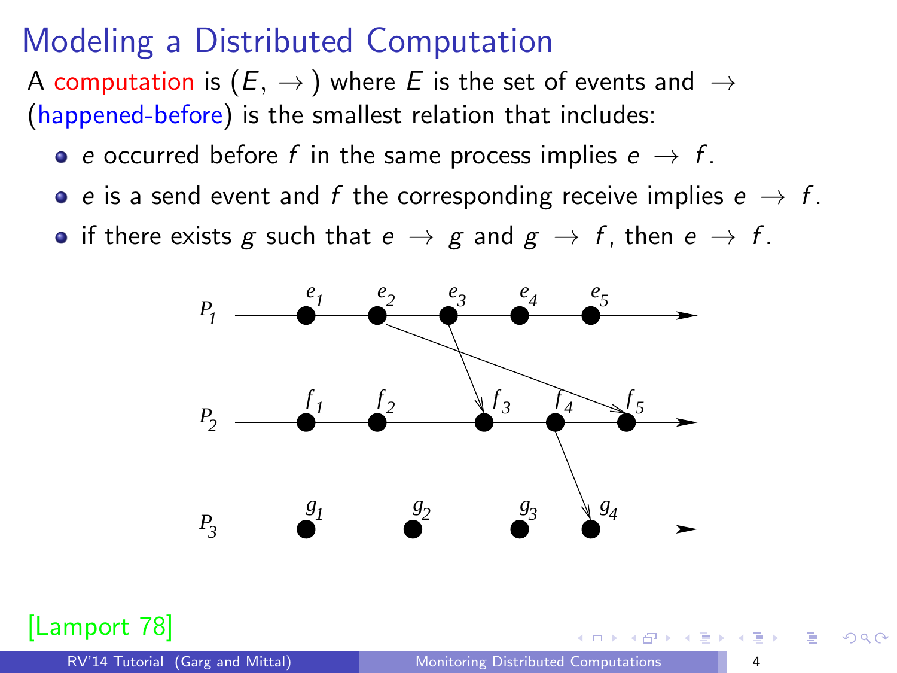# Modeling a Distributed Computation

A computation is $(E, \rightarrow)$ where $E$ is the set of events and $\rightarrow$ (happened-before) is the smallest relation that includes:

- $e$ occurred before $f$ in the same process implies $e \rightarrow f$.
- $e$ is a send event and $f$ the corresponding receive implies $e \rightarrow f$.
- if there exists $g$ such that $e \rightarrow g$ and $g \rightarrow f$, then $e \rightarrow f$.

[Lamport 78]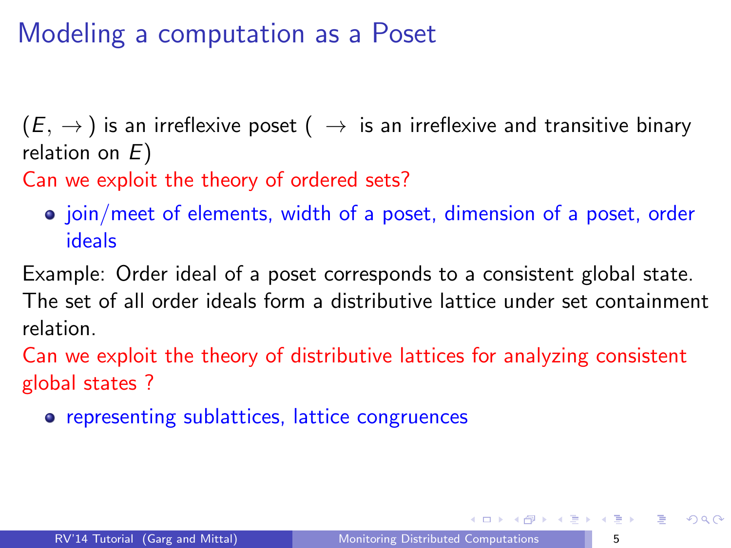# Modeling a computation as a Poset

$(E, \rightarrow)$ is an irreflexive poset ( $\rightarrow$ is an irreflexive and transitive binary relation on $E$)

Can we exploit the theory of ordered sets?

- join/meet of elements, width of a poset, dimension of a poset, order ideals

Example: Order ideal of a poset corresponds to a consistent global state. The set of all order ideals form a distributive lattice under set containment relation.

Can we exploit the theory of distributive lattices for analyzing consistent global states ?

- representing sublattices, lattice congruences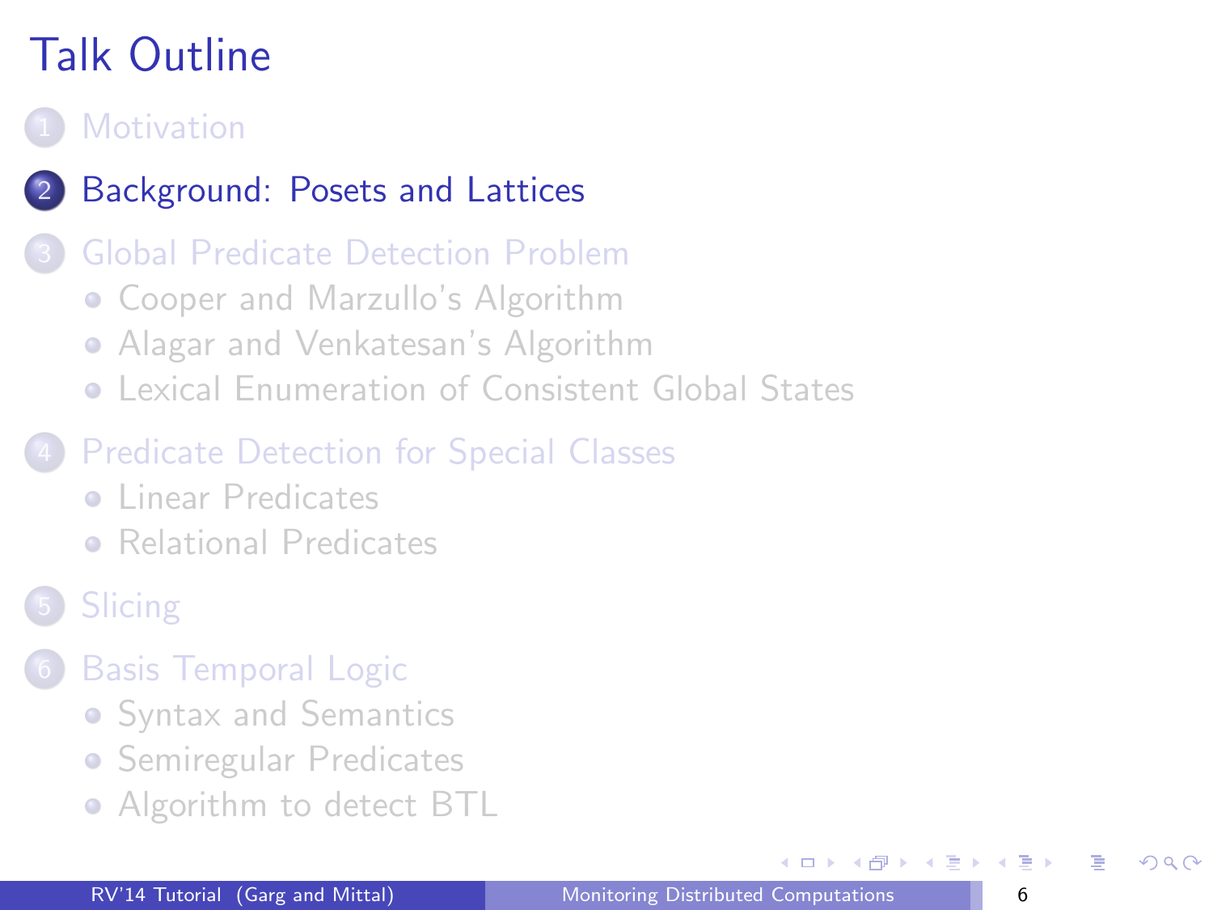# Talk Outline

1. Motivation
2. Background: Posets and Lattices
3. Global Predicate Detection Problem
   - Cooper and Marzullo's Algorithm
   - Alagar and Venkatesan's Algorithm
   - Lexical Enumeration of Consistent Global States
4. Predicate Detection for Special Classes
   - Linear Predicates
   - Relational Predicates
5. Slicing
6. Basis Temporal Logic
   - Syntax and Semantics
   - Semiregular Predicates
   - Algorithm to detect BTL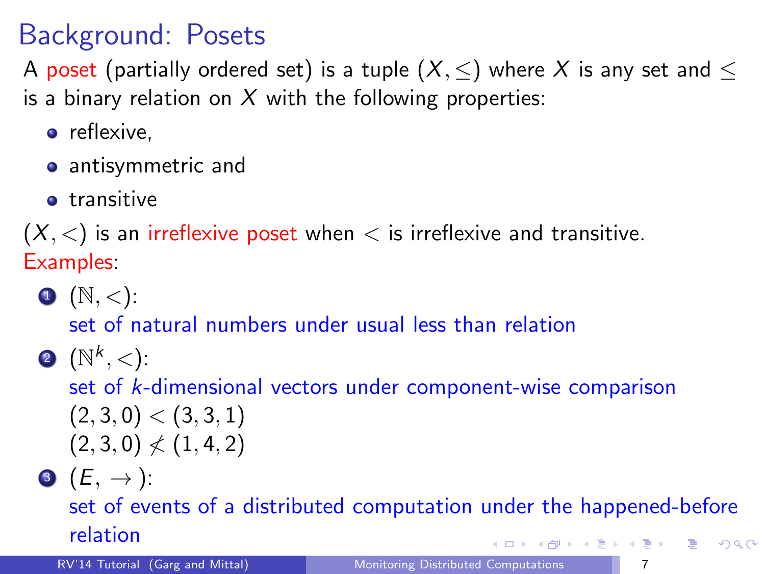# Background: Posets

A poset (partially ordered set) is a tuple $(X, \leq)$ where $X$ is any set and $\leq$ is a binary relation on $X$ with the following properties:

- reflexive,
- antisymmetric and
- transitive

$(X, <)$ is an irreflexive poset when $<$ is irreflexive and transitive.

Examples:

1. $(\mathbb{N}, <)$:
   set of natural numbers under usual less than relation
2. $(\mathbb{N}^k, <)$:
   set of $k$-dimensional vectors under component-wise comparison
   $(2, 3, 0) < (3, 3, 1)$
   $(2, 3, 0) \not< (1, 4, 2)$
3. $(E, \rightarrow)$:
   set of events of a distributed computation under the happened-before relation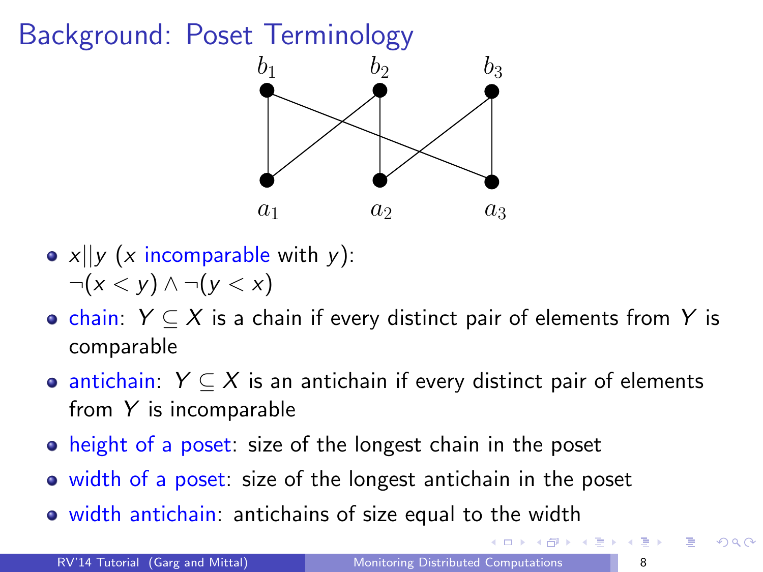# Background: Poset Terminology

- $x||y$ ($x$ incomparable with $y$): $\neg(x < y) \wedge \neg(y < x)$
- chain: $Y \subseteq X$ is a chain if every distinct pair of elements from $Y$ is comparable
- antichain: $Y \subseteq X$ is an antichain if every distinct pair of elements from $Y$ is incomparable
- height of a poset: size of the longest chain in the poset
- width of a poset: size of the longest antichain in the poset
- width antichain: antichains of size equal to the width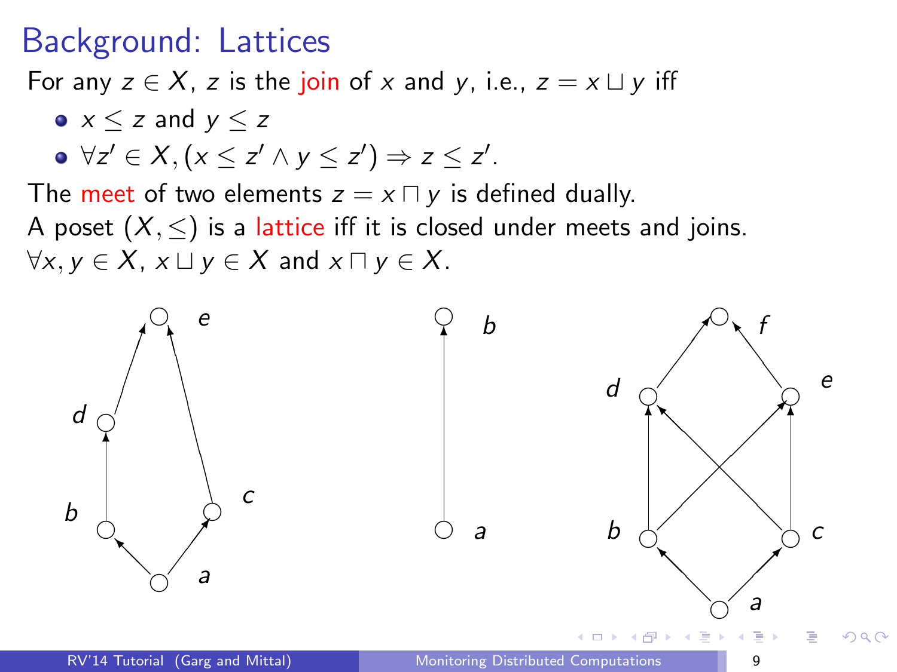# Background: Lattices

For any $z \in X$, $z$ is the join of $x$ and $y$, i.e., $z = x \sqcup y$ iff

- $x \leq z$ and $y \leq z$
- $\forall z' \in X, (x \leq z' \wedge y \leq z') \Rightarrow z \leq z'$.

The meet of two elements $z = x \sqcap y$ is defined dually.

A poset $(X, \leq)$ is a lattice iff it is closed under meets and joins.
$\forall x, y \in X$, $x \sqcup y \in X$ and $x \sqcap y \in X$.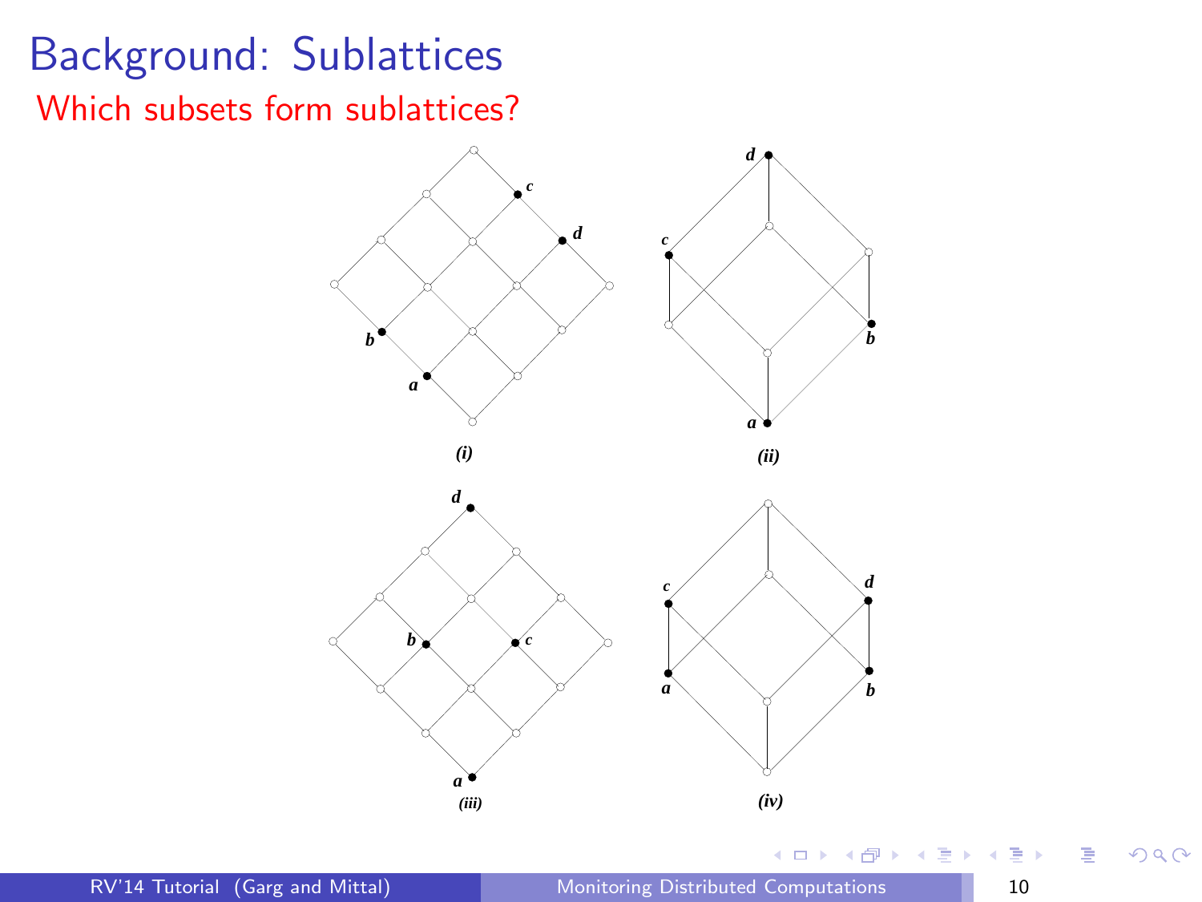# Background: Sublattices

## Which subsets form sublattices?

*(i)*

*(ii)*

*(iii)*

*(iv)*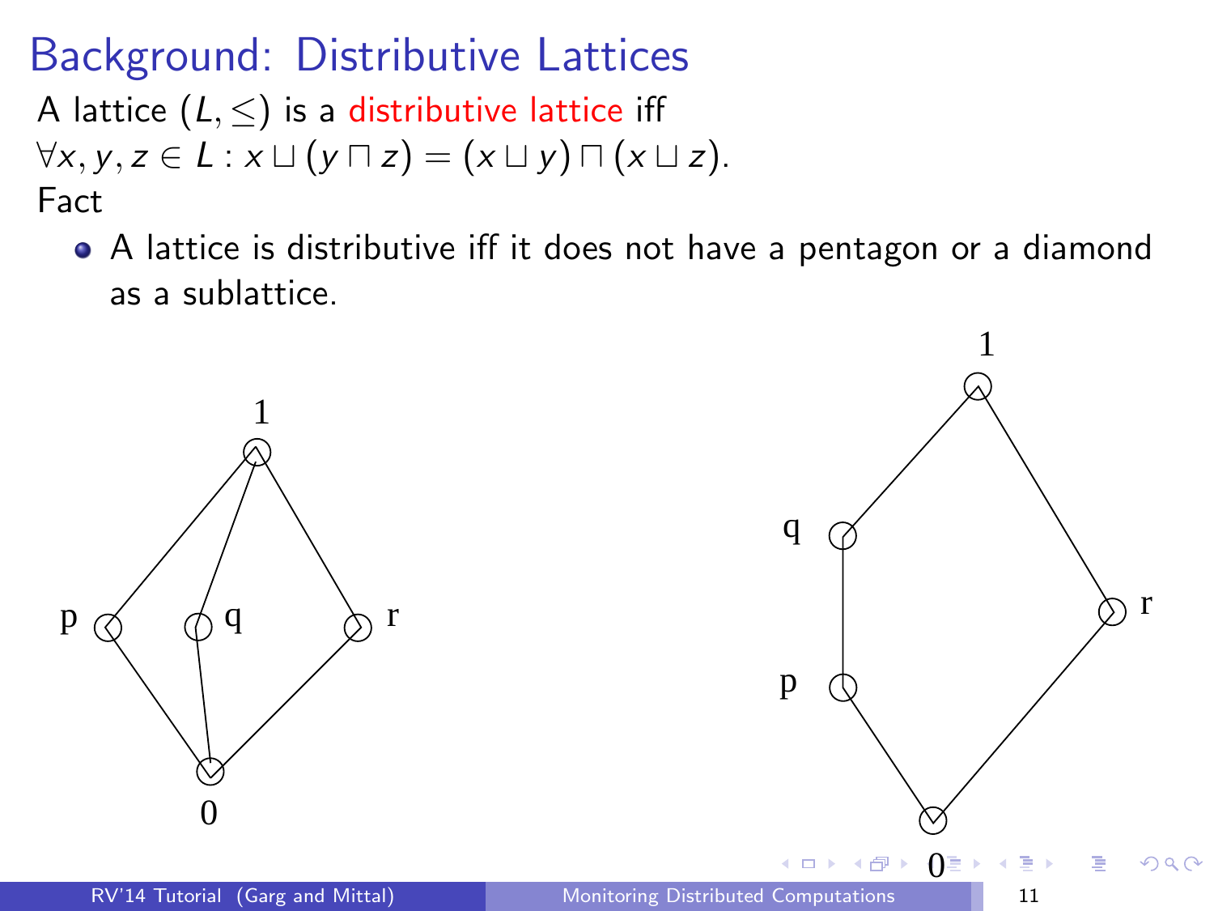# Background: Distributive Lattices

A lattice $(L, \leq)$ is a distributive lattice iff
$\forall x, y, z \in L : x \sqcup (y \sqcap z) = (x \sqcup y) \sqcap (x \sqcup z)$.

Fact

- A lattice is distributive iff it does not have a pentagon or a diamond as a sublattice.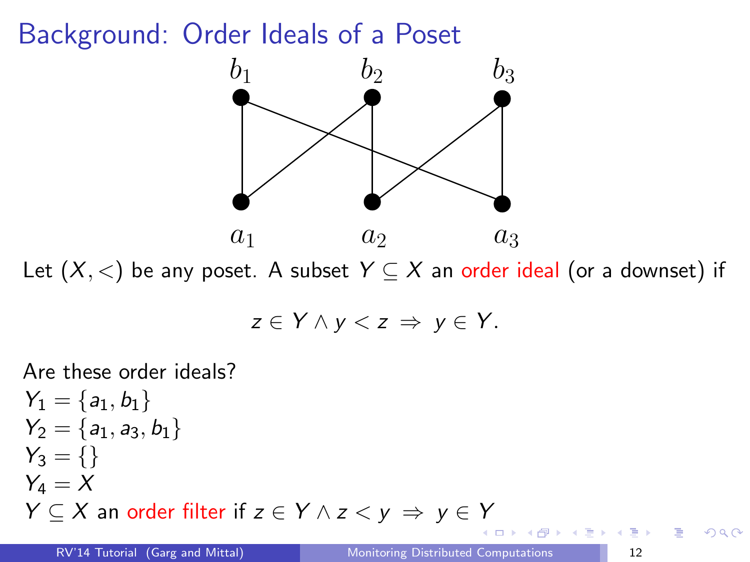# Background: Order Ideals of a Poset

Let $(X, <)$ be any poset. A subset $Y \subseteq X$ an order ideal (or a downset) if

$$z \in Y \wedge y < z \Rightarrow y \in Y.$$

Are these order ideals?

$Y_1 = \{a_1, b_1\}$

$Y_2 = \{a_1, a_3, b_1\}$

$Y_3 = \{\}$

$Y_4 = X$

$Y \subseteq X$ an order filter if $z \in Y \wedge z < y \Rightarrow y \in Y$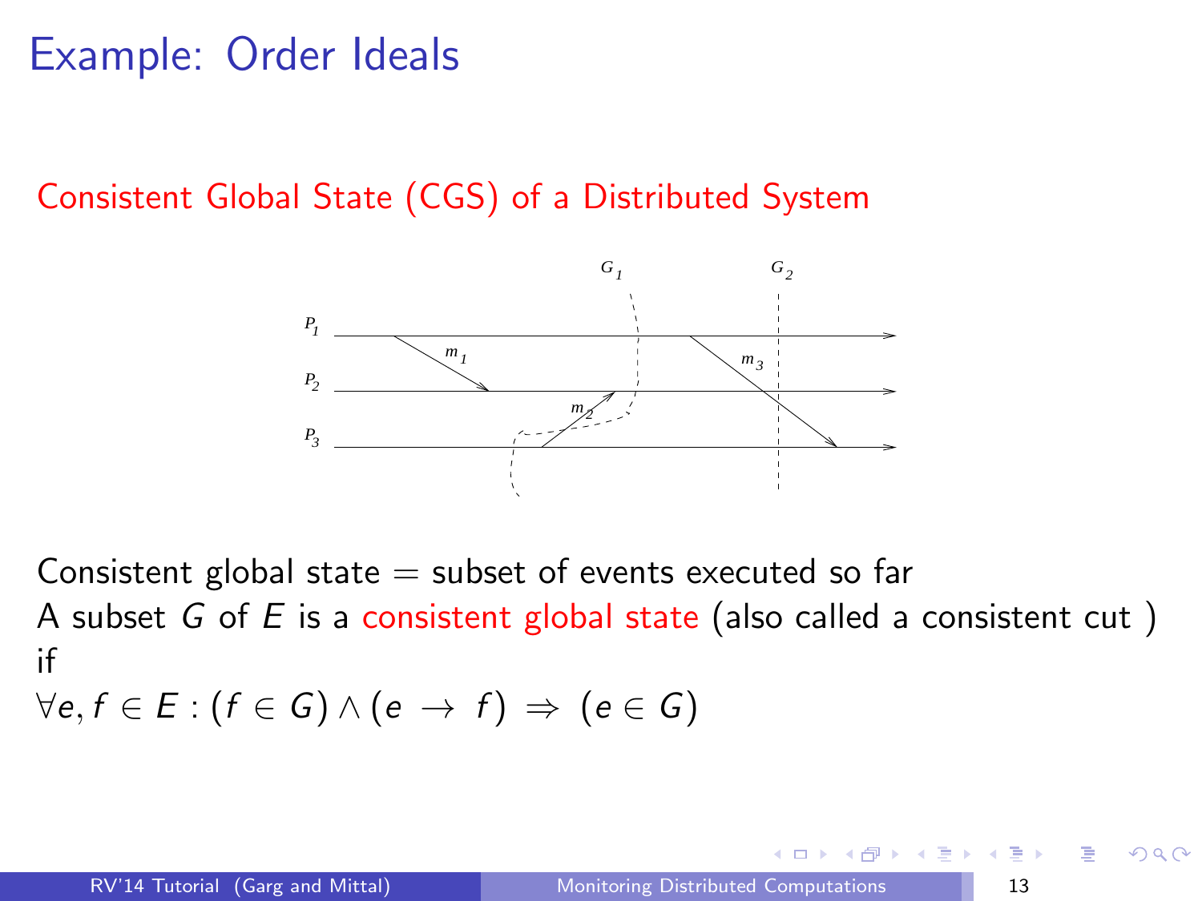# Example: Order Ideals

Consistent Global State (CGS) of a Distributed System

Consistent global state = subset of events executed so far

A subset $G$ of $E$ is a consistent global state (also called a consistent cut ) if

$\forall e, f \in E : (f \in G) \wedge (e \rightarrow f) \Rightarrow (e \in G)$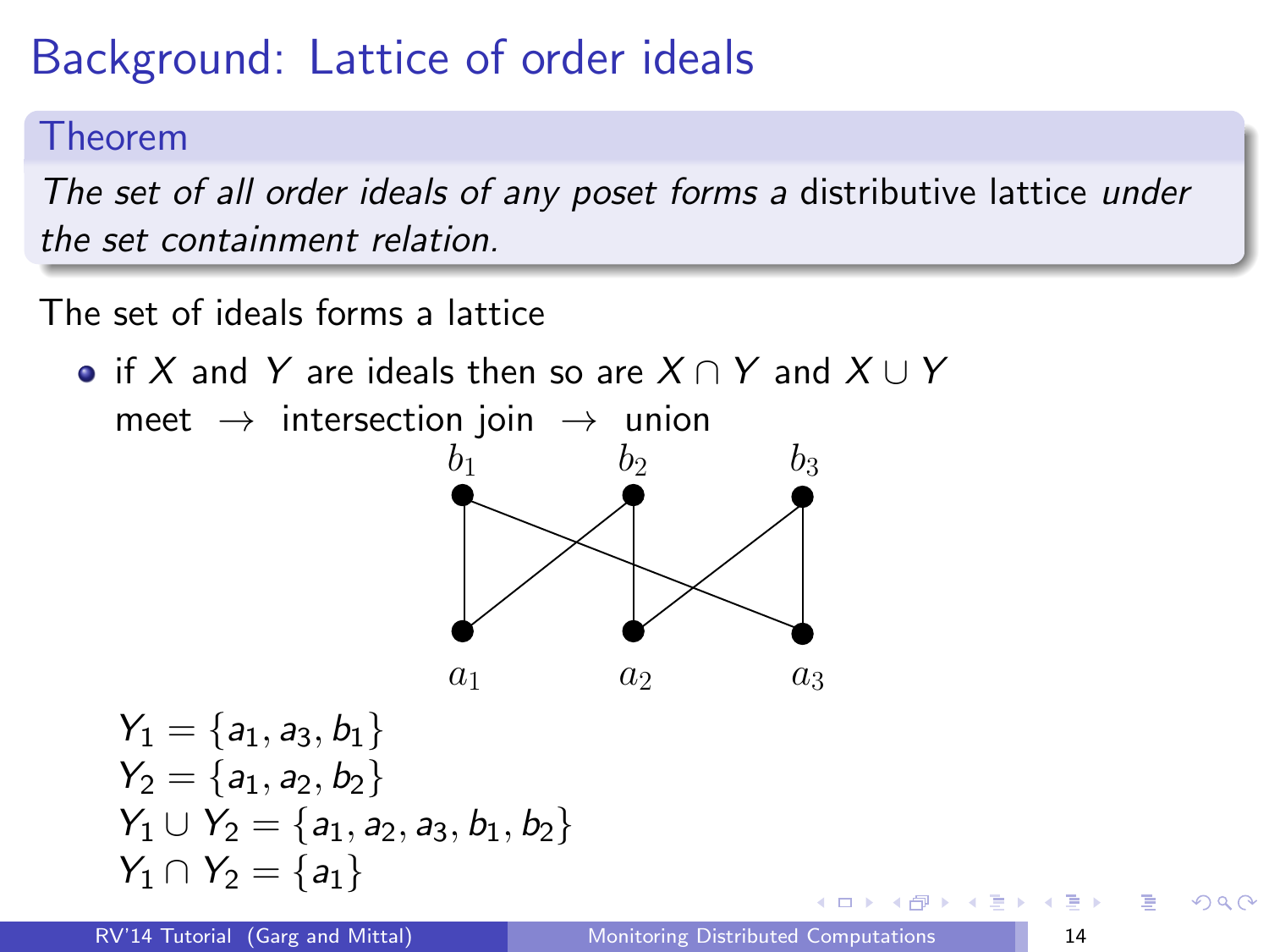# Background: Lattice of order ideals

**Theorem**

*The set of all order ideals of any poset forms a* distributive lattice *under the set containment relation.*

The set of ideals forms a lattice

- if $X$ and $Y$ are ideals then so are $X \cap Y$ and $X \cup Y$
  meet $\rightarrow$ intersection join $\rightarrow$ union

$Y_1 = \{a_1, a_3, b_1\}$
$Y_2 = \{a_1, a_2, b_2\}$
$Y_1 \cup Y_2 = \{a_1, a_2, a_3, b_1, b_2\}$
$Y_1 \cap Y_2 = \{a_1\}$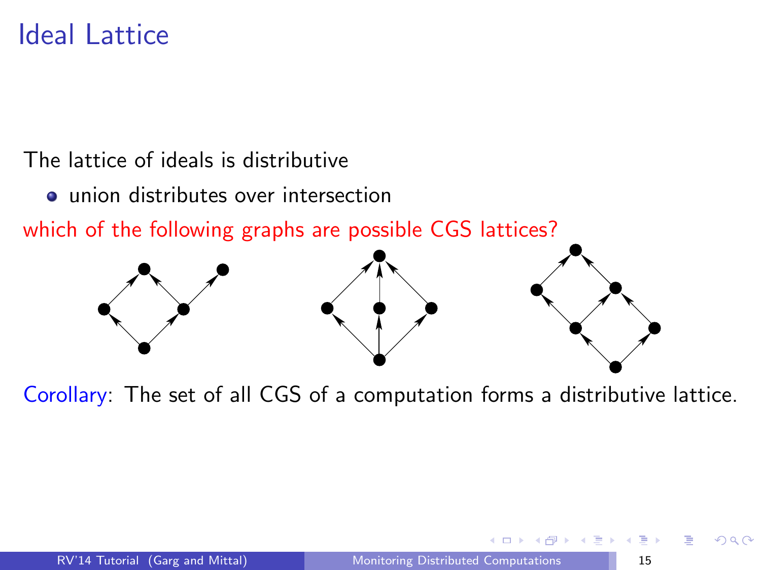# Ideal Lattice

The lattice of ideals is distributive

- union distributes over intersection

which of the following graphs are possible CGS lattices?

Corollary: The set of all CGS of a computation forms a distributive lattice.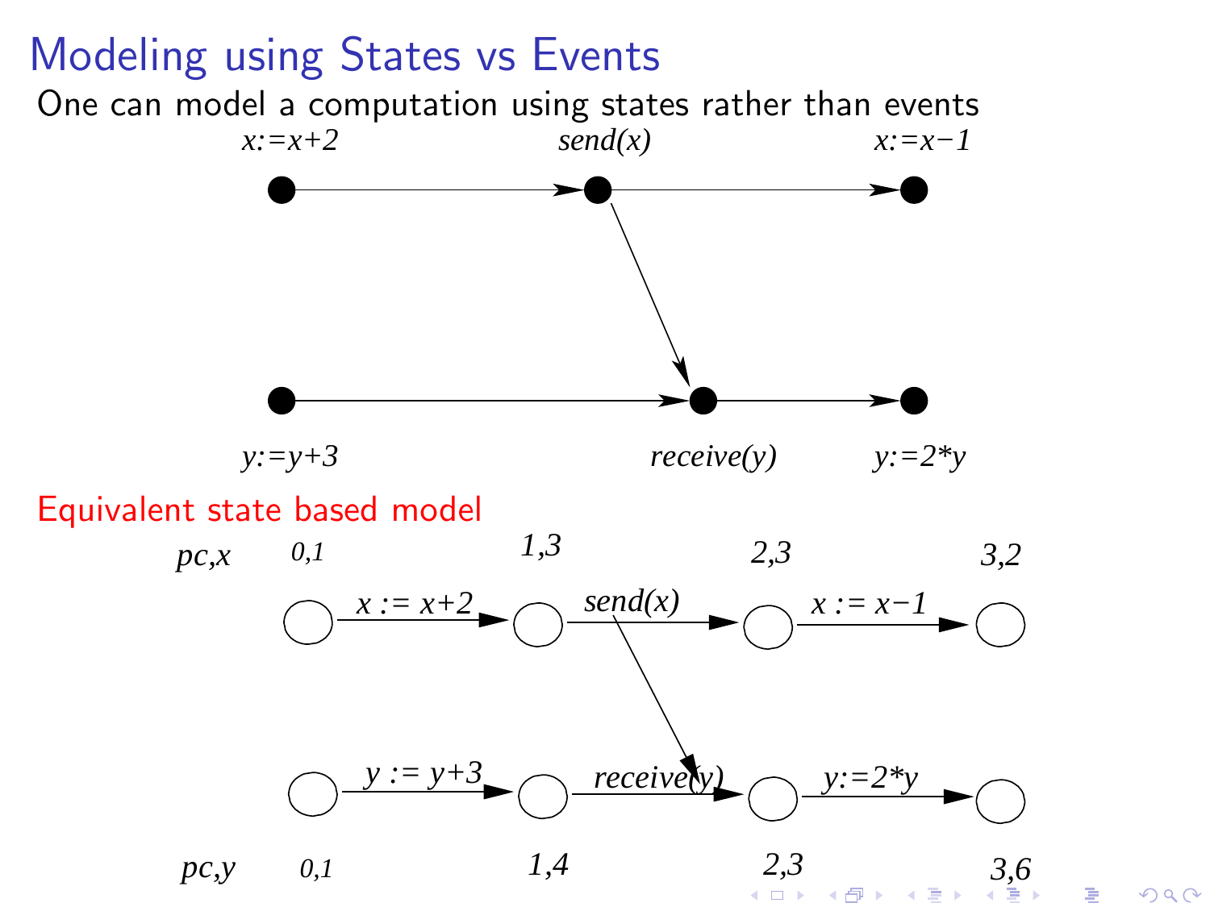# Modeling using States vs Events

One can model a computation using states rather than events

*x:=x+2*  *send(x)*  *x:=x−1*

*y:=y+3*  *receive(y)*  *y:=2\*y*

Equivalent state based model

*pc,x*  0,1  1,3  2,3  3,2

*x := x+2*  *send(x)*  *x := x−1*

*y := y+3*  *receive(y)*  *y:=2\*y*

*pc,y*  0,1  1,4  2,3  3,6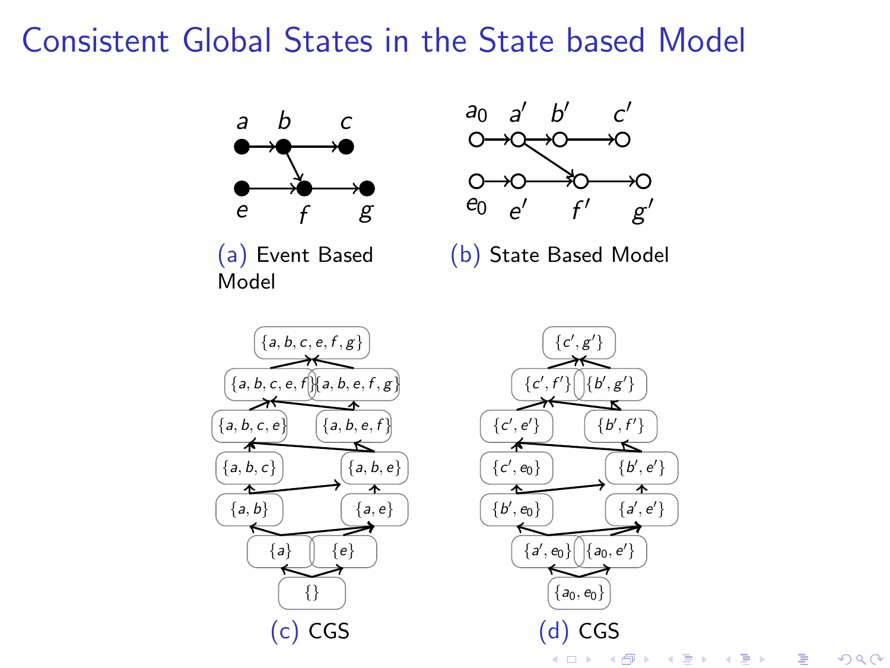# Consistent Global States in the State based Model

(a) Event Based Model

(b) State Based Model

(c) CGS

(d) CGS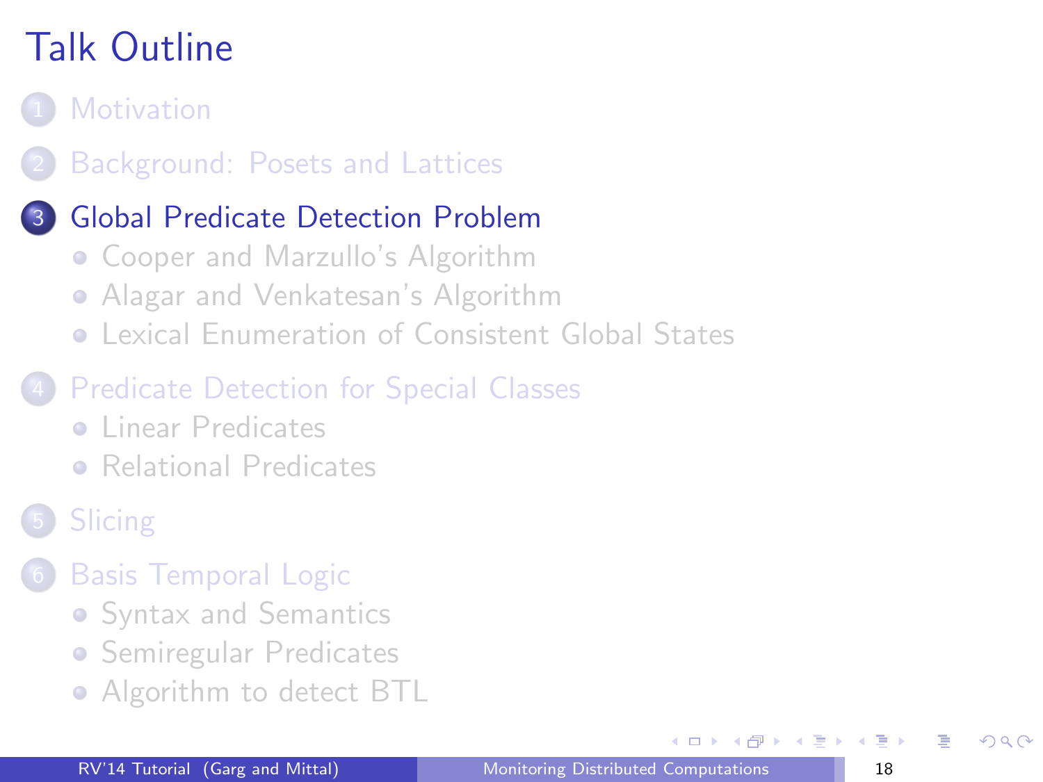# Talk Outline

1. Motivation
2. Background: Posets and Lattices
3. **Global Predicate Detection Problem**
   - Cooper and Marzullo's Algorithm
   - Alagar and Venkatesan's Algorithm
   - Lexical Enumeration of Consistent Global States
4. Predicate Detection for Special Classes
   - Linear Predicates
   - Relational Predicates
5. Slicing
6. Basis Temporal Logic
   - Syntax and Semantics
   - Semiregular Predicates
   - Algorithm to detect BTL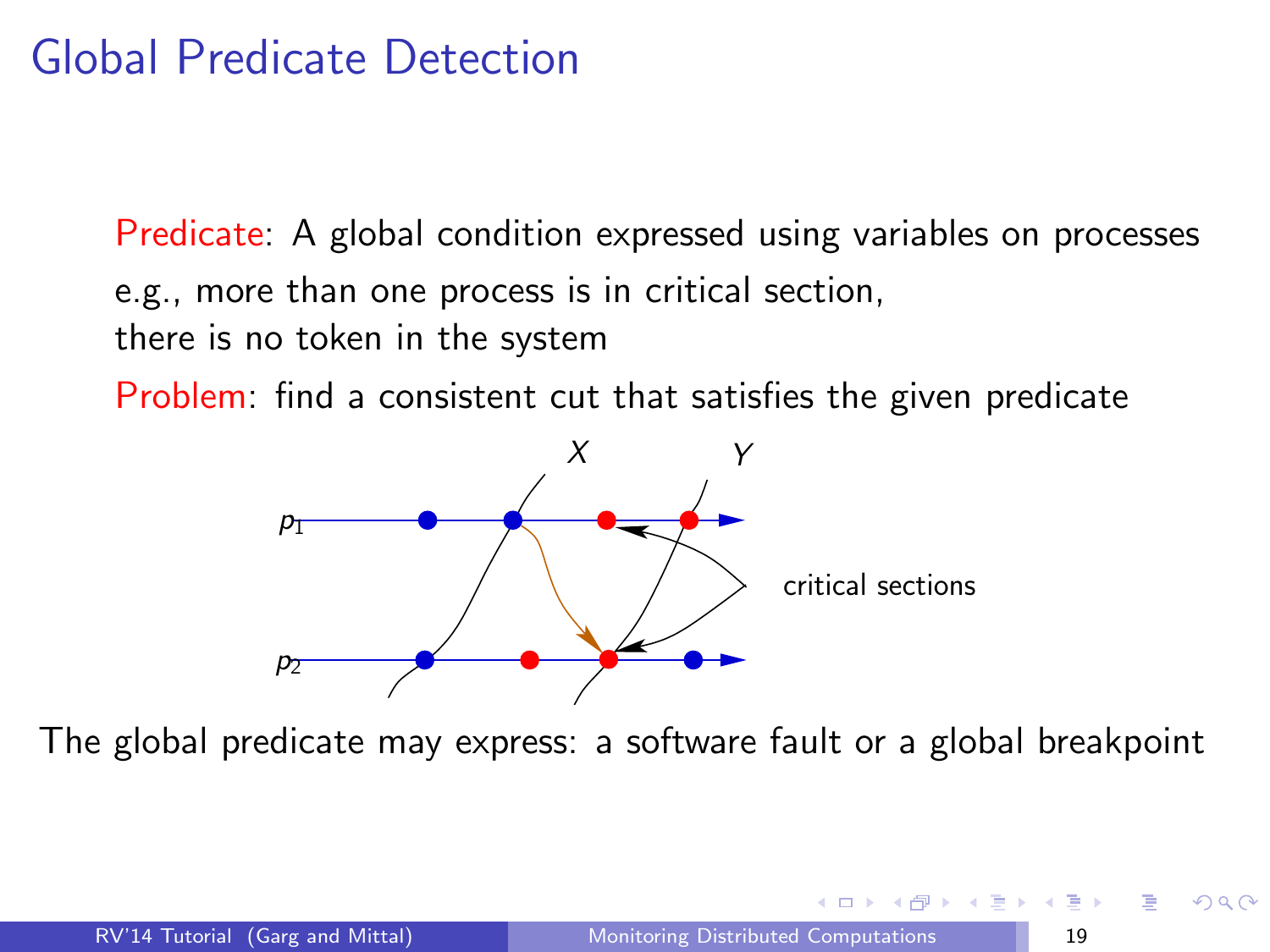# Global Predicate Detection

Predicate: A global condition expressed using variables on processes
e.g., more than one process is in critical section,
there is no token in the system

Problem: find a consistent cut that satisfies the given predicate

$X$ $Y$

$p_1$

$p_2$

critical sections

The global predicate may express: a software fault or a global breakpoint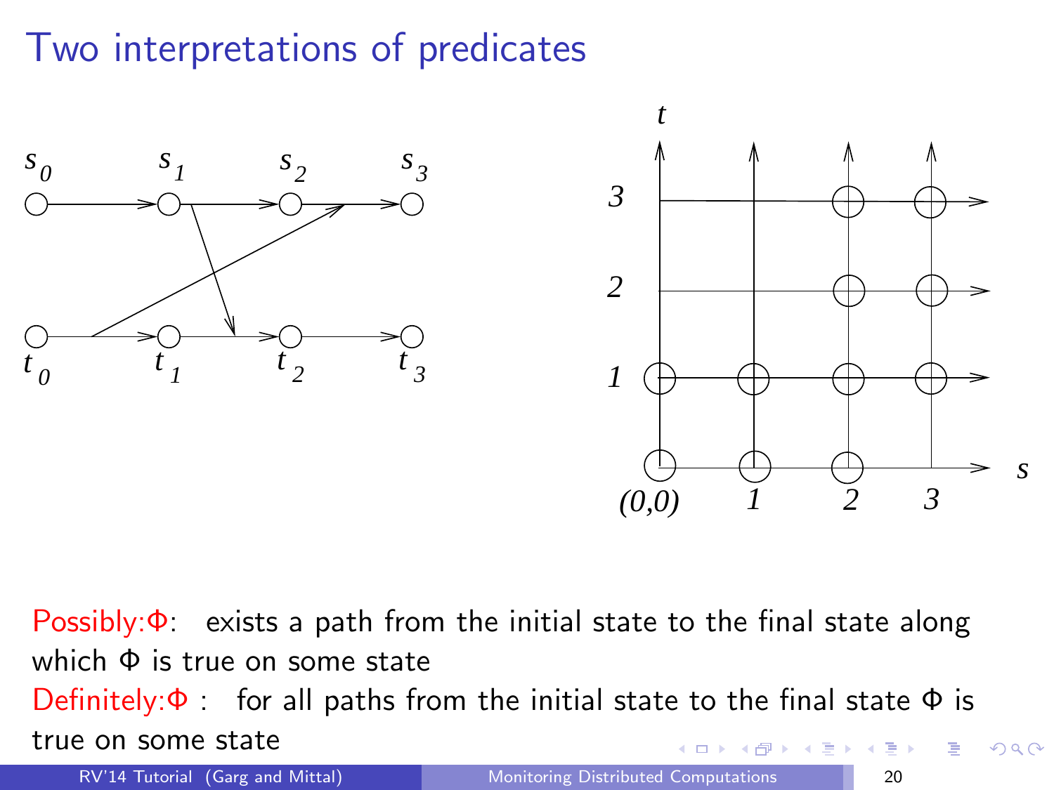# Two interpretations of predicates

Possibly:Φ: exists a path from the initial state to the final state along which Φ is true on some state

Definitely:Φ : for all paths from the initial state to the final state Φ is true on some state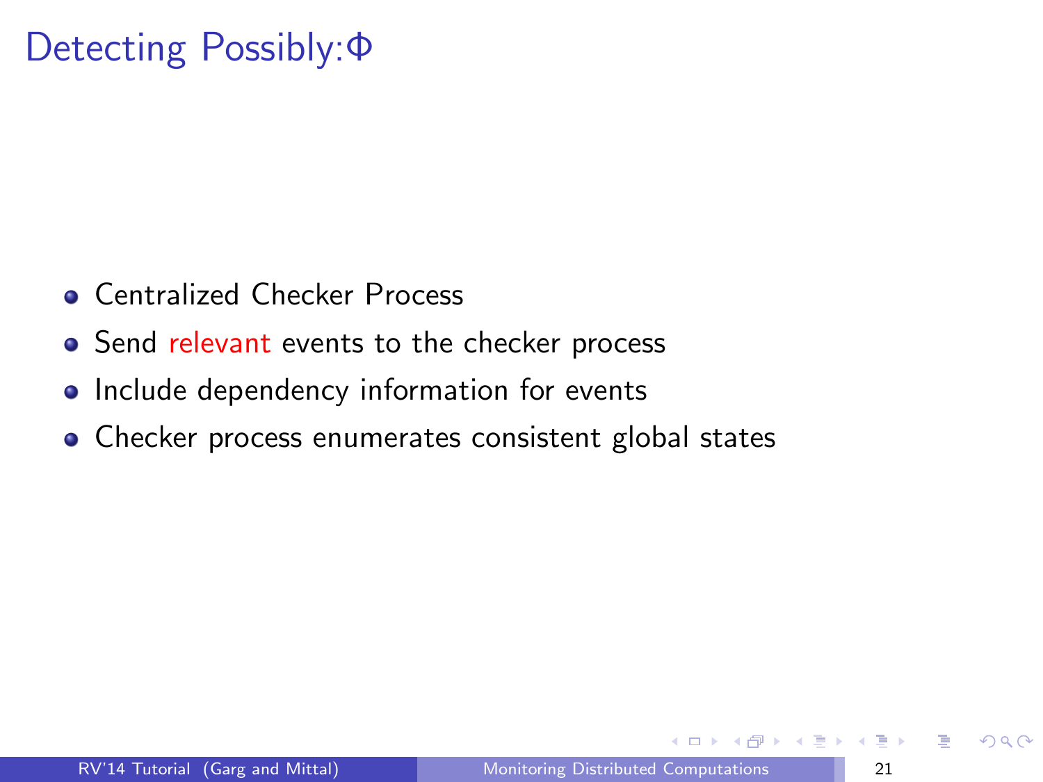# Detecting Possibly:$\Phi$

- Centralized Checker Process
- Send relevant events to the checker process
- Include dependency information for events
- Checker process enumerates consistent global states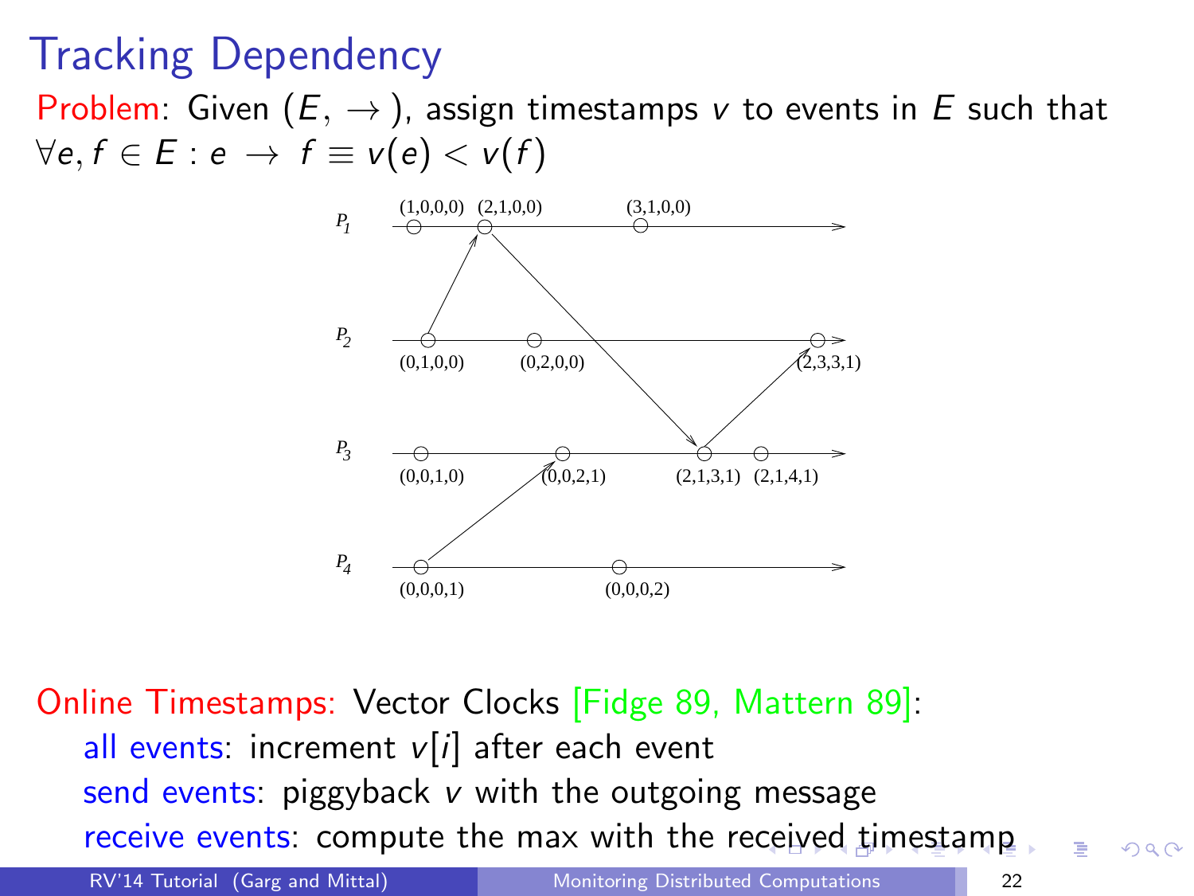# Tracking Dependency

Problem: Given $(E, \rightarrow)$, assign timestamps $v$ to events in $E$ such that $\forall e, f \in E : e \rightarrow f \equiv v(e) < v(f)$

Online Timestamps: Vector Clocks [Fidge 89, Mattern 89]:

- all events: increment $v[i]$ after each event
- send events: piggyback $v$ with the outgoing message
- receive events: compute the max with the received timestamp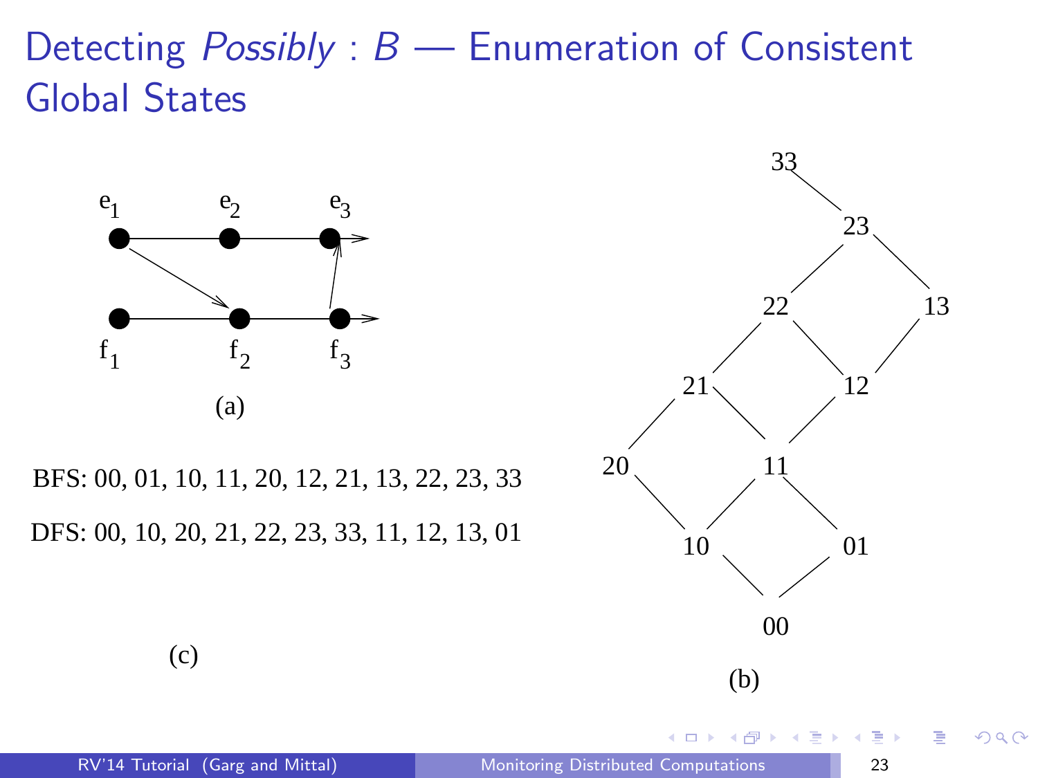# Detecting *Possibly* : *B* — Enumeration of Consistent Global States

(a)

BFS: 00, 01, 10, 11, 20, 12, 21, 13, 22, 23, 33

DFS: 00, 10, 20, 21, 22, 23, 33, 11, 12, 13, 01

(c)

(b)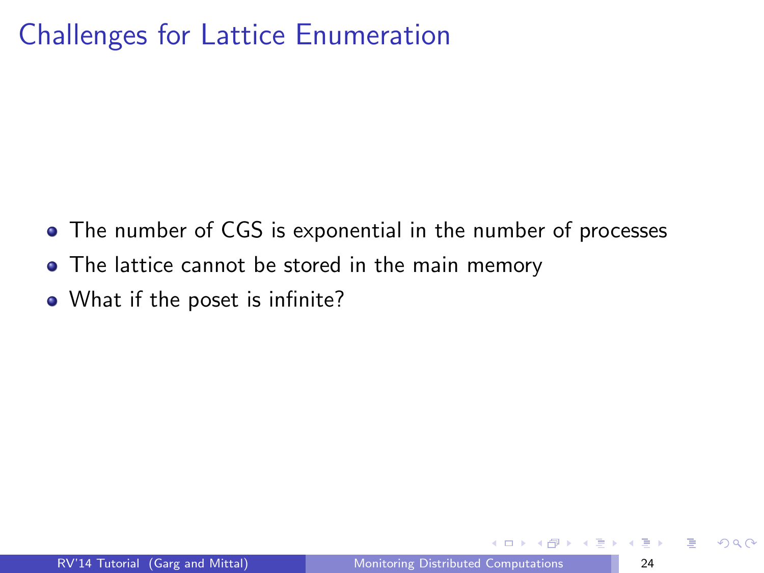# Challenges for Lattice Enumeration

- The number of CGS is exponential in the number of processes
- The lattice cannot be stored in the main memory
- What if the poset is infinite?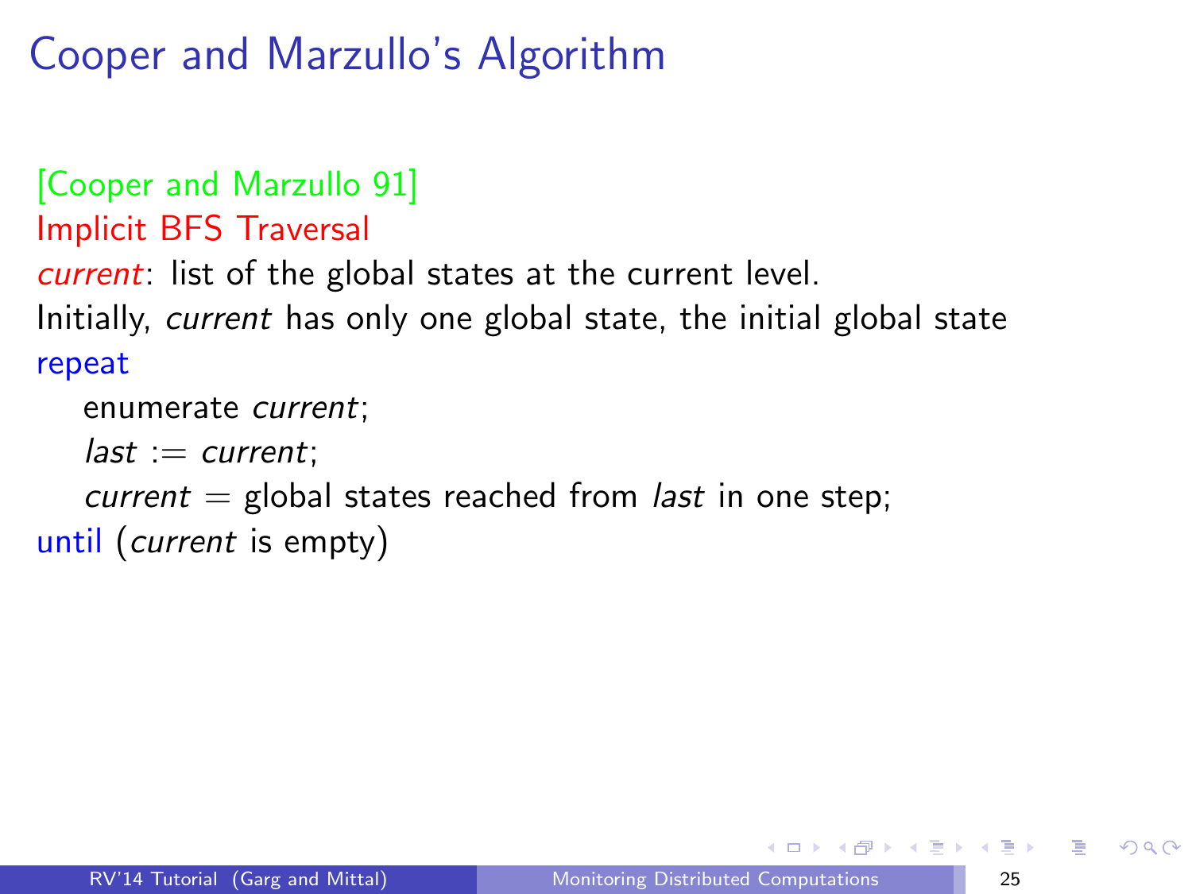# Cooper and Marzullo's Algorithm

[Cooper and Marzullo 91]

Implicit BFS Traversal

*current*: list of the global states at the current level.

Initially, *current* has only one global state, the initial global state

```
repeat
    enumerate current;
    last := current;
    current = global states reached from last in one step;
until (current is empty)
```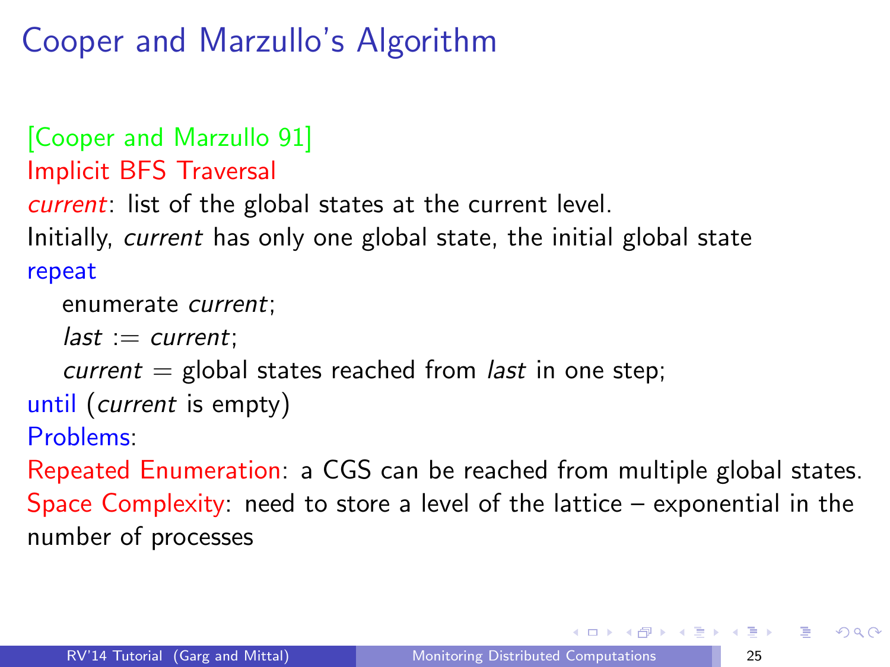# Cooper and Marzullo's Algorithm

[Cooper and Marzullo 91]

Implicit BFS Traversal

*current*: list of the global states at the current level.

Initially, *current* has only one global state, the initial global state

```
repeat
    enumerate current;
    last := current;
    current = global states reached from last in one step;
until (current is empty)
```

Problems:

Repeated Enumeration: a CGS can be reached from multiple global states.

Space Complexity: need to store a level of the lattice – exponential in the number of processes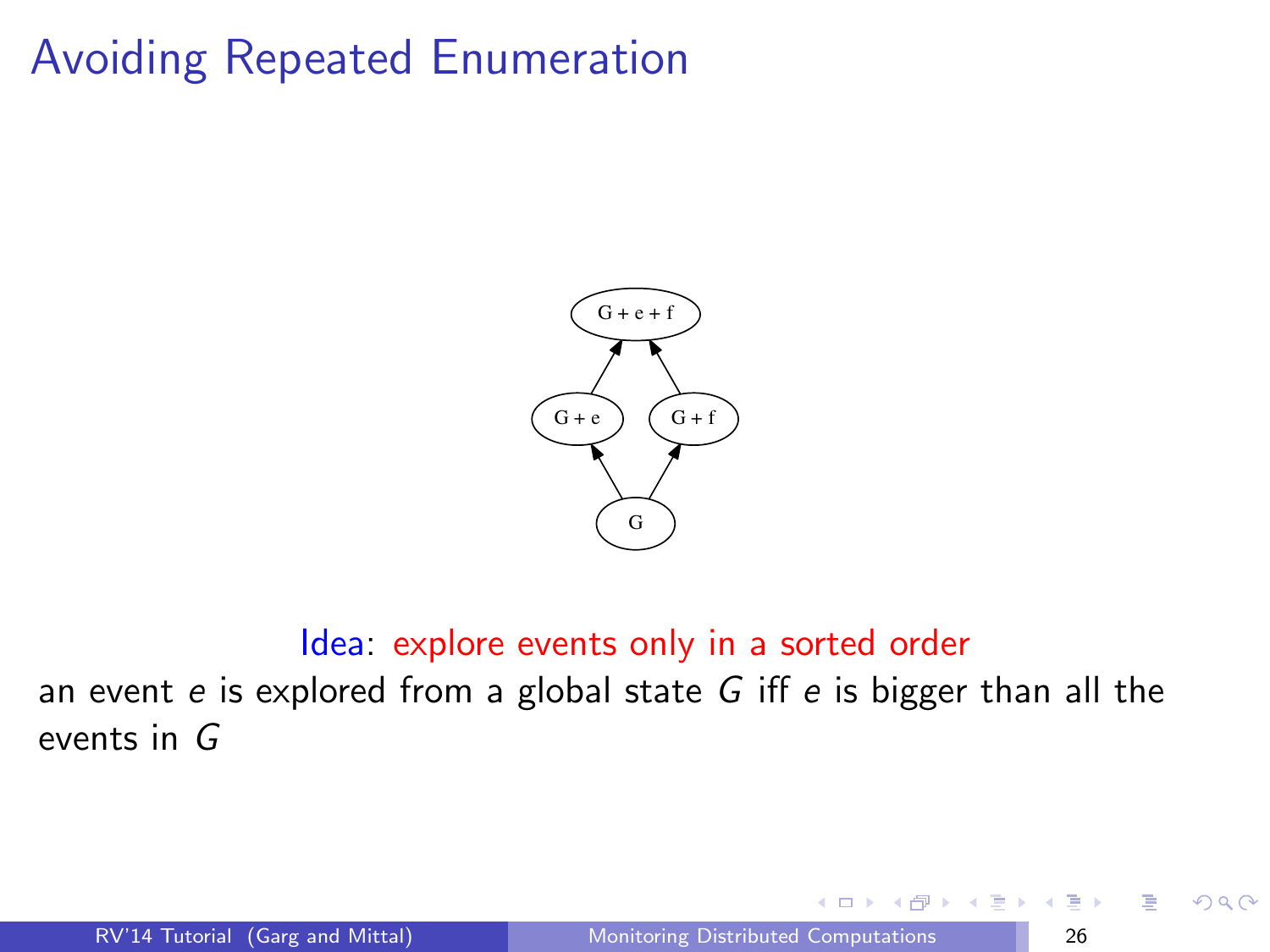# Avoiding Repeated Enumeration

Idea: explore events only in a sorted order

an event $e$ is explored from a global state $G$ iff $e$ is bigger than all the events in $G$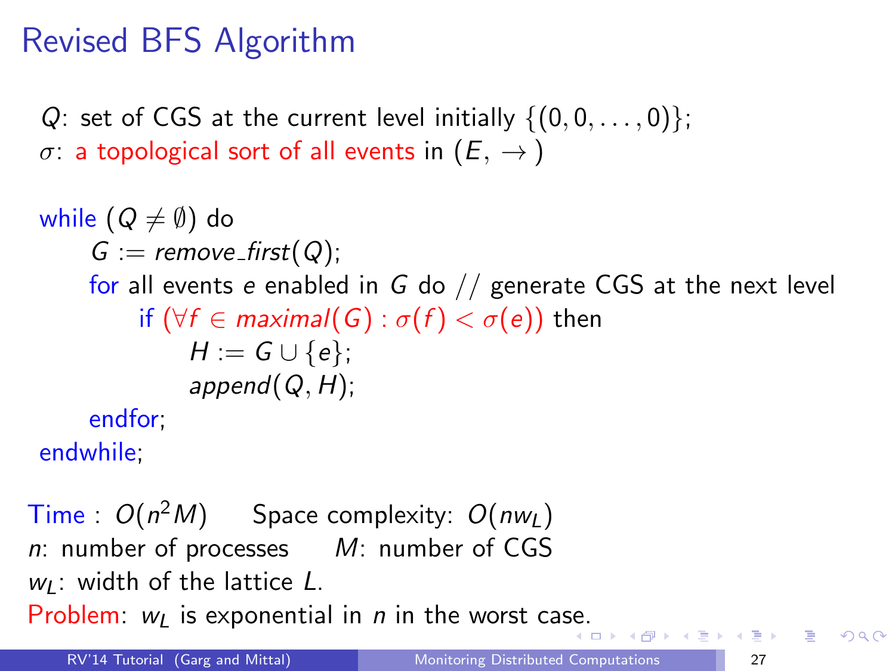# Revised BFS Algorithm

$Q$: set of CGS at the current level initially $\{(0, 0, \ldots, 0)\}$;
$\sigma$: a topological sort of all events in $(E, \rightarrow)$

```
while (Q ≠ ∅) do
    G := remove_first(Q);
    for all events e enabled in G do // generate CGS at the next level
        if (∀f ∈ maximal(G) : σ(f) < σ(e)) then
            H := G ∪ {e};
            append(Q, H);
    endfor;
endwhile;
```

Time : $O(n^2 M)$ Space complexity: $O(nw_L)$

$n$: number of processes $M$: number of CGS

$w_L$: width of the lattice $L$.

Problem: $w_L$ is exponential in $n$ in the worst case.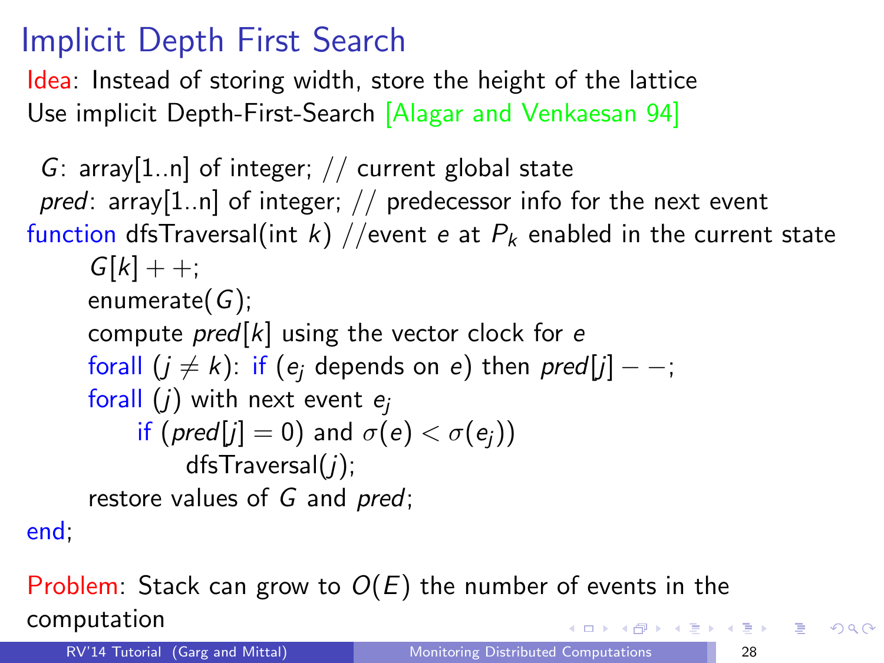# Implicit Depth First Search

Idea: Instead of storing width, store the height of the lattice
Use implicit Depth-First-Search [Alagar and Venkaesan 94]

$G$: array[1..n] of integer; // current global state
*pred*: array[1..n] of integer; // predecessor info for the next event
function dfsTraversal(int $k$) //event $e$ at $P_k$ enabled in the current state
  $G[k]++$;
  enumerate($G$);
  compute $pred[k]$ using the vector clock for $e$
  forall ($j \neq k$): if ($e_j$ depends on $e$) then $pred[j]--$;
  forall ($j$) with next event $e_j$
    if ($pred[j] = 0$) and $\sigma(e) < \sigma(e_j)$)
      dfsTraversal($j$);
  restore values of $G$ and *pred*;
end;

Problem: Stack can grow to $O(E)$ the number of events in the computation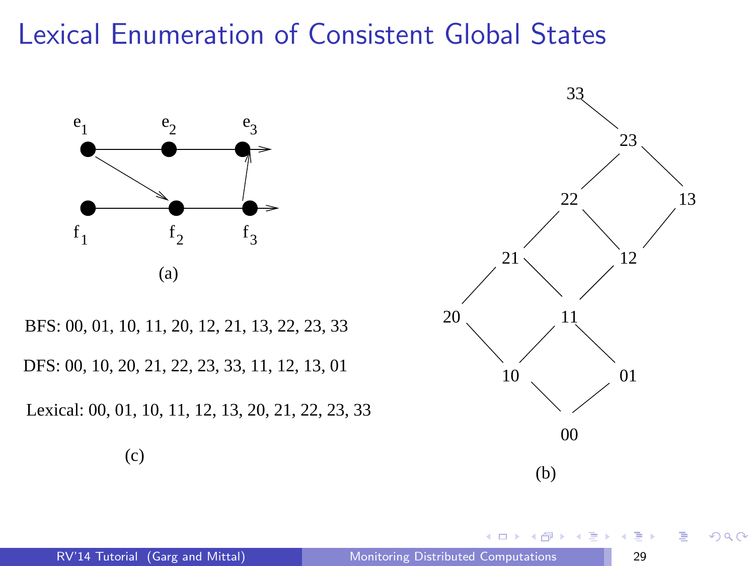# Lexical Enumeration of Consistent Global States

$e_1$ $e_2$ $e_3$

$f_1$ $f_2$ $f_3$

(a)

BFS: 00, 01, 10, 11, 20, 12, 21, 13, 22, 23, 33

DFS: 00, 10, 20, 21, 22, 23, 33, 11, 12, 13, 01

Lexical: 00, 01, 10, 11, 12, 13, 20, 21, 22, 23, 33

(c)

33, 23, 22, 13, 21, 12, 20, 11, 10, 01, 00

(b)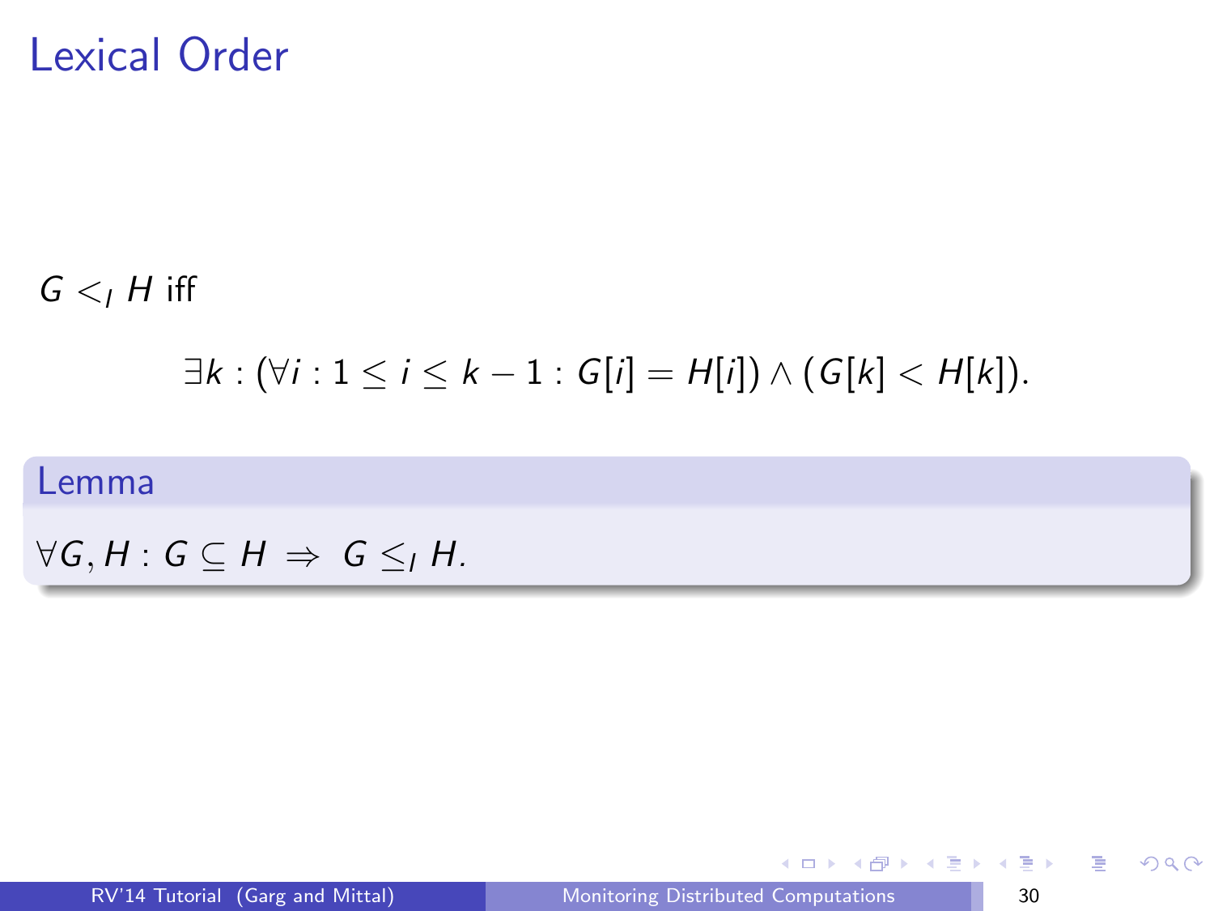# Lexical Order

$G <_l H$ iff

$$\exists k : (\forall i : 1 \leq i \leq k-1 : G[i] = H[i]) \wedge (G[k] < H[k]).$$

**Lemma**

$\forall G, H : G \subseteq H \;\Rightarrow\; G \leq_l H.$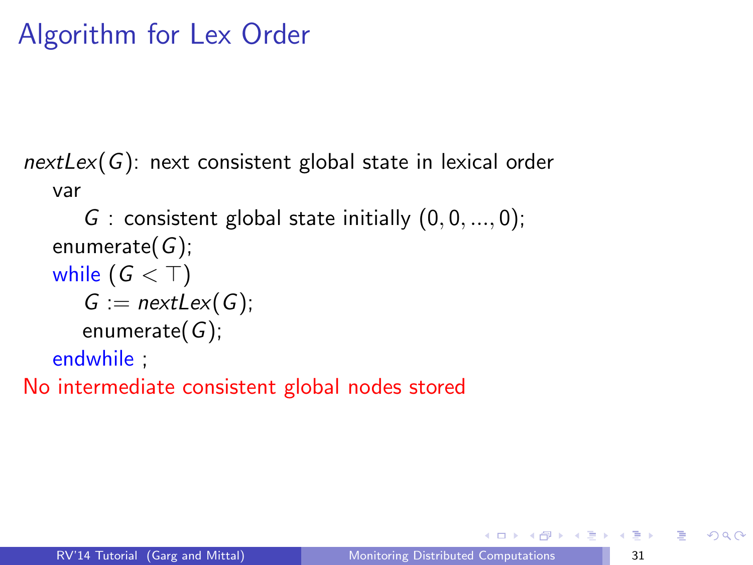# Algorithm for Lex Order

$nextLex(G)$: next consistent global state in lexical order

```
var
    G : consistent global state initially (0, 0, ..., 0);
enumerate(G);
while (G < ⊤)
    G := nextLex(G);
    enumerate(G);
endwhile ;
```

No intermediate consistent global nodes stored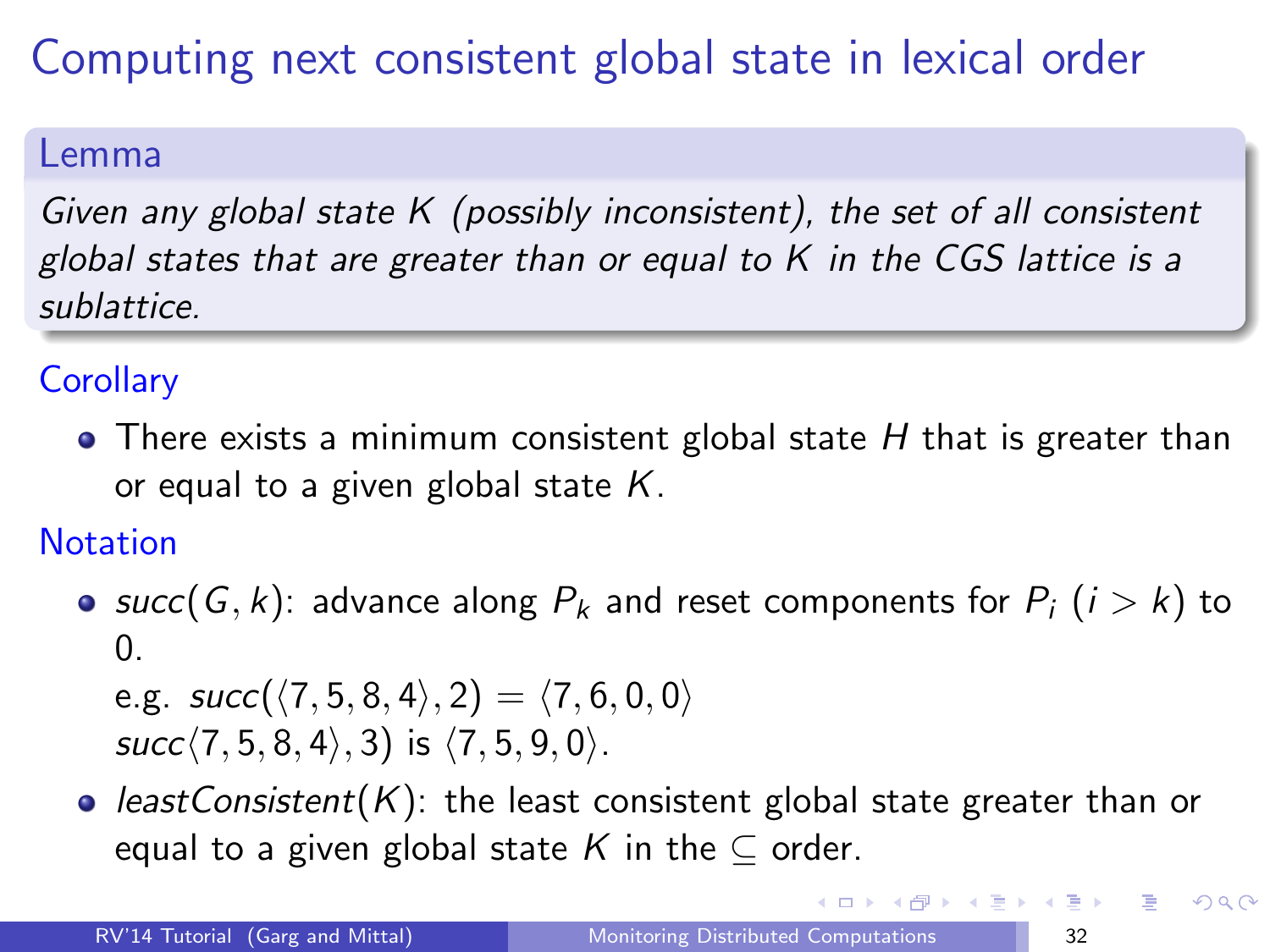# Computing next consistent global state in lexical order

## Lemma

*Given any global state $K$ (possibly inconsistent), the set of all consistent global states that are greater than or equal to $K$ in the CGS lattice is a sublattice.*

## Corollary

- There exists a minimum consistent global state $H$ that is greater than or equal to a given global state $K$.

## Notation

- $succ(G, k)$: advance along $P_k$ and reset components for $P_i$ ($i > k$) to 0.
  
  e.g. $succ(\langle 7, 5, 8, 4 \rangle, 2) = \langle 7, 6, 0, 0 \rangle$
  
  $succ\langle 7, 5, 8, 4 \rangle, 3)$ is $\langle 7, 5, 9, 0 \rangle$.
- $leastConsistent(K)$: the least consistent global state greater than or equal to a given global state $K$ in the $\subseteq$ order.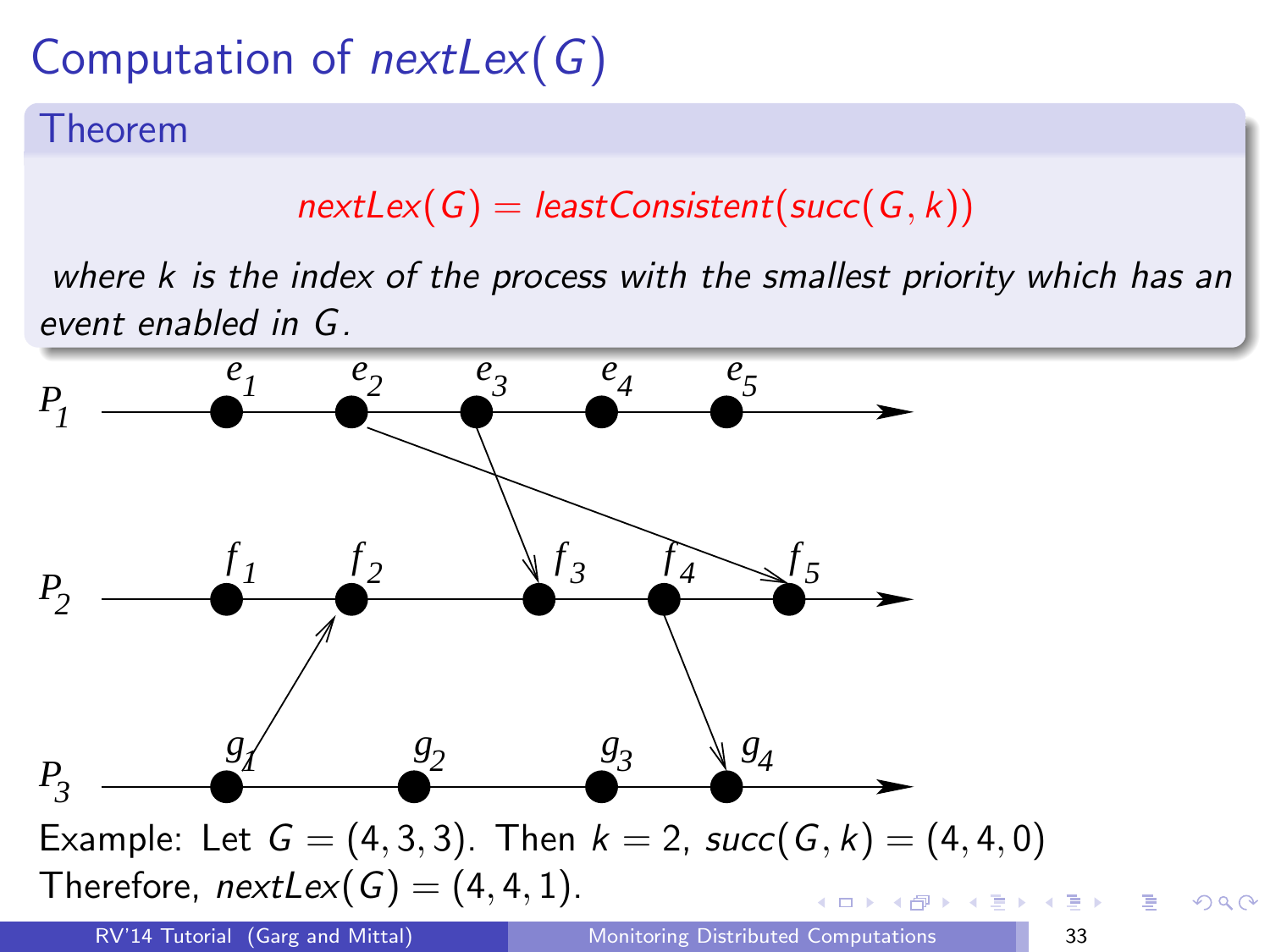# Computation of $nextLex(G)$

**Theorem**

$$nextLex(G) = leastConsistent(succ(G, k))$$

*where $k$ is the index of the process with the smallest priority which has an event enabled in $G$.*

Example: Let $G = (4, 3, 3)$. Then $k = 2$, $succ(G, k) = (4, 4, 0)$

Therefore, $nextLex(G) = (4, 4, 1)$.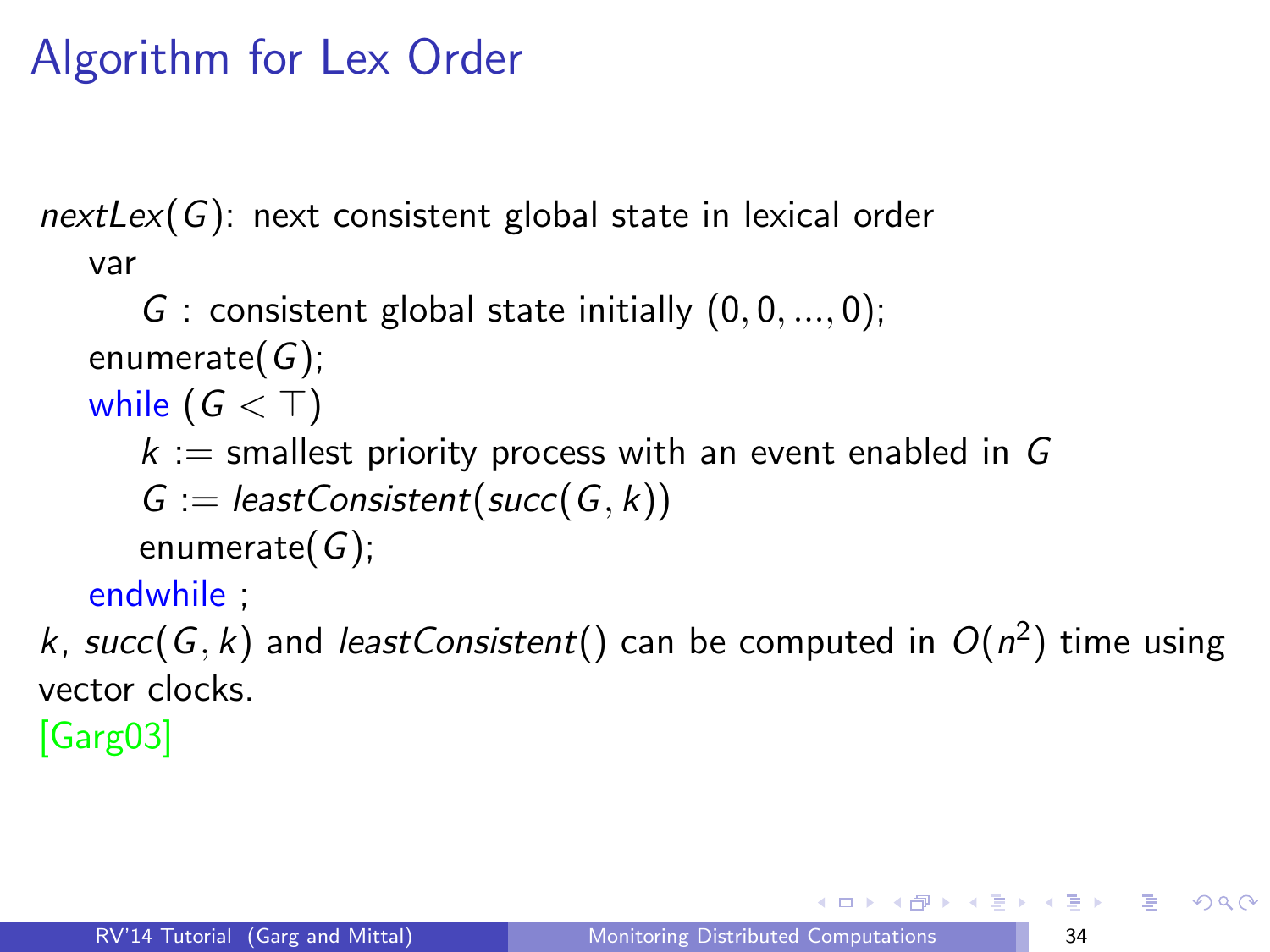# Algorithm for Lex Order

*nextLex*$(G)$: next consistent global state in lexical order

```
var
    G : consistent global state initially (0, 0, ..., 0);
enumerate(G);
while (G < ⊤)
    k := smallest priority process with an event enabled in G
    G := leastConsistent(succ(G, k))
    enumerate(G);
endwhile ;
```

$k$, $succ(G, k)$ and $leastConsistent()$ can be computed in $O(n^2)$ time using vector clocks.

[Garg03]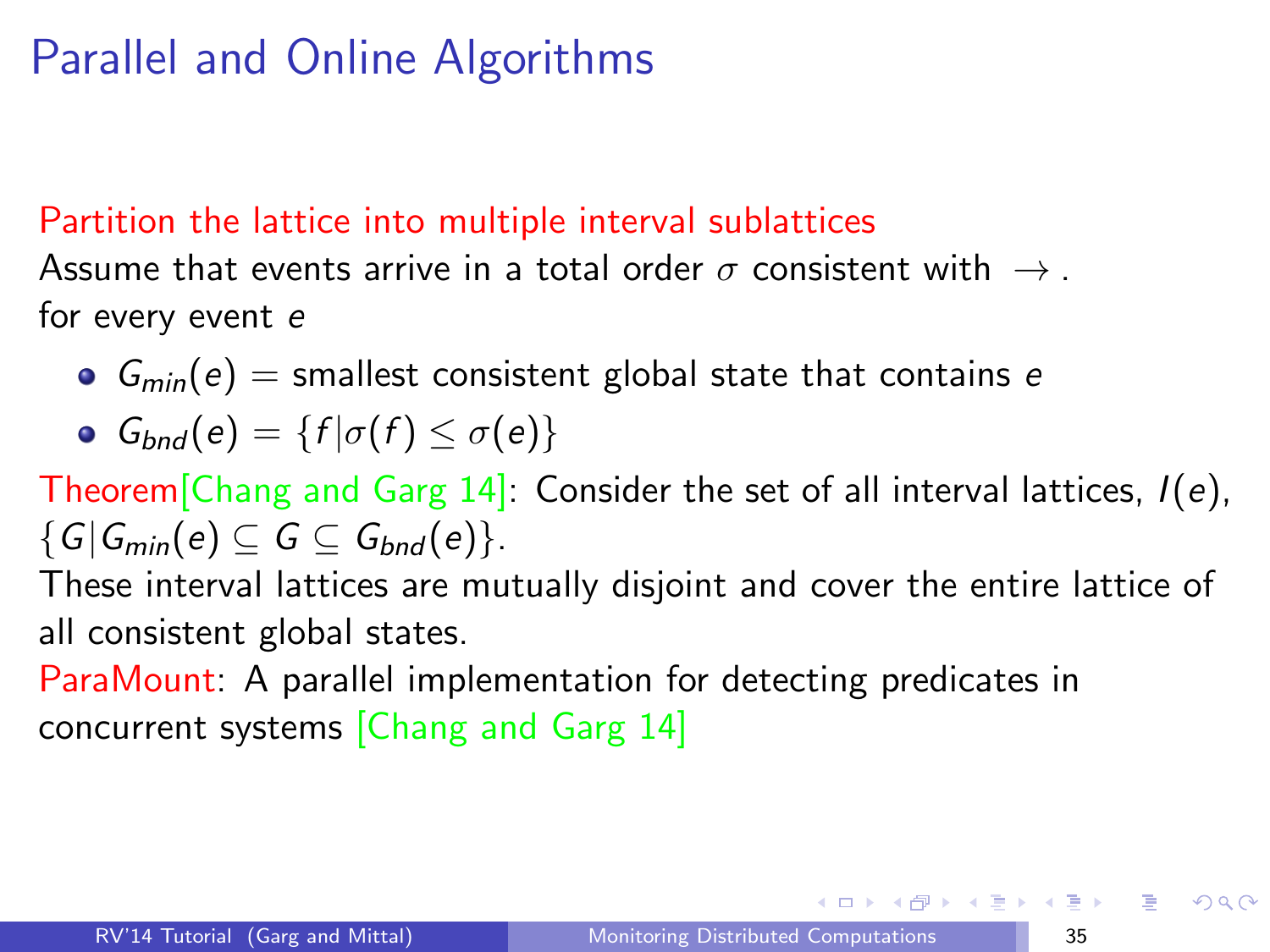# Parallel and Online Algorithms

Partition the lattice into multiple interval sublattices

Assume that events arrive in a total order $\sigma$ consistent with $\rightarrow$.
for every event $e$

- $G_{min}(e)$ = smallest consistent global state that contains $e$
- $G_{bnd}(e) = \{f | \sigma(f) \leq \sigma(e)\}$

Theorem[Chang and Garg 14]: Consider the set of all interval lattices, $I(e)$, $\{G | G_{min}(e) \subseteq G \subseteq G_{bnd}(e)\}$.
These interval lattices are mutually disjoint and cover the entire lattice of all consistent global states.

ParaMount: A parallel implementation for detecting predicates in concurrent systems [Chang and Garg 14]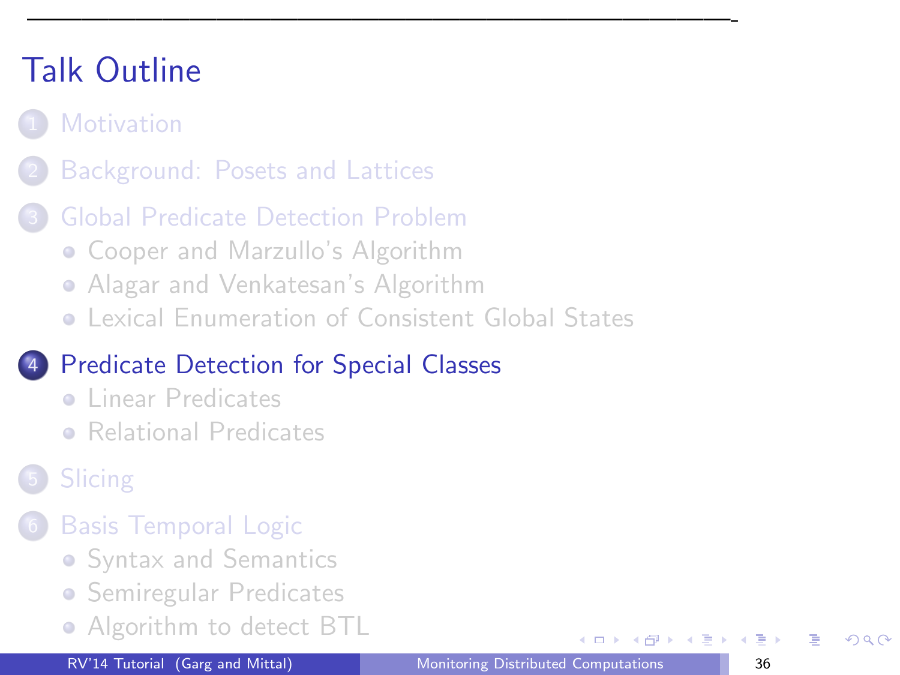# Talk Outline

1. Motivation
2. Background: Posets and Lattices
3. Global Predicate Detection Problem
   - Cooper and Marzullo's Algorithm
   - Alagar and Venkatesan's Algorithm
   - Lexical Enumeration of Consistent Global States
4. Predicate Detection for Special Classes
   - Linear Predicates
   - Relational Predicates
5. Slicing
6. Basis Temporal Logic
   - Syntax and Semantics
   - Semiregular Predicates
   - Algorithm to detect BTL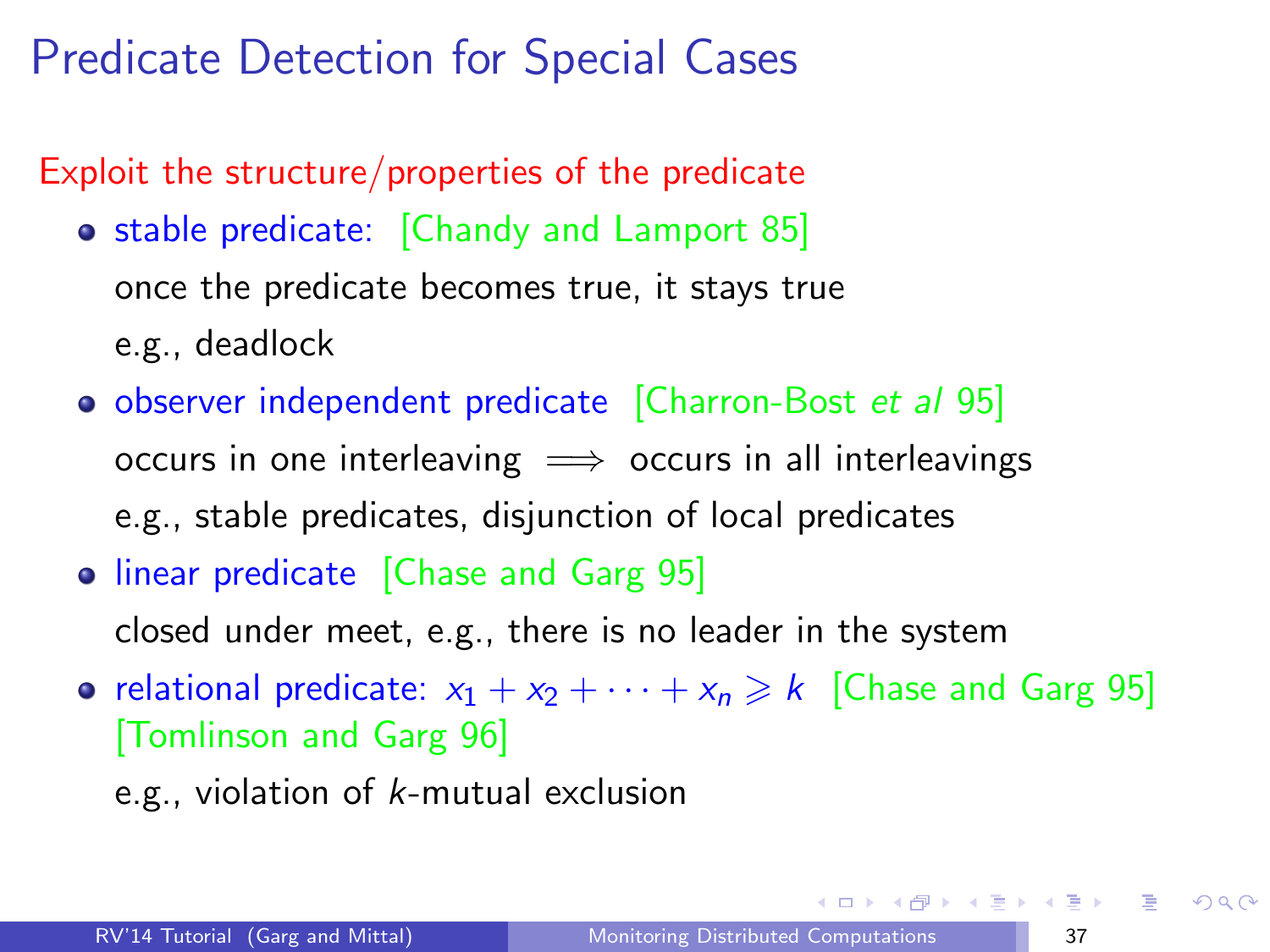# Predicate Detection for Special Cases

Exploit the structure/properties of the predicate

- stable predicate: [Chandy and Lamport 85]

  once the predicate becomes true, it stays true

  e.g., deadlock

- observer independent predicate [Charron-Bost *et al* 95]

  occurs in one interleaving $\Longrightarrow$ occurs in all interleavings

  e.g., stable predicates, disjunction of local predicates

- linear predicate [Chase and Garg 95]

  closed under meet, e.g., there is no leader in the system

- relational predicate: $x_1 + x_2 + \cdots + x_n \geqslant k$ [Chase and Garg 95] [Tomlinson and Garg 96]

  e.g., violation of $k$-mutual exclusion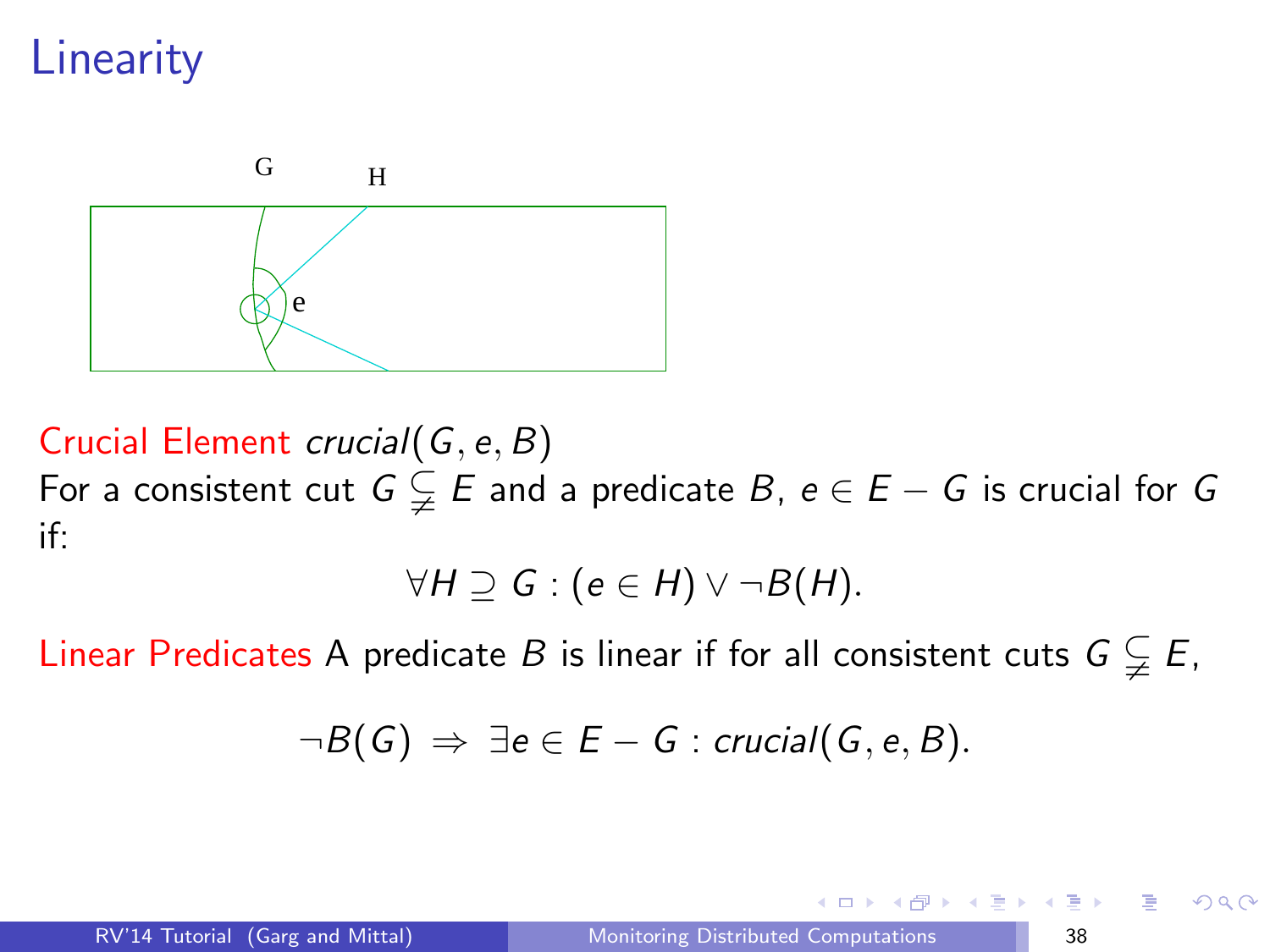# Linearity

**Crucial Element** *crucial*$(G, e, B)$

For a consistent cut $G \subsetneq E$ and a predicate $B$, $e \in E - G$ is crucial for $G$ if:

$$\forall H \supseteq G : (e \in H) \vee \neg B(H).$$

**Linear Predicates** A predicate $B$ is linear if for all consistent cuts $G \subsetneq E$,

$$\neg B(G) \Rightarrow \exists e \in E - G : crucial(G, e, B).$$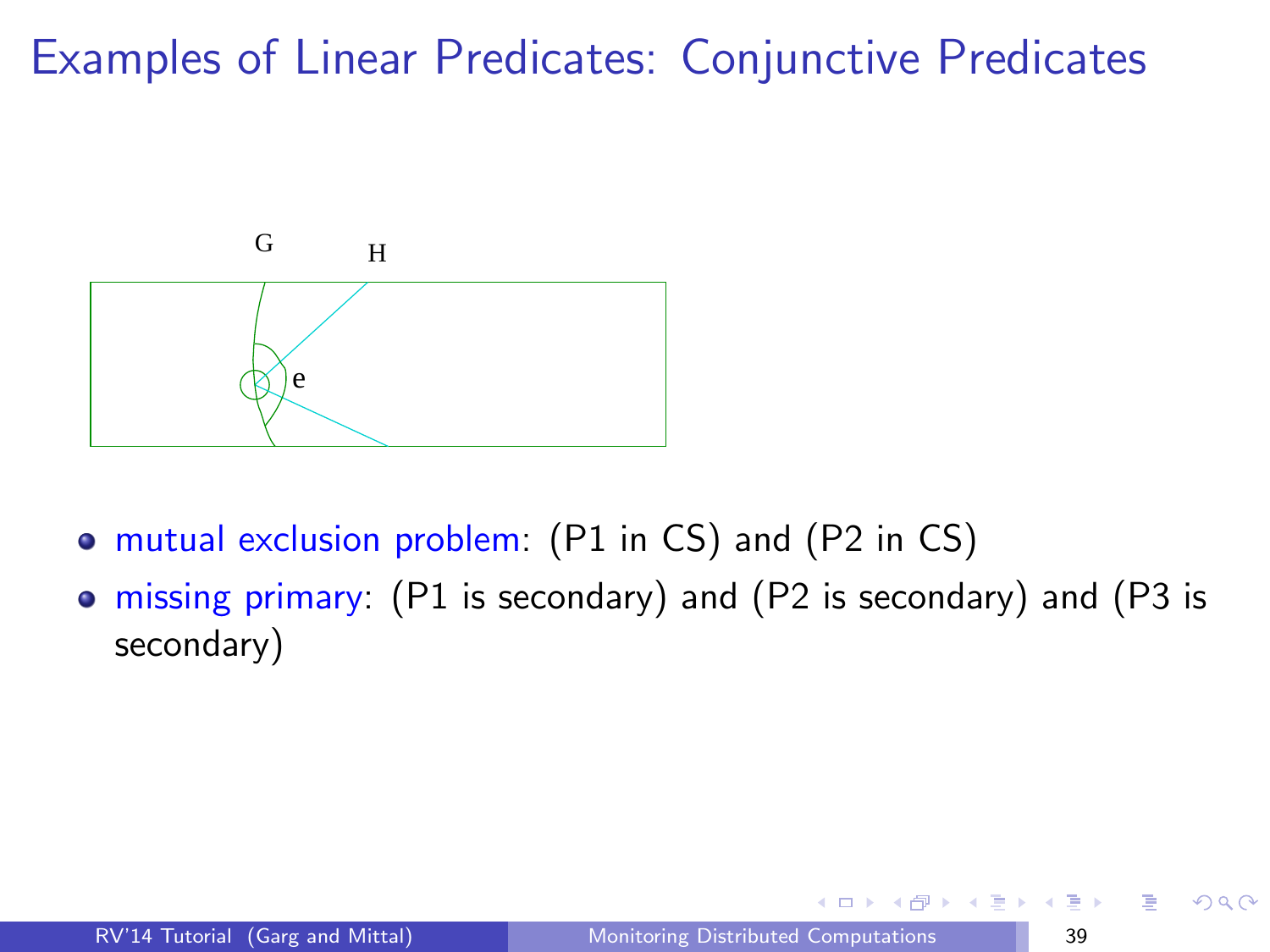# Examples of Linear Predicates: Conjunctive Predicates

G H e

- mutual exclusion problem: (P1 in CS) and (P2 in CS)
- missing primary: (P1 is secondary) and (P2 is secondary) and (P3 is secondary)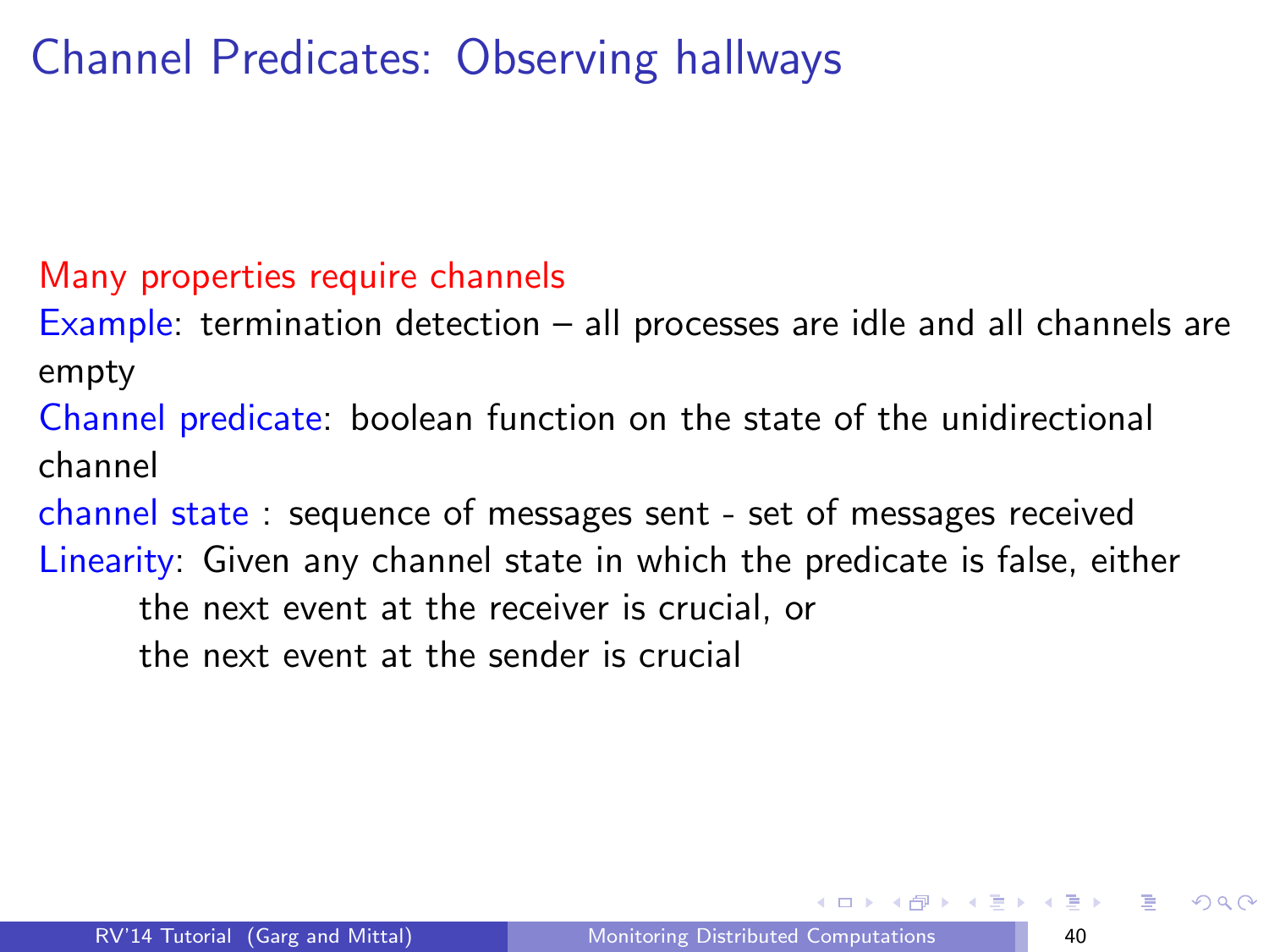# Channel Predicates: Observing hallways

Many properties require channels

Example: termination detection – all processes are idle and all channels are empty

Channel predicate: boolean function on the state of the unidirectional channel

channel state : sequence of messages sent - set of messages received

Linearity: Given any channel state in which the predicate is false, either

- the next event at the receiver is crucial, or
- the next event at the sender is crucial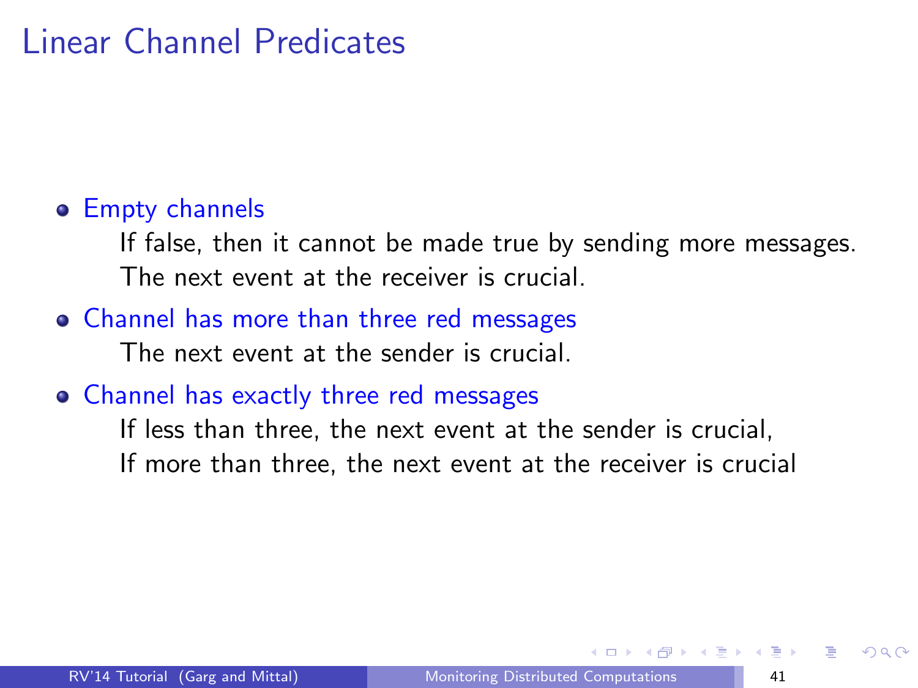# Linear Channel Predicates

- Empty channels

  If false, then it cannot be made true by sending more messages.
  The next event at the receiver is crucial.

- Channel has more than three red messages

  The next event at the sender is crucial.

- Channel has exactly three red messages

  If less than three, the next event at the sender is crucial,
  If more than three, the next event at the receiver is crucial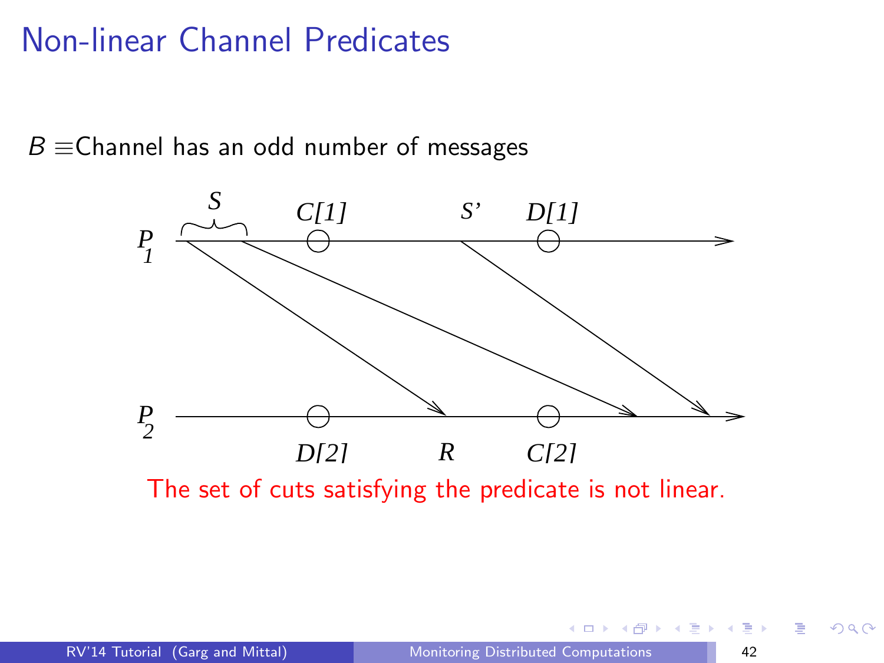# Non-linear Channel Predicates

$B \equiv$ Channel has an odd number of messages

The set of cuts satisfying the predicate is not linear.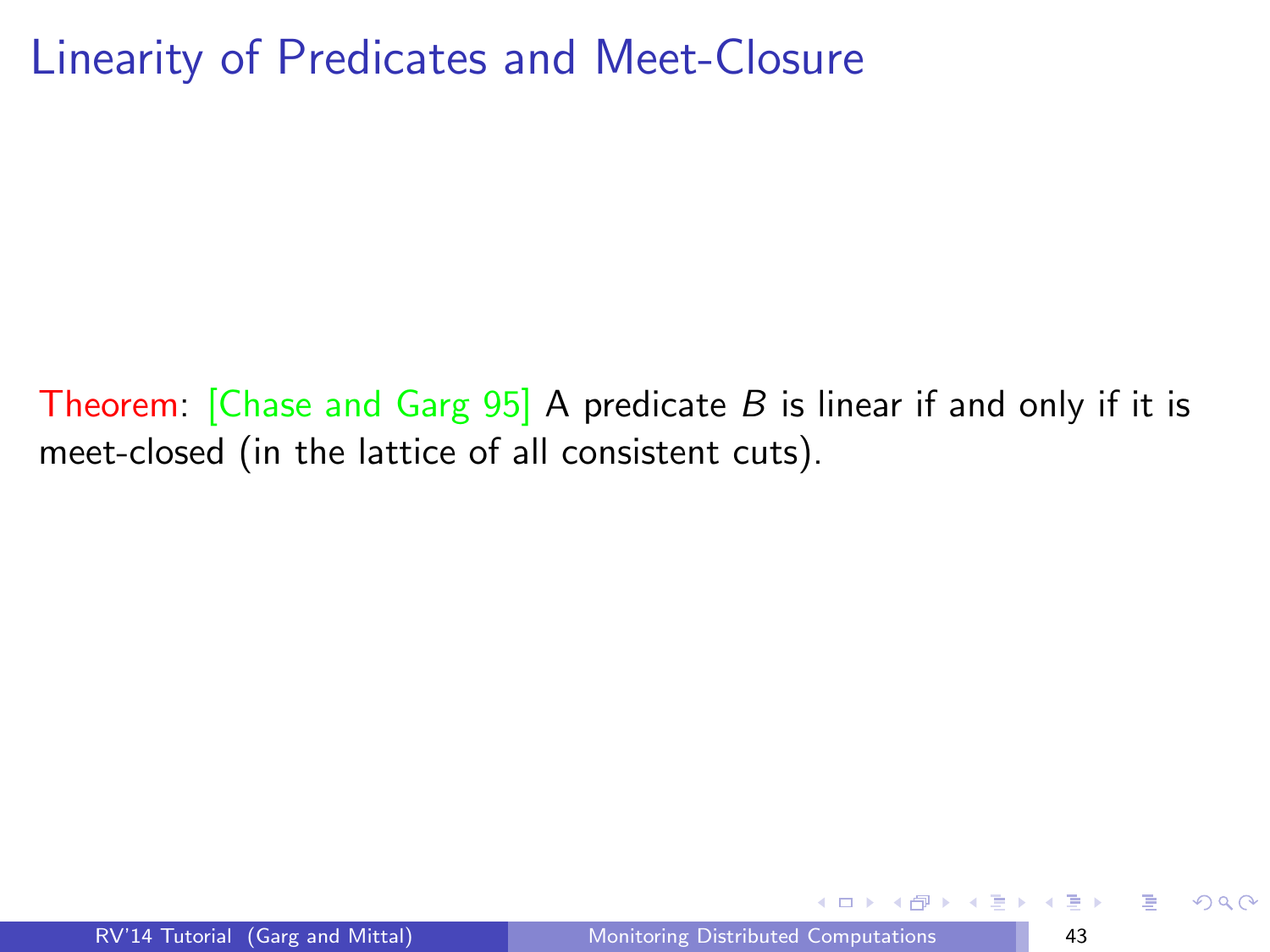# Linearity of Predicates and Meet-Closure

Theorem: [Chase and Garg 95] A predicate $B$ is linear if and only if it is meet-closed (in the lattice of all consistent cuts).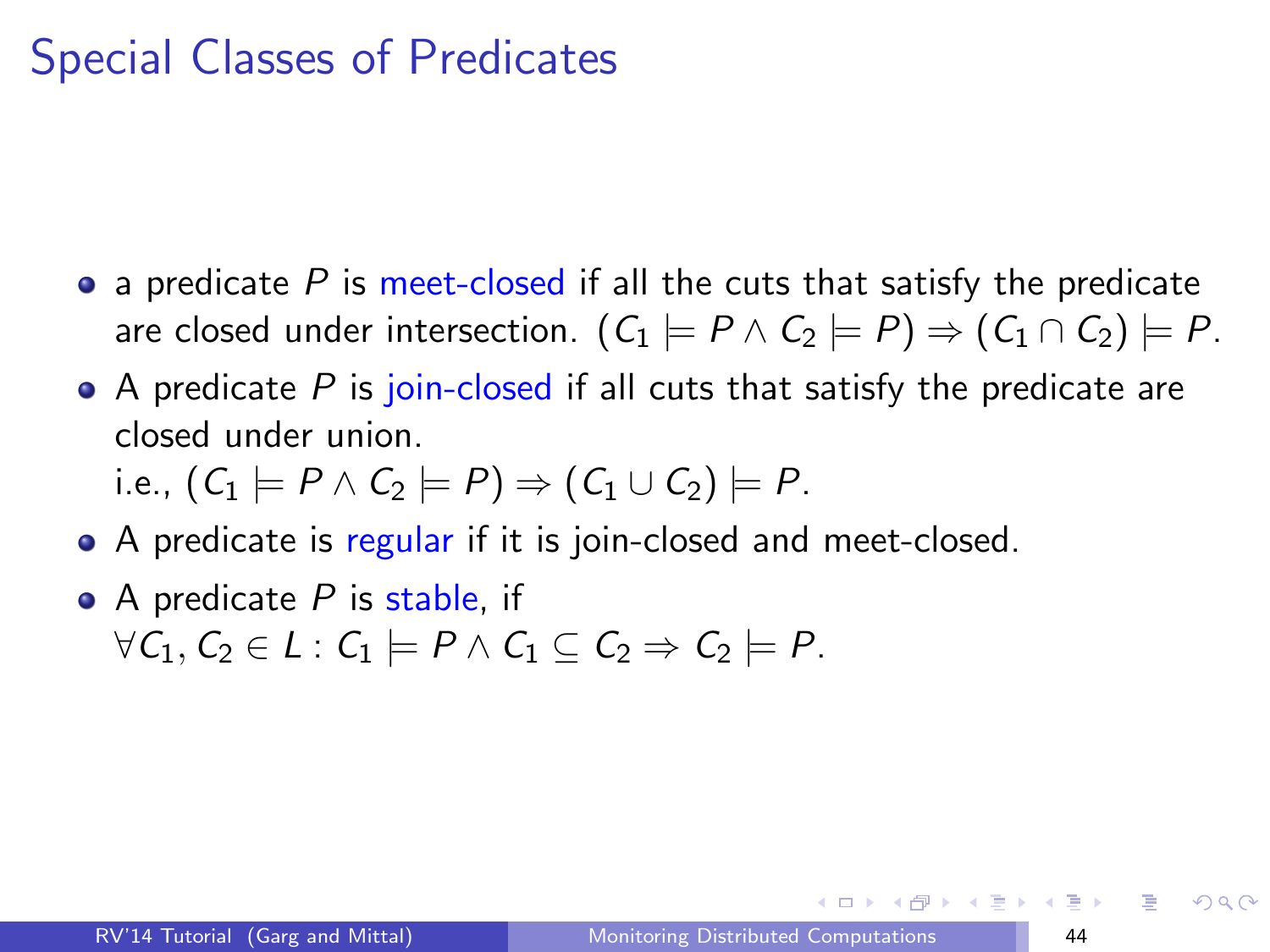# Special Classes of Predicates

- a predicate $P$ is meet-closed if all the cuts that satisfy the predicate are closed under intersection. $(C_1 \models P \wedge C_2 \models P) \Rightarrow (C_1 \cap C_2) \models P$.
- A predicate $P$ is join-closed if all cuts that satisfy the predicate are closed under union.
  i.e., $(C_1 \models P \wedge C_2 \models P) \Rightarrow (C_1 \cup C_2) \models P$.
- A predicate is regular if it is join-closed and meet-closed.
- A predicate $P$ is stable, if
  $\forall C_1, C_2 \in L : C_1 \models P \wedge C_1 \subseteq C_2 \Rightarrow C_2 \models P$.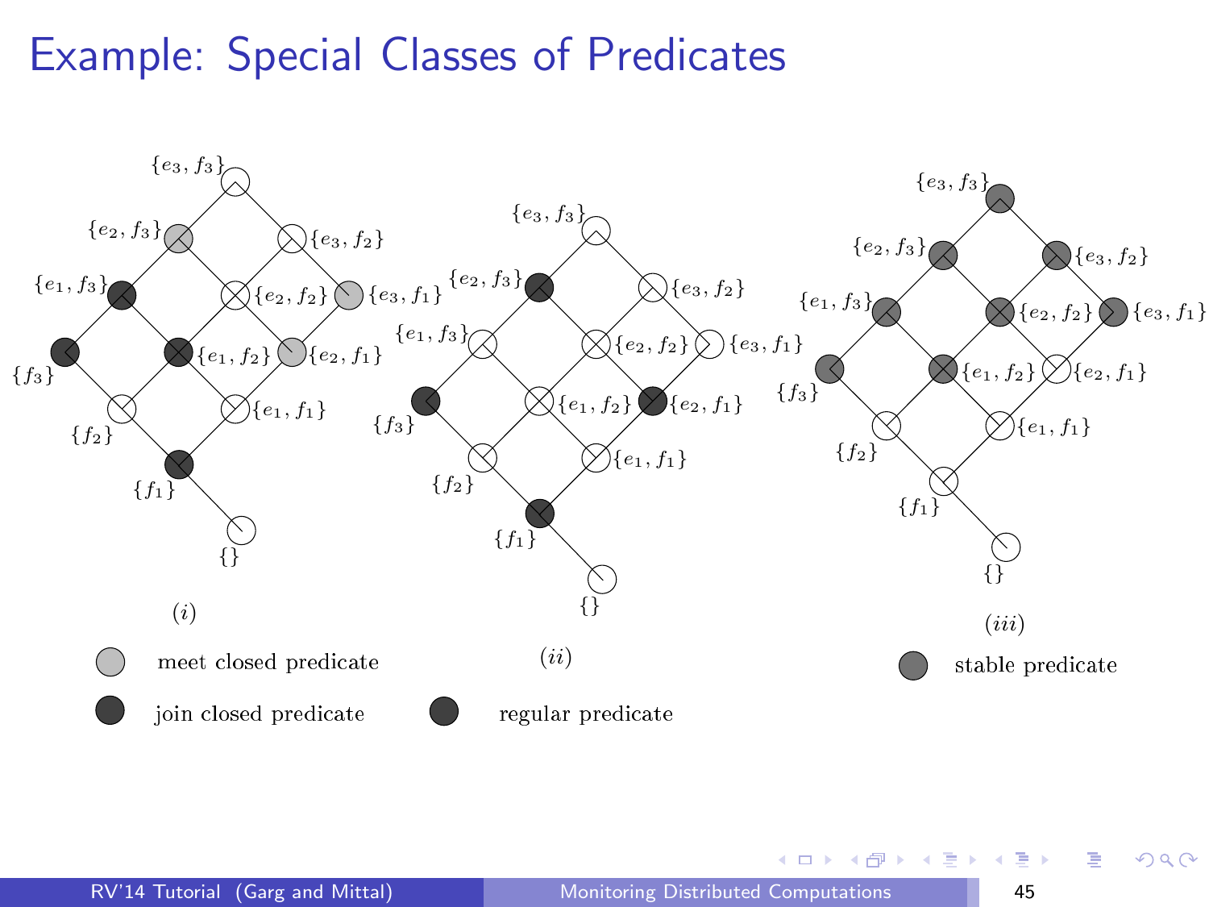# Example: Special Classes of Predicates

$\{e_3, f_3\}$ $\{e_2, f_3\}$ $\{e_3, f_2\}$ $\{e_1, f_3\}$ $\{e_2, f_2\}$ $\{e_3, f_1\}$ $\{f_3\}$ $\{e_1, f_2\}$ $\{e_2, f_1\}$ $\{f_2\}$ $\{e_1, f_1\}$ $\{f_1\}$ $\{\}$

$(i)$

meet closed predicate

join closed predicate

$(ii)$

regular predicate

$(iii)$

stable predicate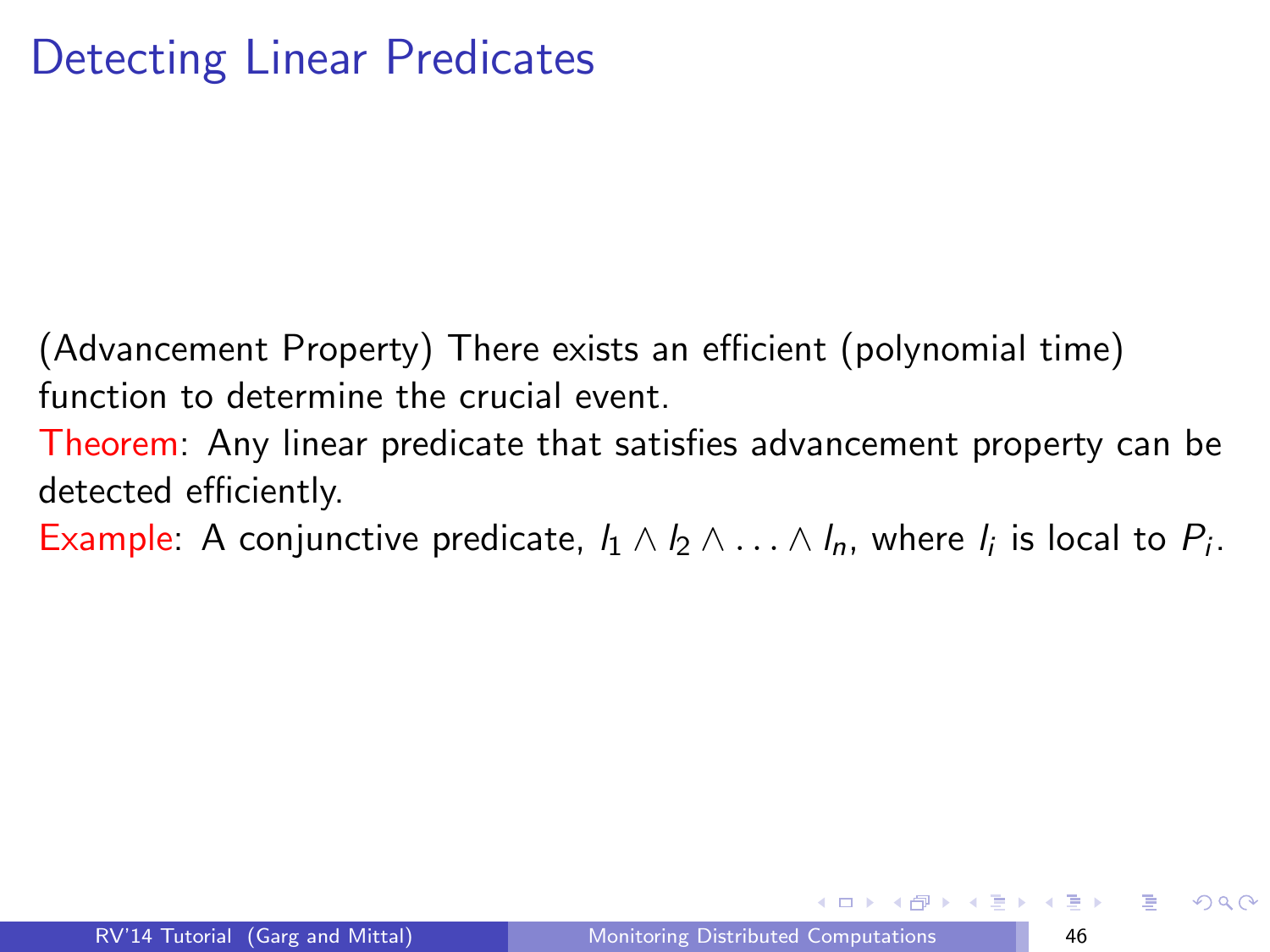# Detecting Linear Predicates

(Advancement Property) There exists an efficient (polynomial time) function to determine the crucial event.

Theorem: Any linear predicate that satisfies advancement property can be detected efficiently.

Example: A conjunctive predicate, $l_1 \wedge l_2 \wedge \ldots \wedge l_n$, where $l_i$ is local to $P_i$.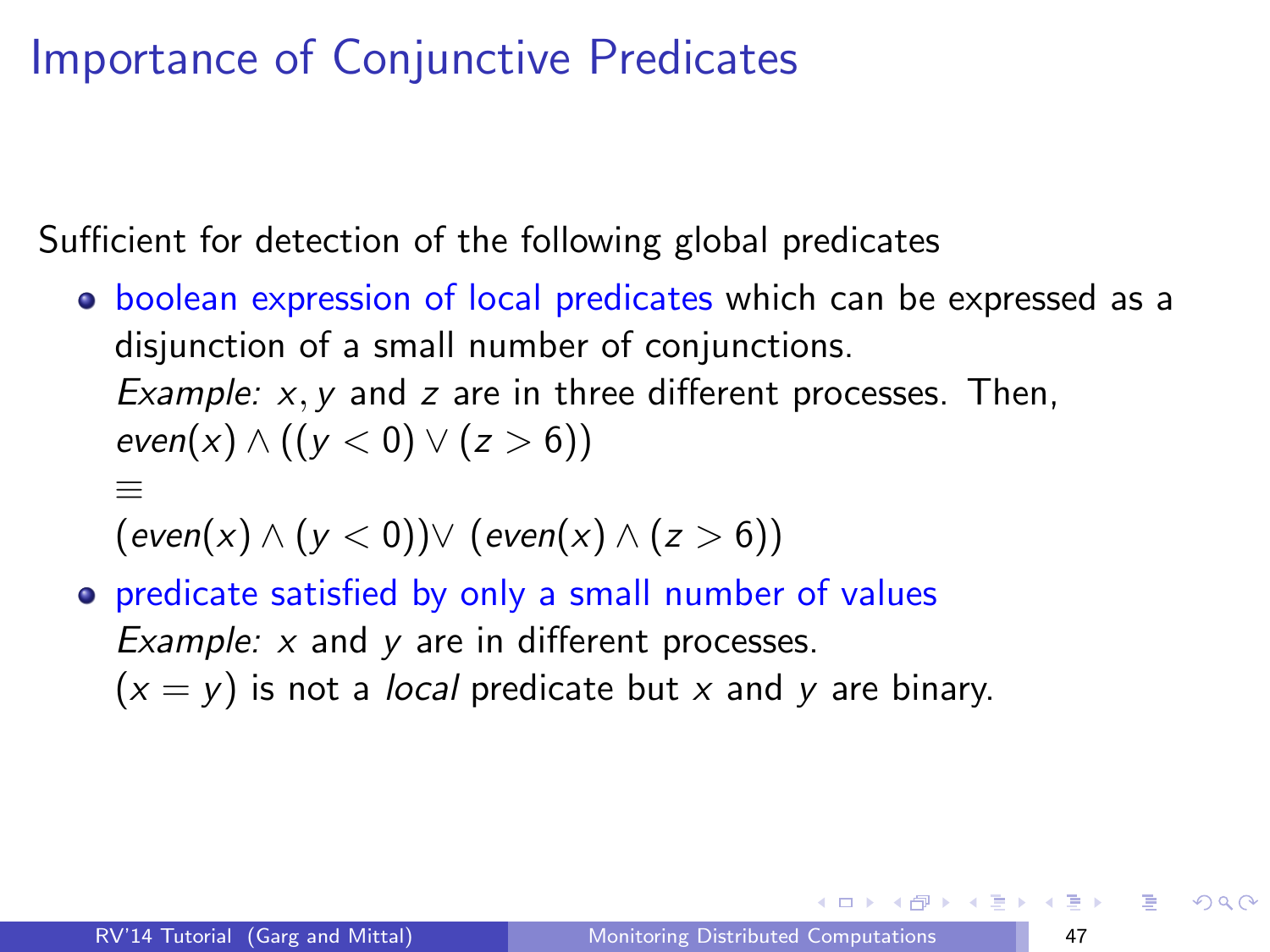# Importance of Conjunctive Predicates

Sufficient for detection of the following global predicates

- boolean expression of local predicates which can be expressed as a disjunction of a small number of conjunctions.
  *Example:* $x, y$ and $z$ are in three different processes. Then,
  $even(x) \wedge ((y < 0) \vee (z > 6))$
  $\equiv$
  $(even(x) \wedge (y < 0)) \vee (even(x) \wedge (z > 6))$
- predicate satisfied by only a small number of values
  *Example:* $x$ and $y$ are in different processes.
  $(x = y)$ is not a *local* predicate but $x$ and $y$ are binary.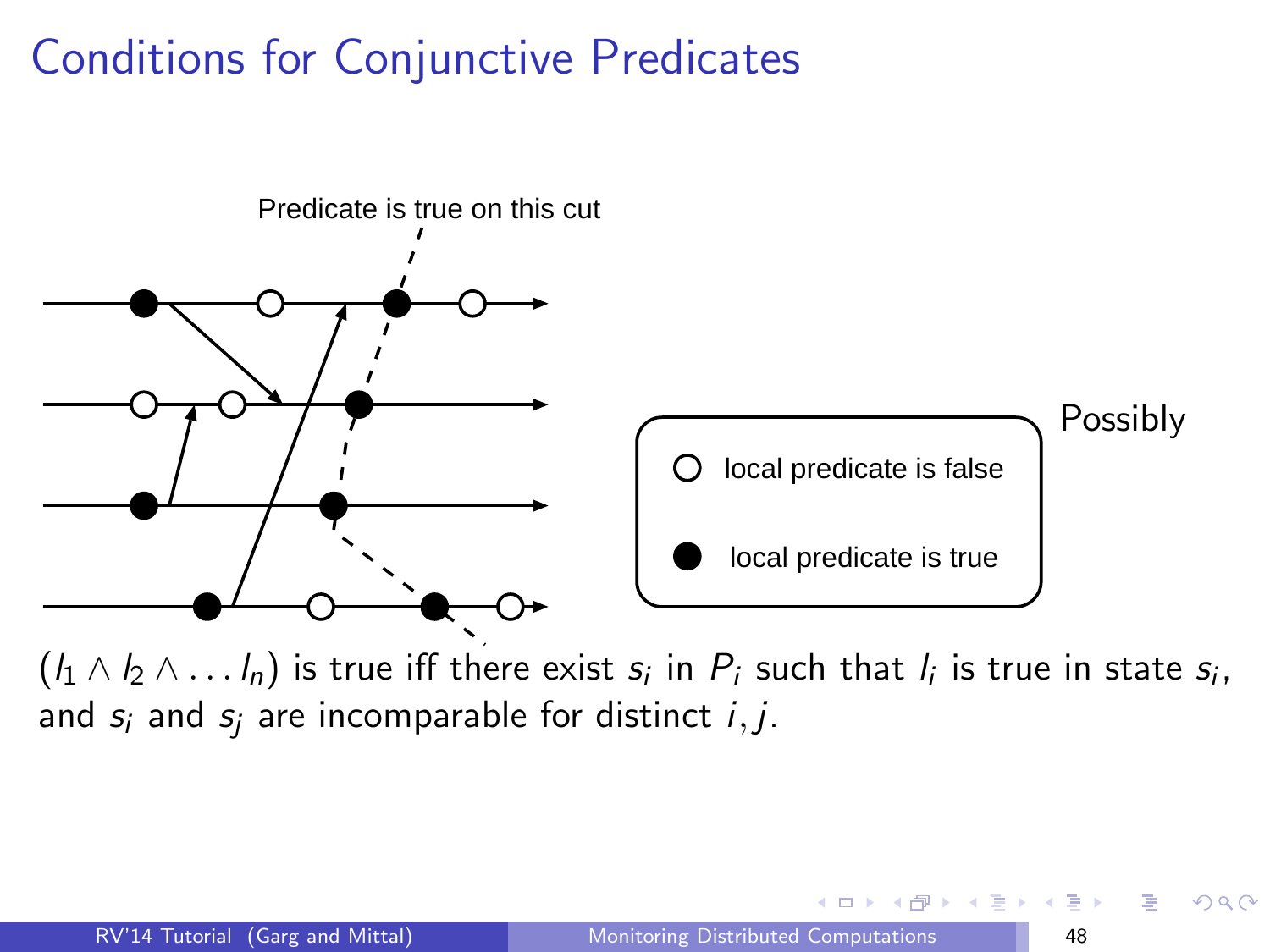# Conditions for Conjunctive Predicates

Predicate is true on this cut

Possibly

○ local predicate is false

● local predicate is true

$(l_1 \wedge l_2 \wedge \ldots l_n)$ is true iff there exist $s_i$ in $P_i$ such that $l_i$ is true in state $s_i$, and $s_i$ and $s_j$ are incomparable for distinct $i, j$.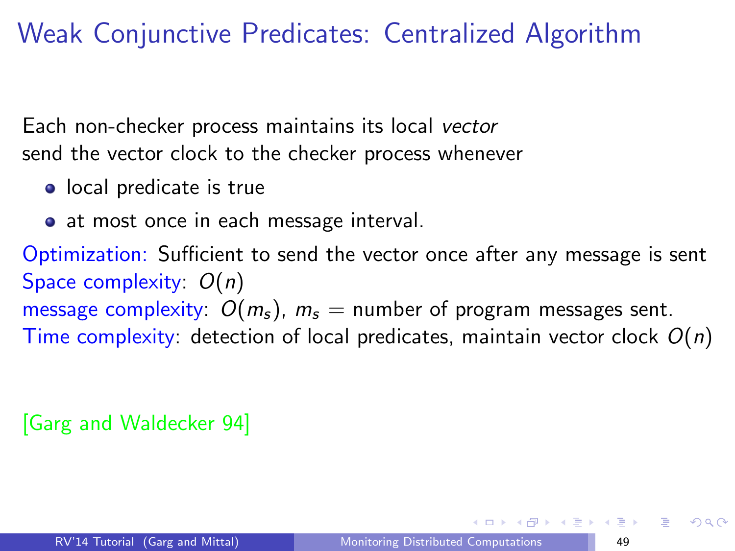# Weak Conjunctive Predicates: Centralized Algorithm

Each non-checker process maintains its local *vector*
send the vector clock to the checker process whenever

- local predicate is true
- at most once in each message interval.

Optimization: Sufficient to send the vector once after any message is sent
Space complexity: $O(n)$
message complexity: $O(m_s)$, $m_s$ = number of program messages sent.
Time complexity: detection of local predicates, maintain vector clock $O(n)$

[Garg and Waldecker 94]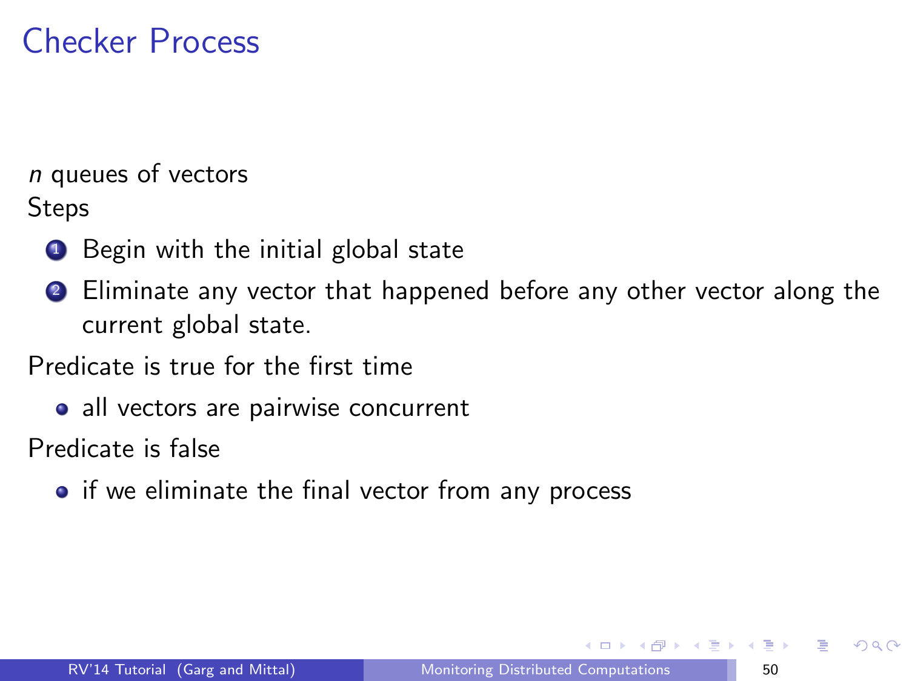# Checker Process

*n* queues of vectors

Steps

1. Begin with the initial global state
2. Eliminate any vector that happened before any other vector along the current global state.

Predicate is true for the first time

- all vectors are pairwise concurrent

Predicate is false

- if we eliminate the final vector from any process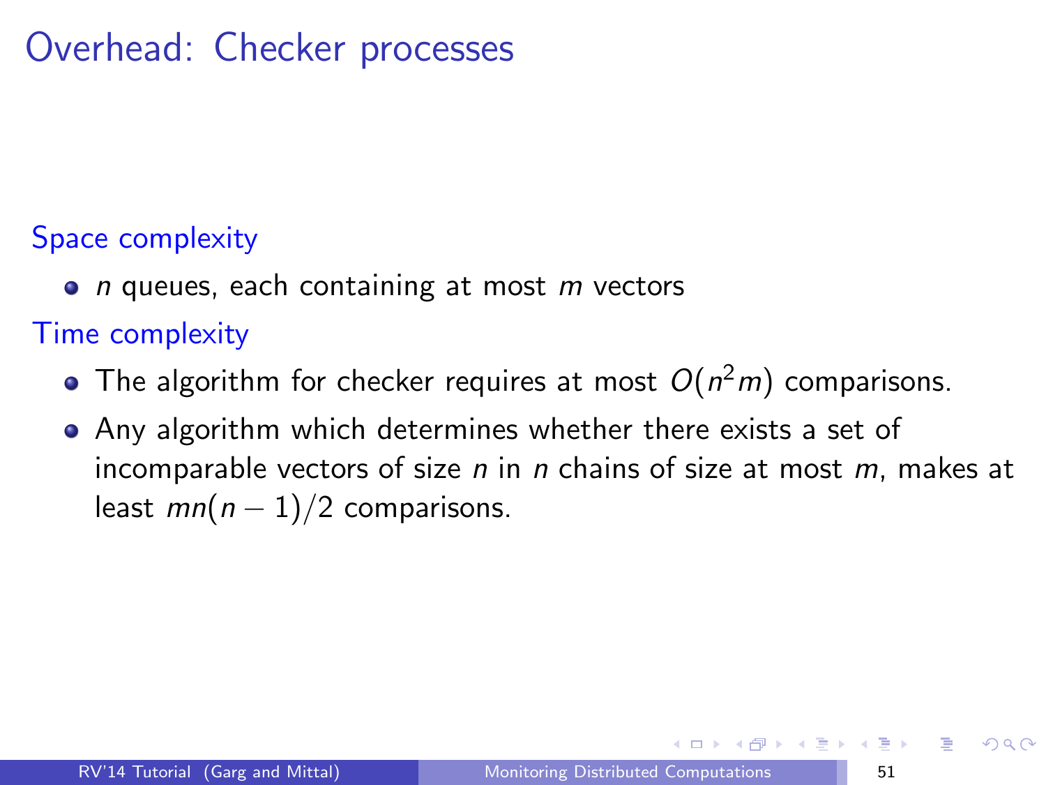# Overhead: Checker processes

**Space complexity**

- $n$ queues, each containing at most $m$ vectors

**Time complexity**

- The algorithm for checker requires at most $O(n^2m)$ comparisons.
- Any algorithm which determines whether there exists a set of incomparable vectors of size $n$ in $n$ chains of size at most $m$, makes at least $mn(n-1)/2$ comparisons.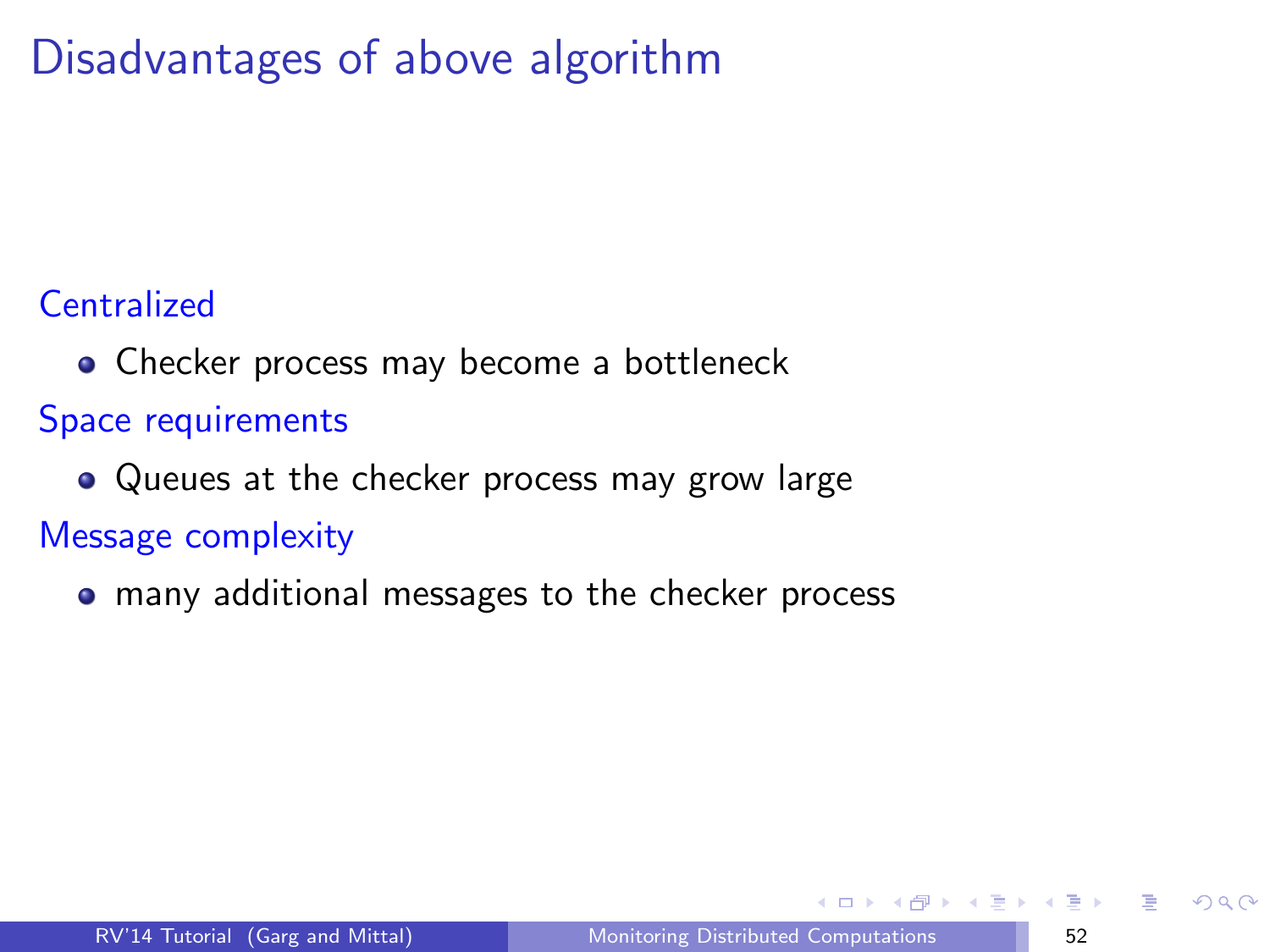# Disadvantages of above algorithm

Centralized

- Checker process may become a bottleneck

Space requirements

- Queues at the checker process may grow large

Message complexity

- many additional messages to the checker process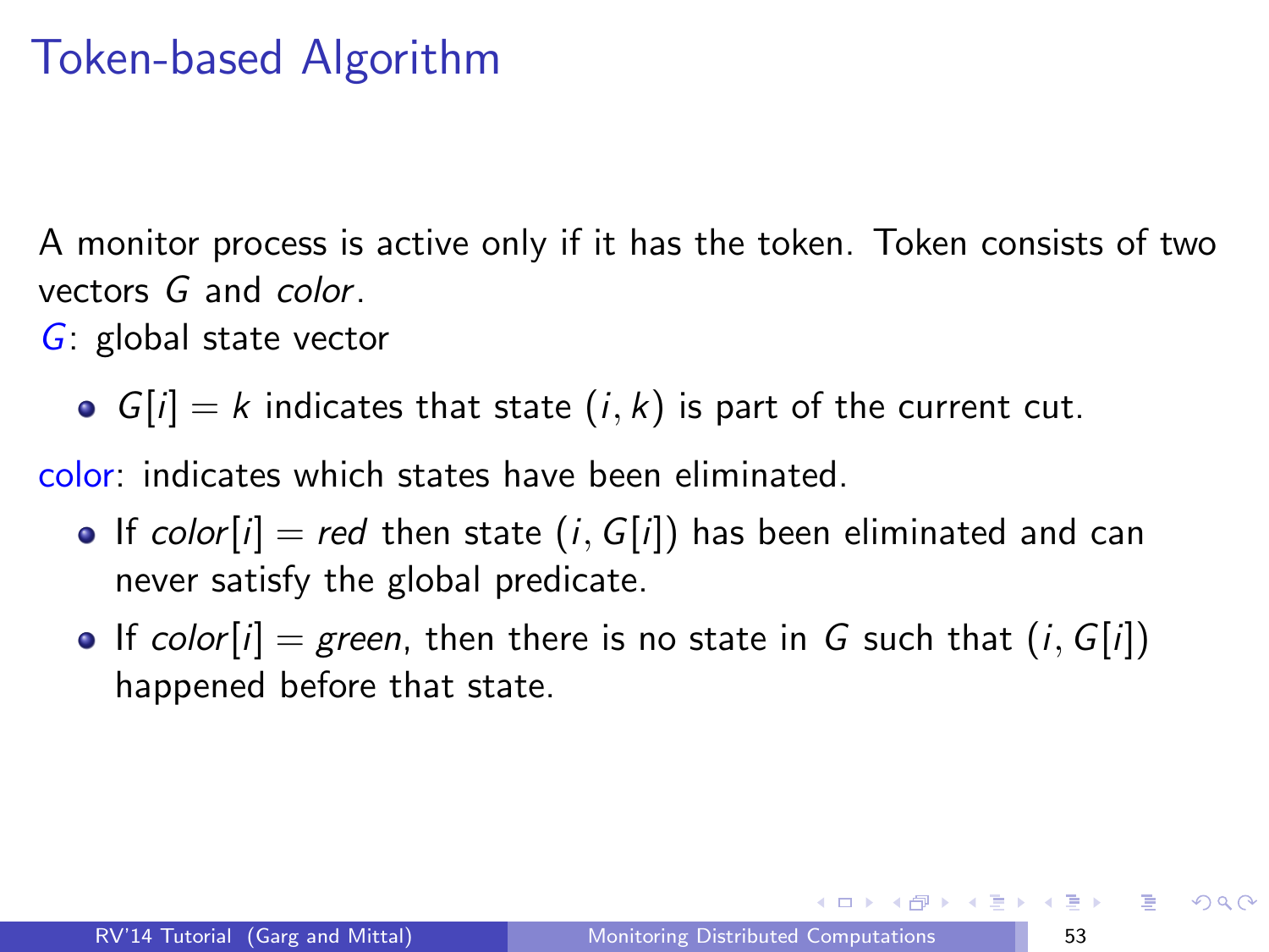# Token-based Algorithm

A monitor process is active only if it has the token. Token consists of two vectors $G$ and *color*.

$G$: global state vector

- $G[i] = k$ indicates that state $(i, k)$ is part of the current cut.

color: indicates which states have been eliminated.

- If $color[i] = red$ then state $(i, G[i])$ has been eliminated and can never satisfy the global predicate.
- If $color[i] = green$, then there is no state in $G$ such that $(i, G[i])$ happened before that state.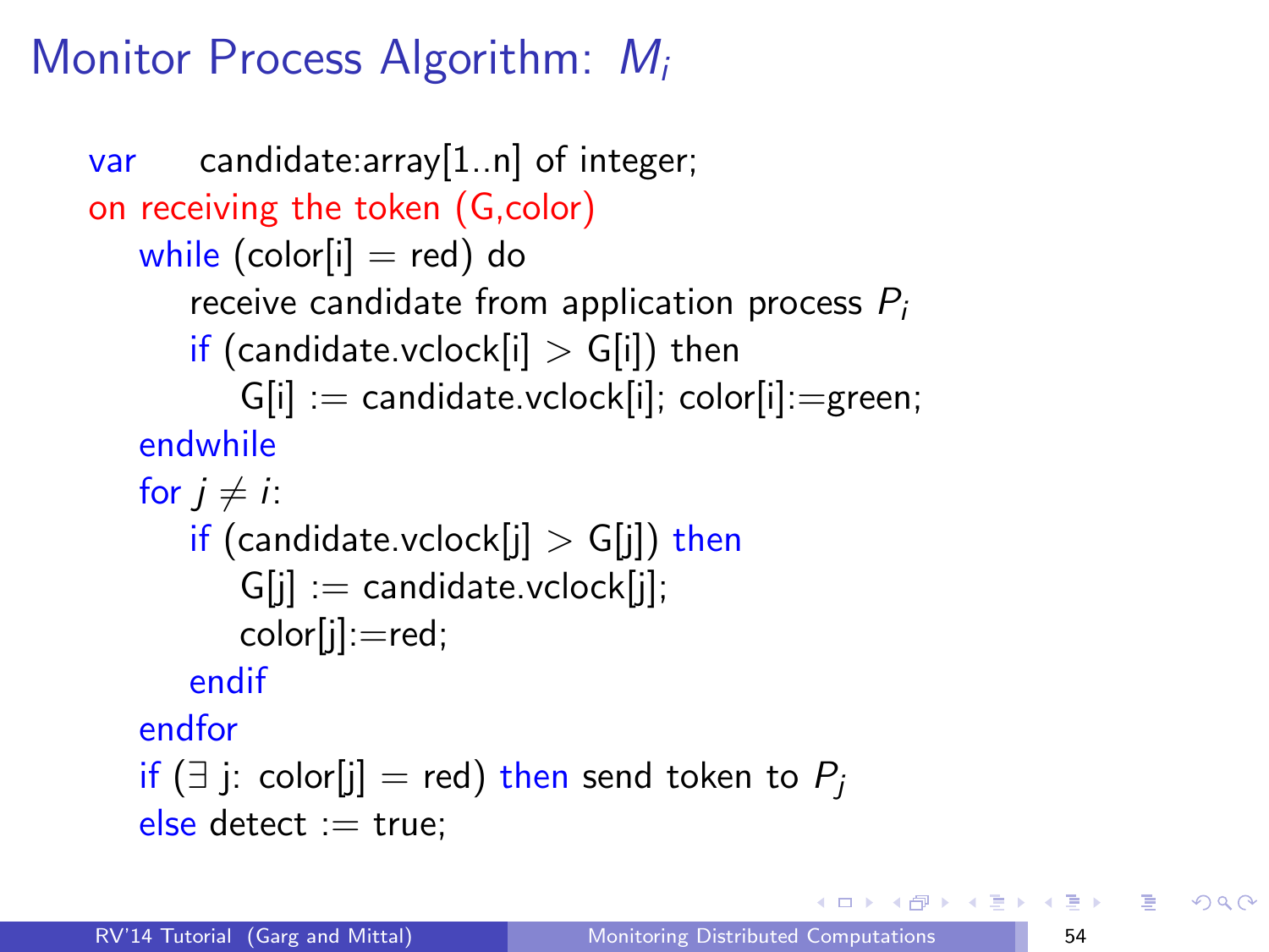# Monitor Process Algorithm: $M_i$

```
var     candidate:array[1..n] of integer;
on receiving the token (G,color)
    while (color[i] = red) do
        receive candidate from application process P_i
        if (candidate.vclock[i] > G[i]) then
            G[i] := candidate.vclock[i]; color[i]:=green;
    endwhile
    for j ≠ i:
        if (candidate.vclock[j] > G[j]) then
            G[j] := candidate.vclock[j];
            color[j]:=red;
        endif
    endfor
    if (∃ j: color[j] = red) then send token to P_j
    else detect := true;
```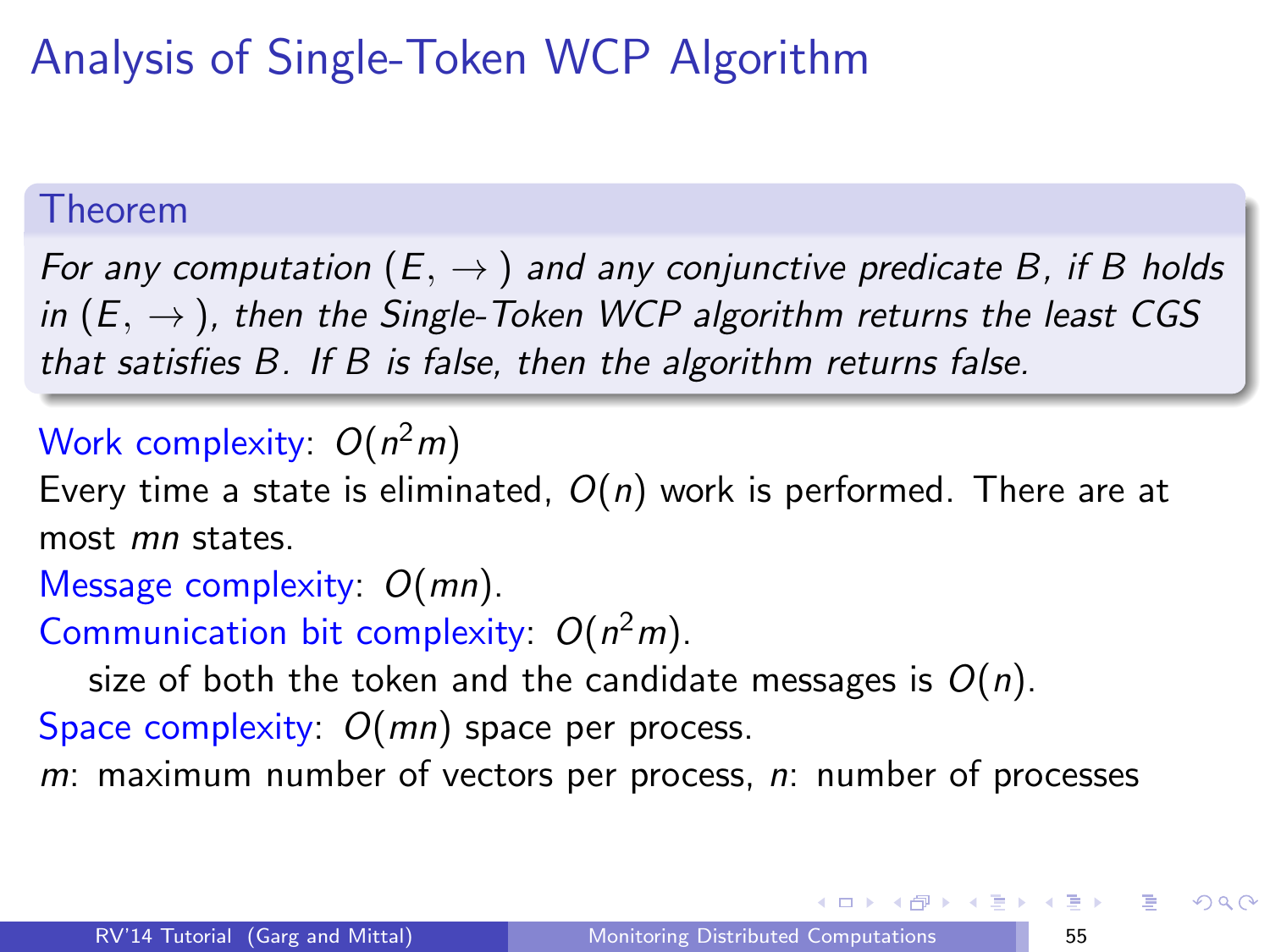# Analysis of Single-Token WCP Algorithm

**Theorem**

*For any computation $(E, \rightarrow)$ and any conjunctive predicate $B$, if $B$ holds in $(E, \rightarrow)$, then the Single-Token WCP algorithm returns the least CGS that satisfies $B$. If $B$ is false, then the algorithm returns false.*

Work complexity: $O(n^2 m)$

Every time a state is eliminated, $O(n)$ work is performed. There are at most $mn$ states.

Message complexity: $O(mn)$.

Communication bit complexity: $O(n^2 m)$.

size of both the token and the candidate messages is $O(n)$.

Space complexity: $O(mn)$ space per process.

$m$: maximum number of vectors per process, $n$: number of processes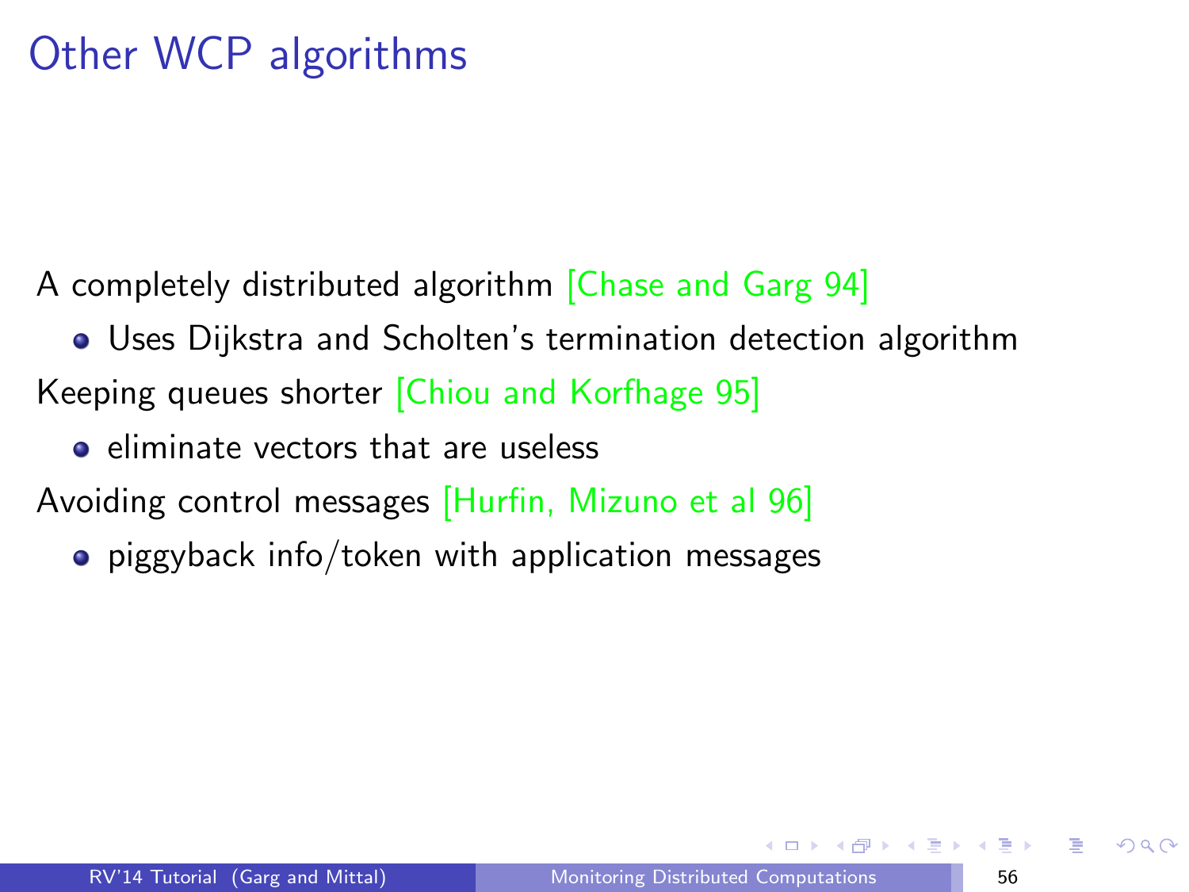# Other WCP algorithms

A completely distributed algorithm [Chase and Garg 94]

- Uses Dijkstra and Scholten's termination detection algorithm

Keeping queues shorter [Chiou and Korfhage 95]

- eliminate vectors that are useless

Avoiding control messages [Hurfin, Mizuno et al 96]

- piggyback info/token with application messages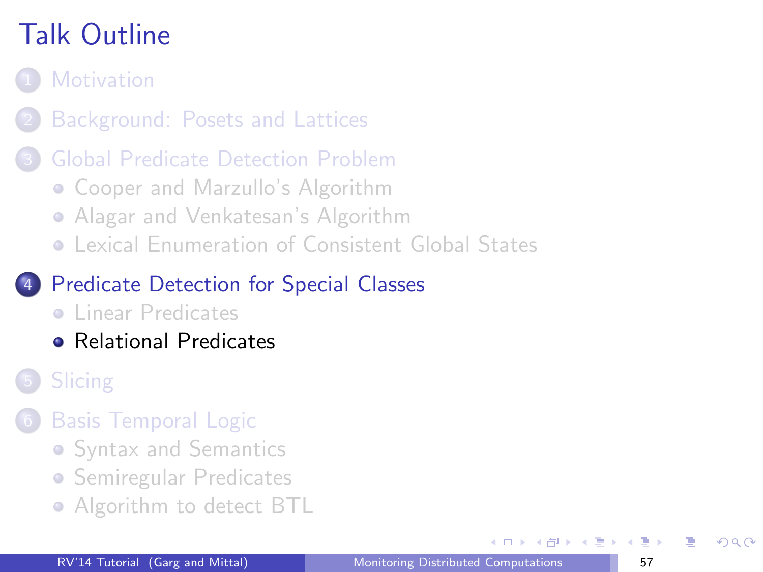# Talk Outline

1. Motivation
2. Background: Posets and Lattices
3. Global Predicate Detection Problem
   - Cooper and Marzullo's Algorithm
   - Alagar and Venkatesan's Algorithm
   - Lexical Enumeration of Consistent Global States
4. Predicate Detection for Special Classes
   - Linear Predicates
   - Relational Predicates
5. Slicing
6. Basis Temporal Logic
   - Syntax and Semantics
   - Semiregular Predicates
   - Algorithm to detect BTL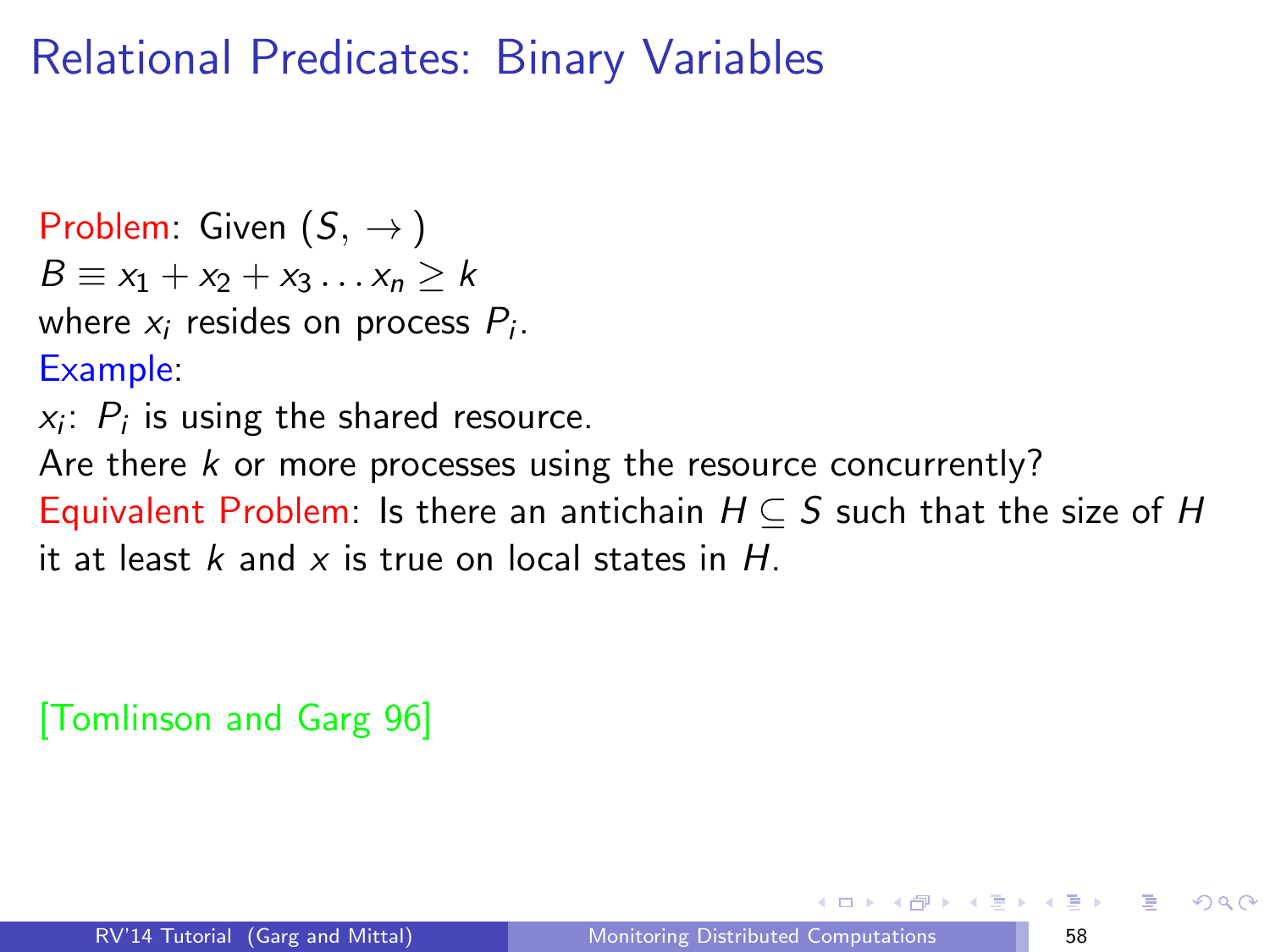# Relational Predicates: Binary Variables

Problem: Given $(S, \rightarrow)$
$B \equiv x_1 + x_2 + x_3 \ldots x_n \geq k$
where $x_i$ resides on process $P_i$.
Example:
$x_i$: $P_i$ is using the shared resource.
Are there $k$ or more processes using the resource concurrently?
Equivalent Problem: Is there an antichain $H \subseteq S$ such that the size of $H$ it at least $k$ and $x$ is true on local states in $H$.

[Tomlinson and Garg 96]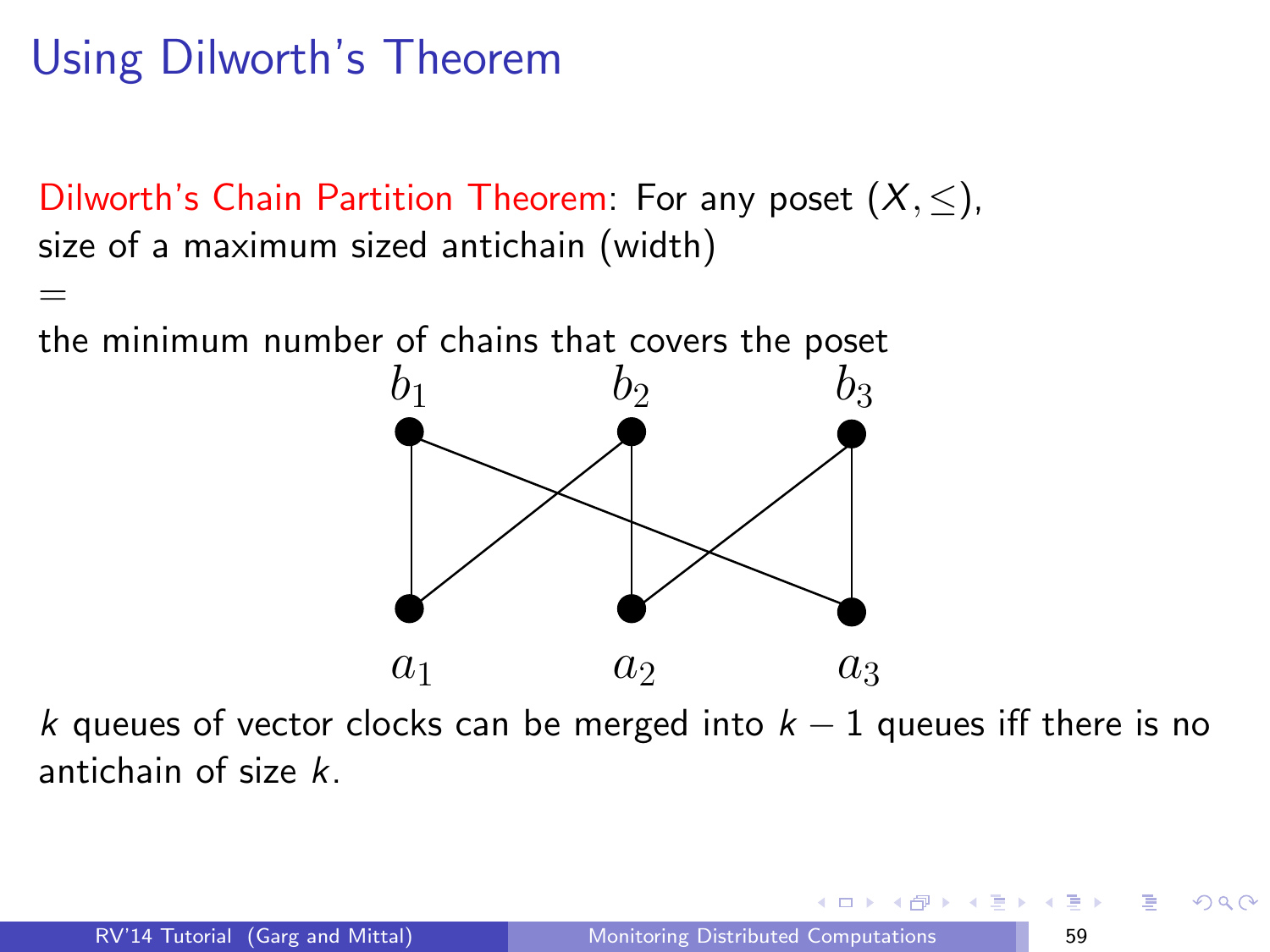# Using Dilworth's Theorem

Dilworth's Chain Partition Theorem: For any poset $(X, \leq)$,
size of a maximum sized antichain (width)
$=$
the minimum number of chains that covers the poset

$b_1$ $b_2$ $b_3$

$a_1$ $a_2$ $a_3$

$k$ queues of vector clocks can be merged into $k-1$ queues iff there is no antichain of size $k$.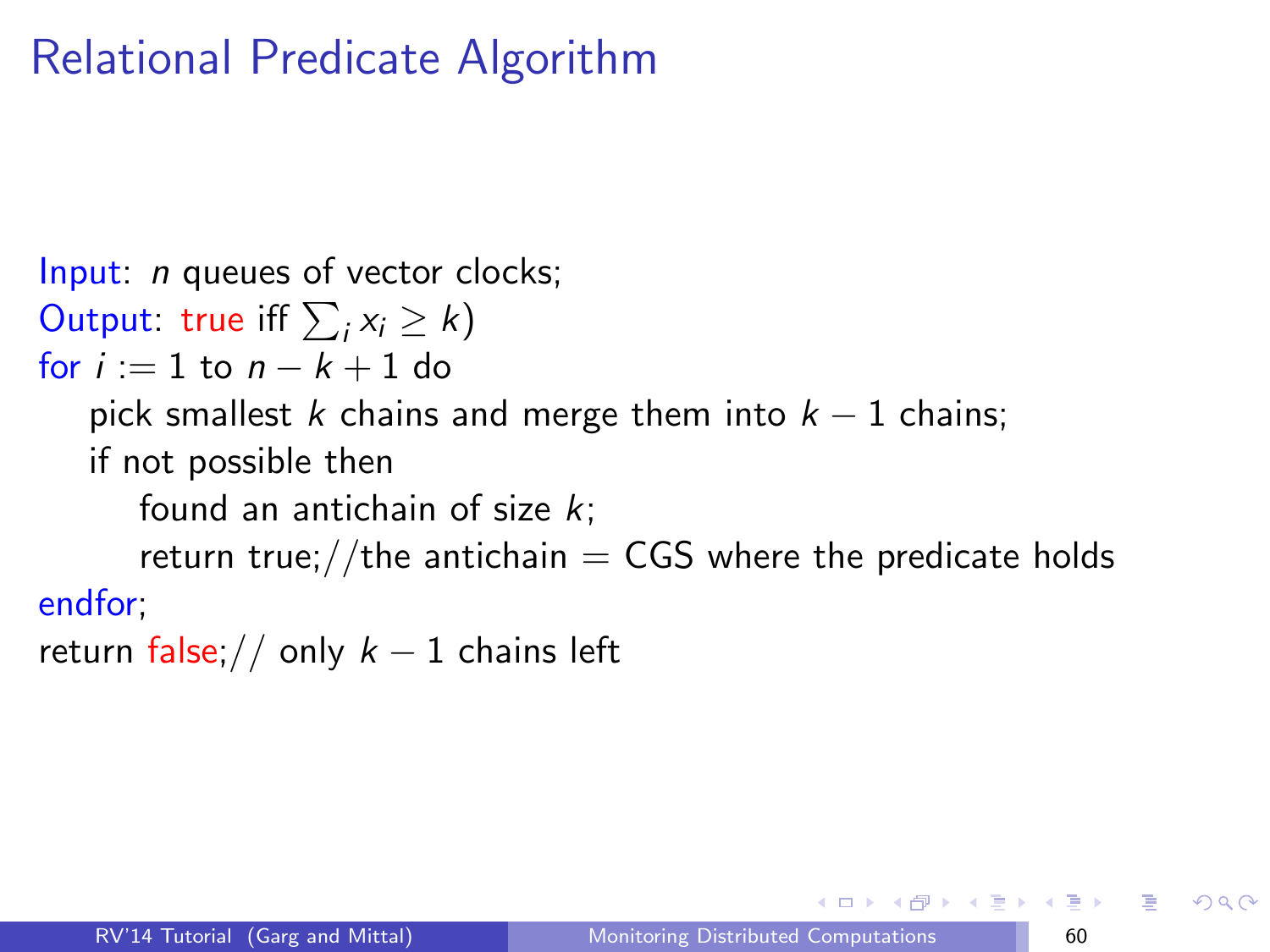# Relational Predicate Algorithm

```
Input: n queues of vector clocks;
Output: true iff ∑_i x_i ≥ k)
for i := 1 to n − k + 1 do
    pick smallest k chains and merge them into k − 1 chains;
    if not possible then
        found an antichain of size k;
        return true;//the antichain = CGS where the predicate holds
endfor;
return false;// only k − 1 chains left
```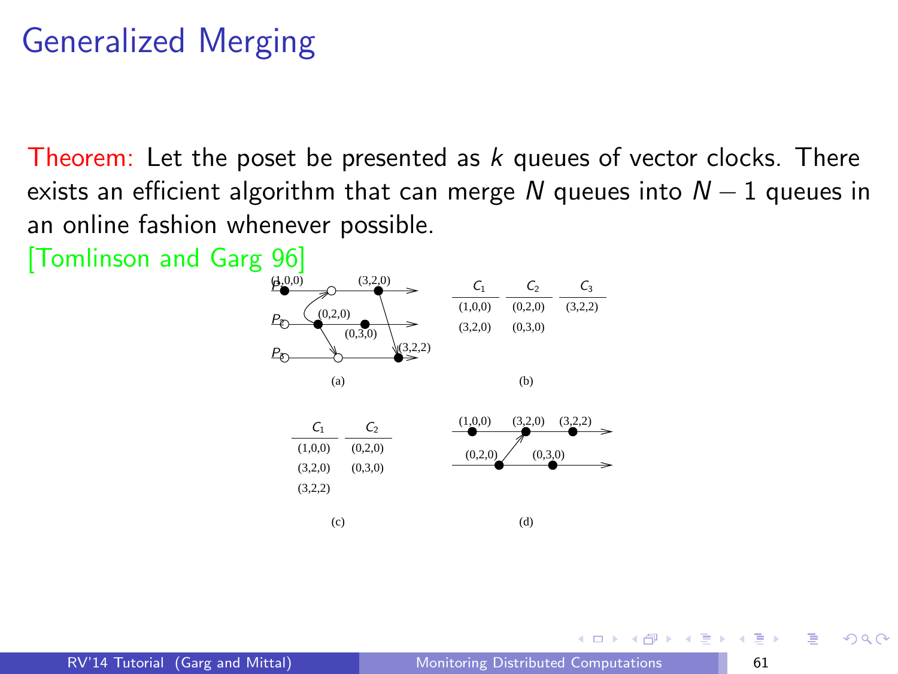# Generalized Merging

Theorem: Let the poset be presented as $k$ queues of vector clocks. There exists an efficient algorithm that can merge $N$ queues into $N-1$ queues in an online fashion whenever possible.

[Tomlinson and Garg 96]

| $C_1$ | $C_2$ | $C_3$ |
|---|---|---|
| (1,0,0) | (0,2,0) | (3,2,2) |
| (3,2,0) | (0,3,0) | |

(b)

| $C_1$ | $C_2$ |
|---|---|
| (1,0,0) | (0,2,0) |
| (3,2,0) | (0,3,0) |
| (3,2,2) | |

(c)

(a) (d)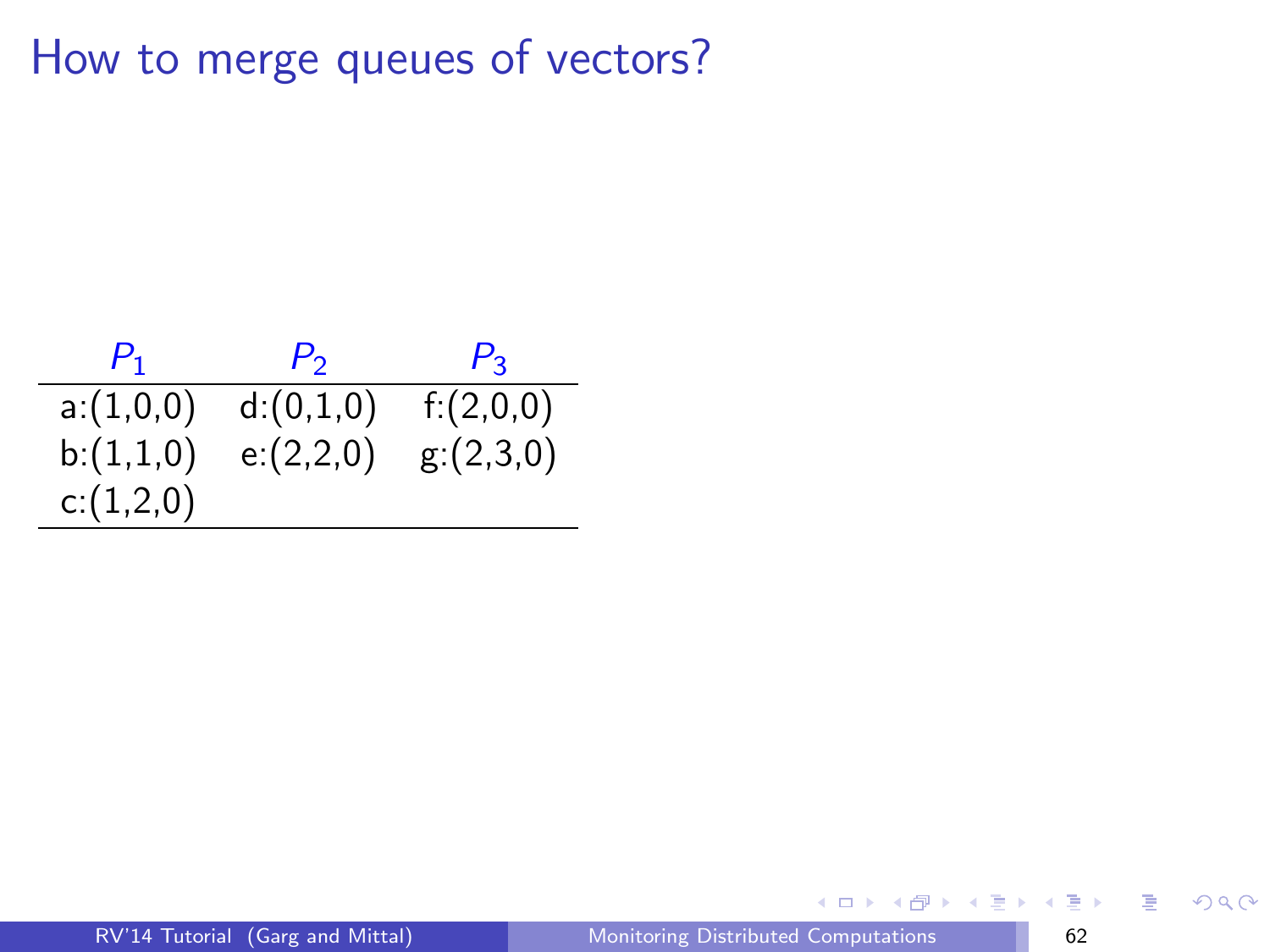# How to merge queues of vectors?

| $P_1$ | $P_2$ | $P_3$ |
|---|---|---|
| a:(1,0,0) | d:(0,1,0) | f:(2,0,0) |
| b:(1,1,0) | e:(2,2,0) | g:(2,3,0) |
| c:(1,2,0) | | |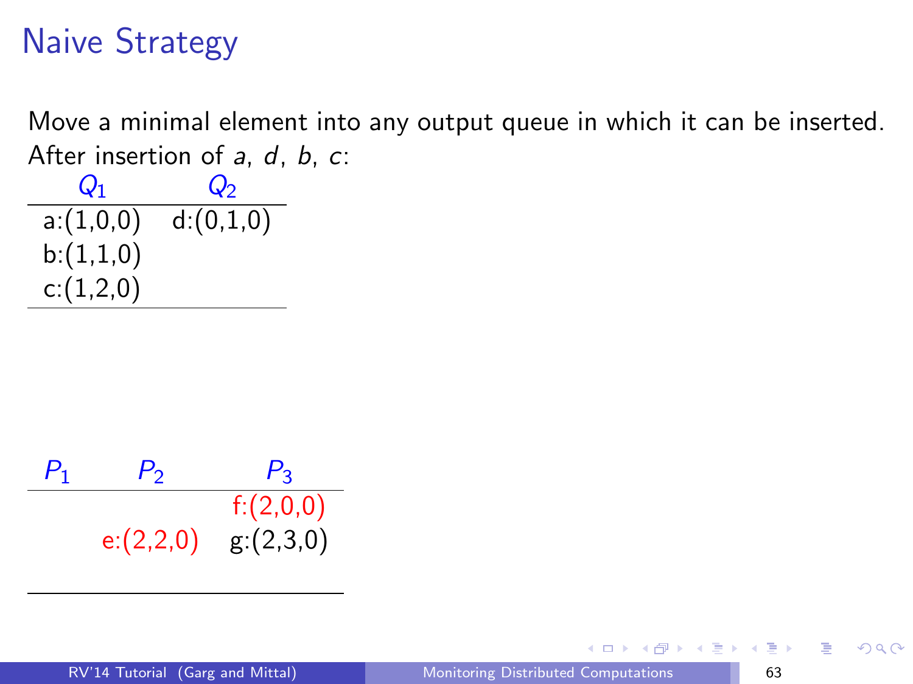# Naive Strategy

Move a minimal element into any output queue in which it can be inserted. After insertion of *a*, *d*, *b*, *c*:

| $Q_1$ | $Q_2$ |
|---|---|
| a:(1,0,0) | d:(0,1,0) |
| b:(1,1,0) | |
| c:(1,2,0) | |

| $P_1$ | $P_2$ | $P_3$ |
|---|---|---|
| | | f:(2,0,0) |
| | e:(2,2,0) | g:(2,3,0) |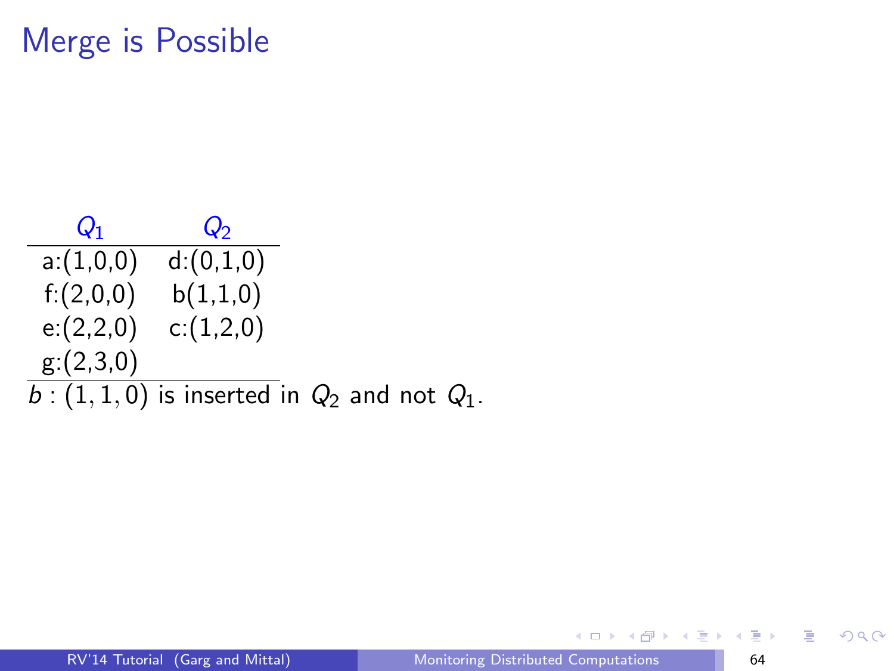# Merge is Possible

| $Q_1$ | $Q_2$ |
|---|---|
| a:(1,0,0) | d:(0,1,0) |
| f:(2,0,0) | b(1,1,0) |
| e:(2,2,0) | c:(1,2,0) |
| g:(2,3,0) | |

$b : (1, 1, 0)$ is inserted in $Q_2$ and not $Q_1$.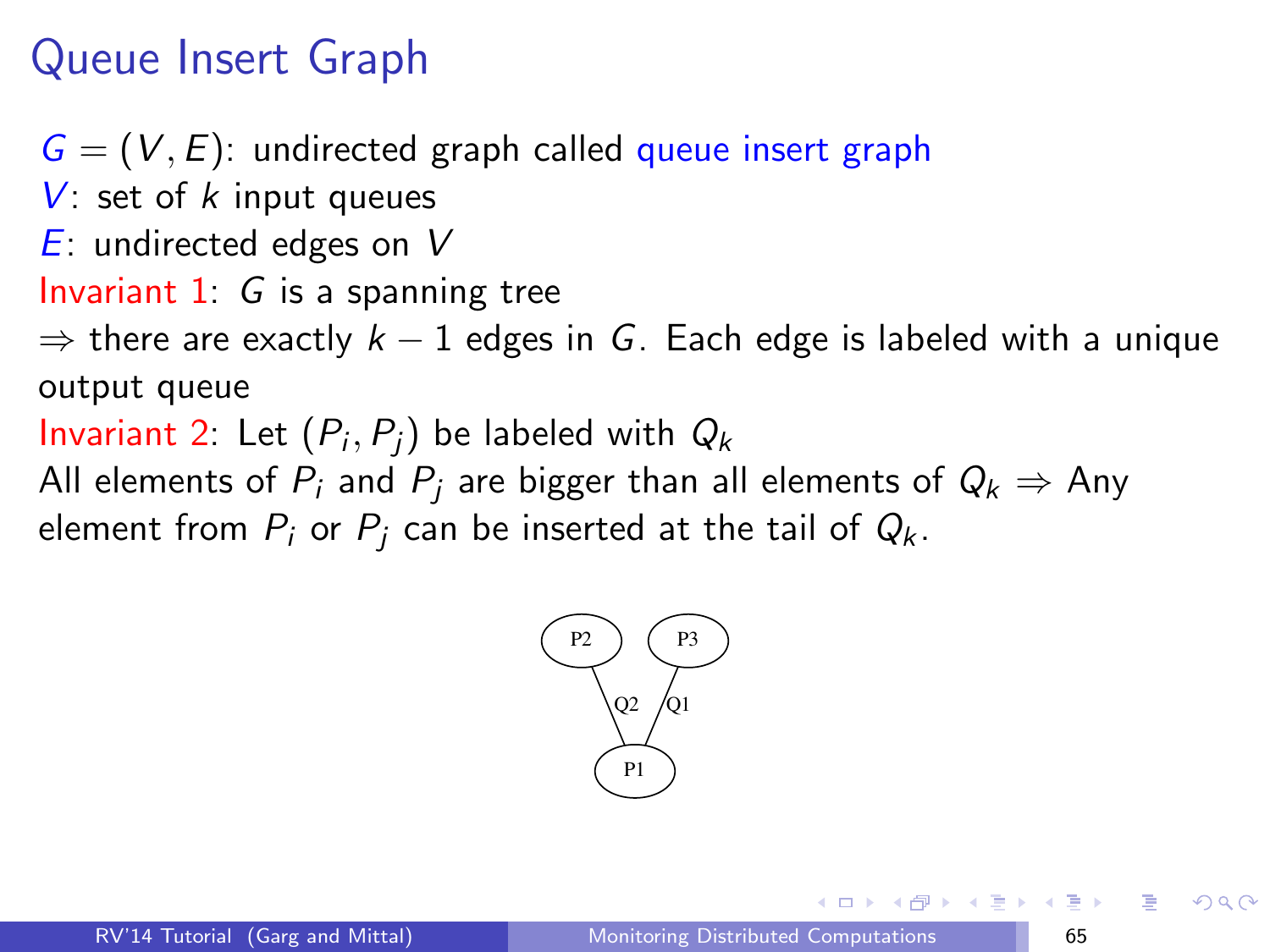# Queue Insert Graph

$G = (V, E)$: undirected graph called queue insert graph

$V$: set of $k$ input queues

$E$: undirected edges on $V$

Invariant 1: $G$ is a spanning tree

$\Rightarrow$ there are exactly $k - 1$ edges in $G$. Each edge is labeled with a unique output queue

Invariant 2: Let $(P_i, P_j)$ be labeled with $Q_k$

All elements of $P_i$ and $P_j$ are bigger than all elements of $Q_k$ $\Rightarrow$ Any element from $P_i$ or $P_j$ can be inserted at the tail of $Q_k$.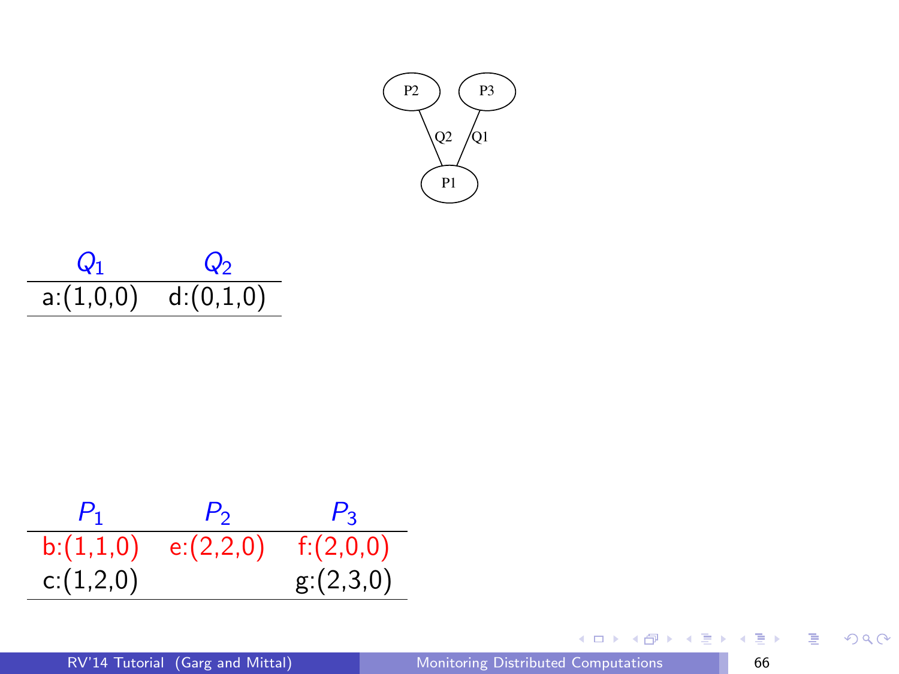P2 — Q2 — P1 — Q1 — P3

| $Q_1$ | $Q_2$ |
| --- | --- |
| a:(1,0,0) | d:(0,1,0) |

| $P_1$ | $P_2$ | $P_3$ |
| --- | --- | --- |
| b:(1,1,0) | e:(2,2,0) | f:(2,0,0) |
| c:(1,2,0) | | g:(2,3,0) |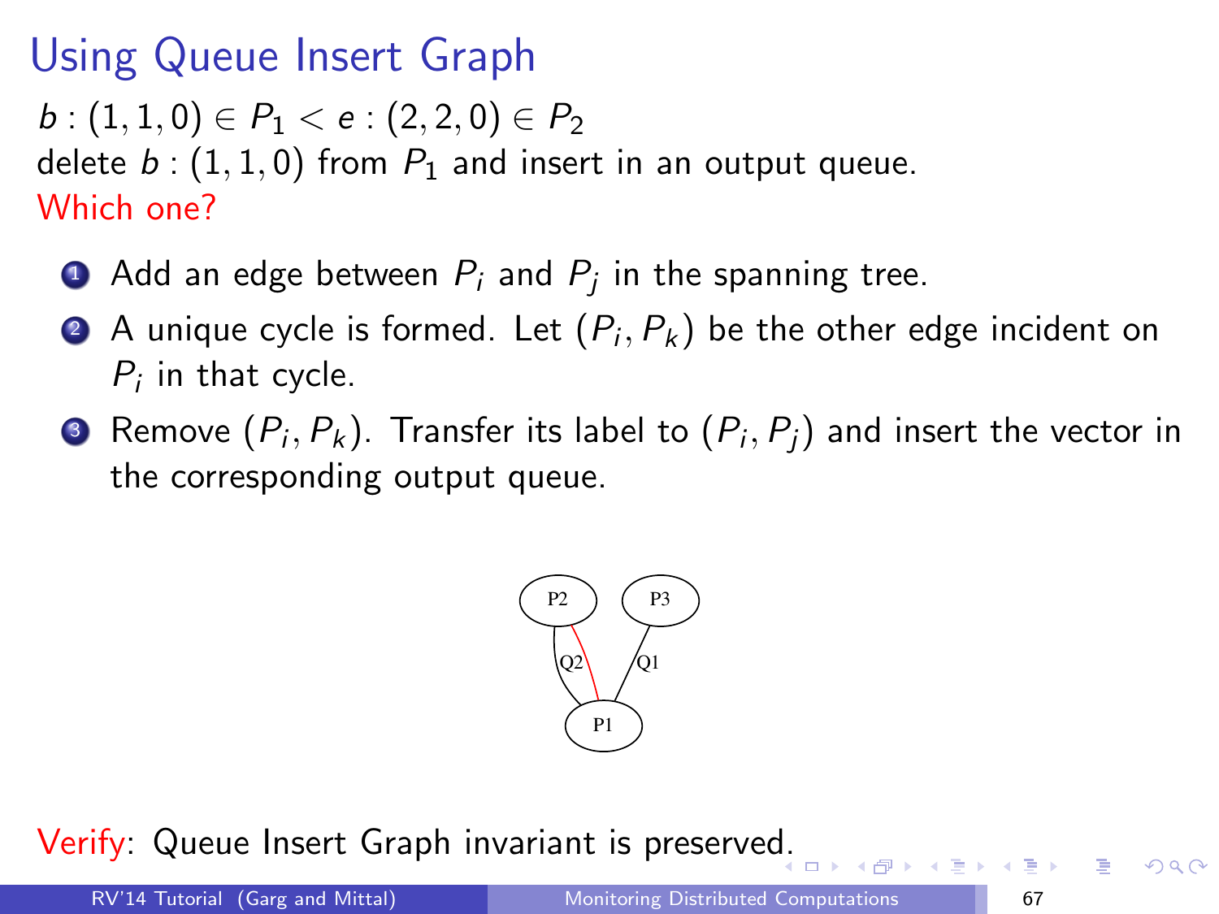# Using Queue Insert Graph

$b : (1, 1, 0) \in P_1 < e : (2, 2, 0) \in P_2$

delete $b : (1, 1, 0)$ from $P_1$ and insert in an output queue.

Which one?

1. Add an edge between $P_i$ and $P_j$ in the spanning tree.
2. A unique cycle is formed. Let $(P_i, P_k)$ be the other edge incident on $P_i$ in that cycle.
3. Remove $(P_i, P_k)$. Transfer its label to $(P_i, P_j)$ and insert the vector in the corresponding output queue.

Verify: Queue Insert Graph invariant is preserved.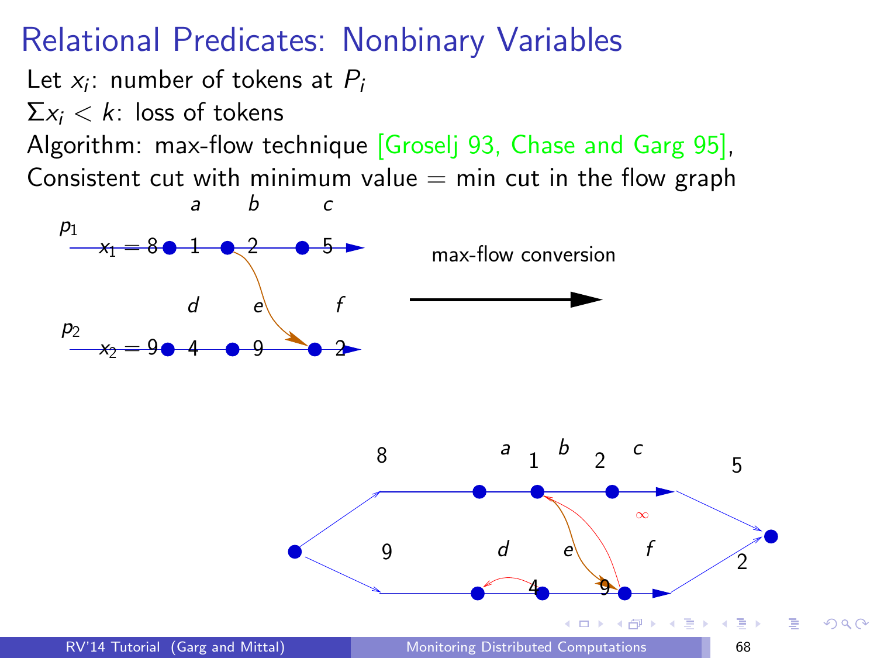# Relational Predicates: Nonbinary Variables

Let $x_i$: number of tokens at $P_i$

$\Sigma x_i < k$: loss of tokens

Algorithm: max-flow technique [Groselj 93, Chase and Garg 95],

Consistent cut with minimum value = min cut in the flow graph

max-flow conversion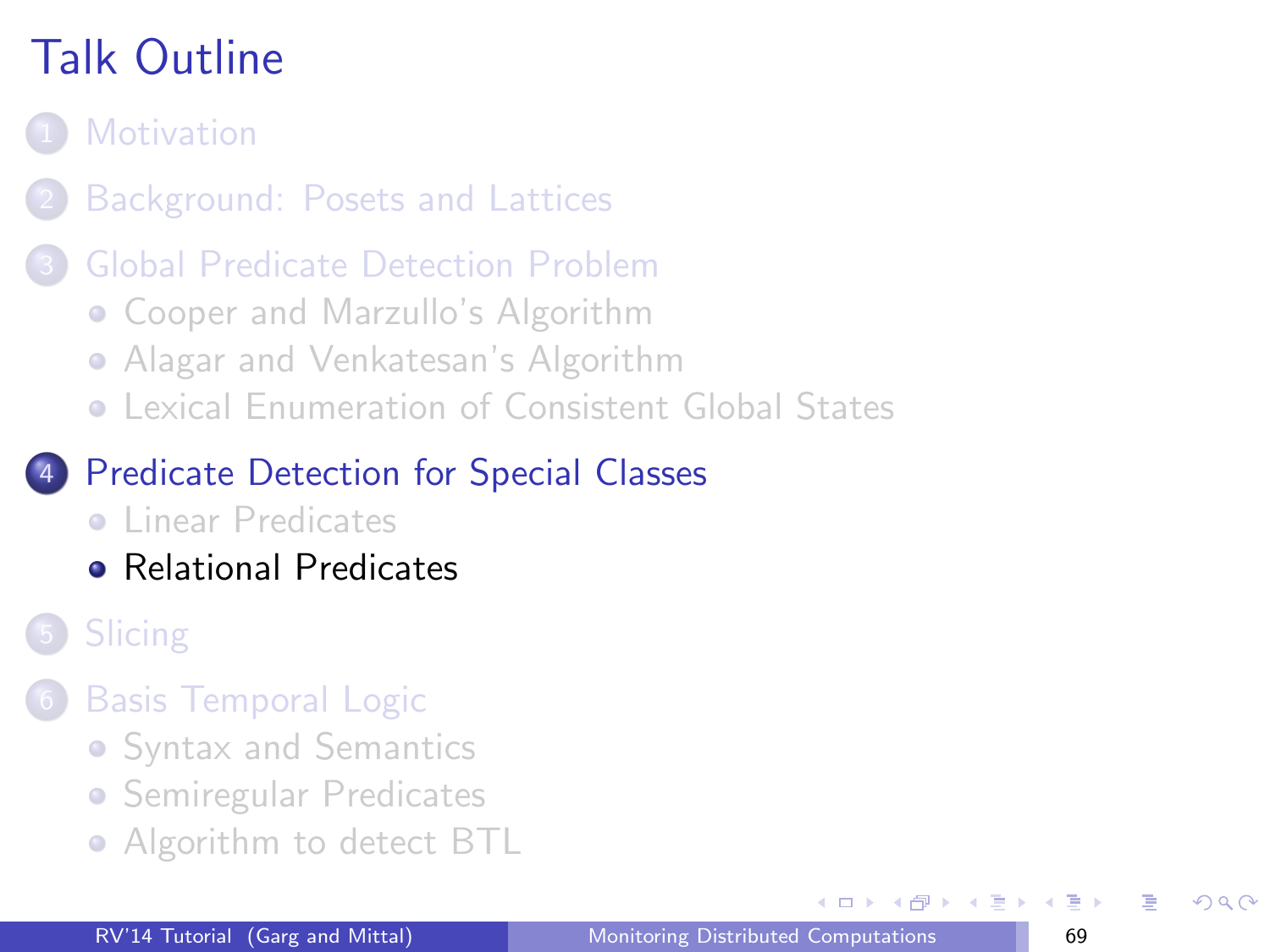# Talk Outline

1. Motivation
2. Background: Posets and Lattices
3. Global Predicate Detection Problem
   - Cooper and Marzullo's Algorithm
   - Alagar and Venkatesan's Algorithm
   - Lexical Enumeration of Consistent Global States
4. Predicate Detection for Special Classes
   - Linear Predicates
   - Relational Predicates
5. Slicing
6. Basis Temporal Logic
   - Syntax and Semantics
   - Semiregular Predicates
   - Algorithm to detect BTL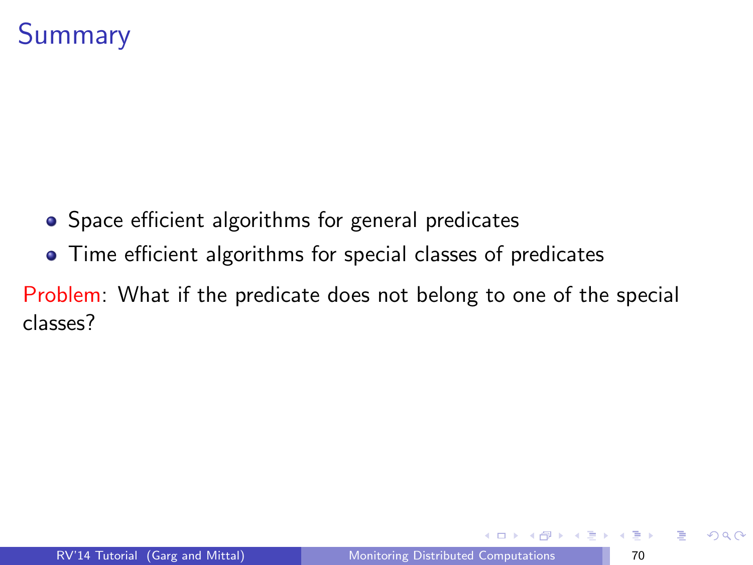# Summary

- Space efficient algorithms for general predicates
- Time efficient algorithms for special classes of predicates

Problem: What if the predicate does not belong to one of the special classes?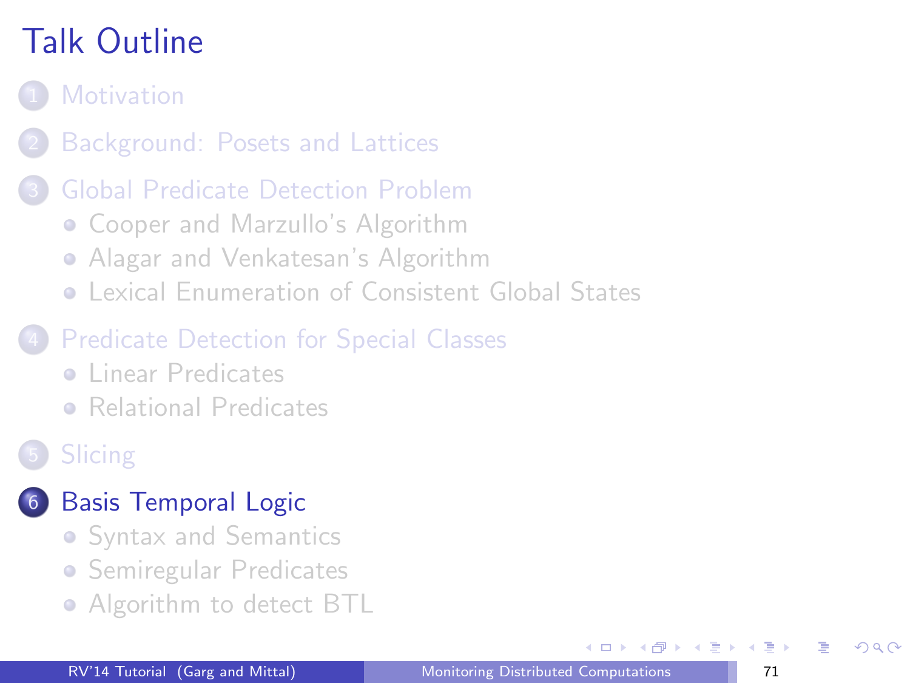# Talk Outline

1. Motivation
2. Background: Posets and Lattices
3. Global Predicate Detection Problem
   - Cooper and Marzullo's Algorithm
   - Alagar and Venkatesan's Algorithm
   - Lexical Enumeration of Consistent Global States
4. Predicate Detection for Special Classes
   - Linear Predicates
   - Relational Predicates
5. Slicing
6. **Basis Temporal Logic**
   - Syntax and Semantics
   - Semiregular Predicates
   - Algorithm to detect BTL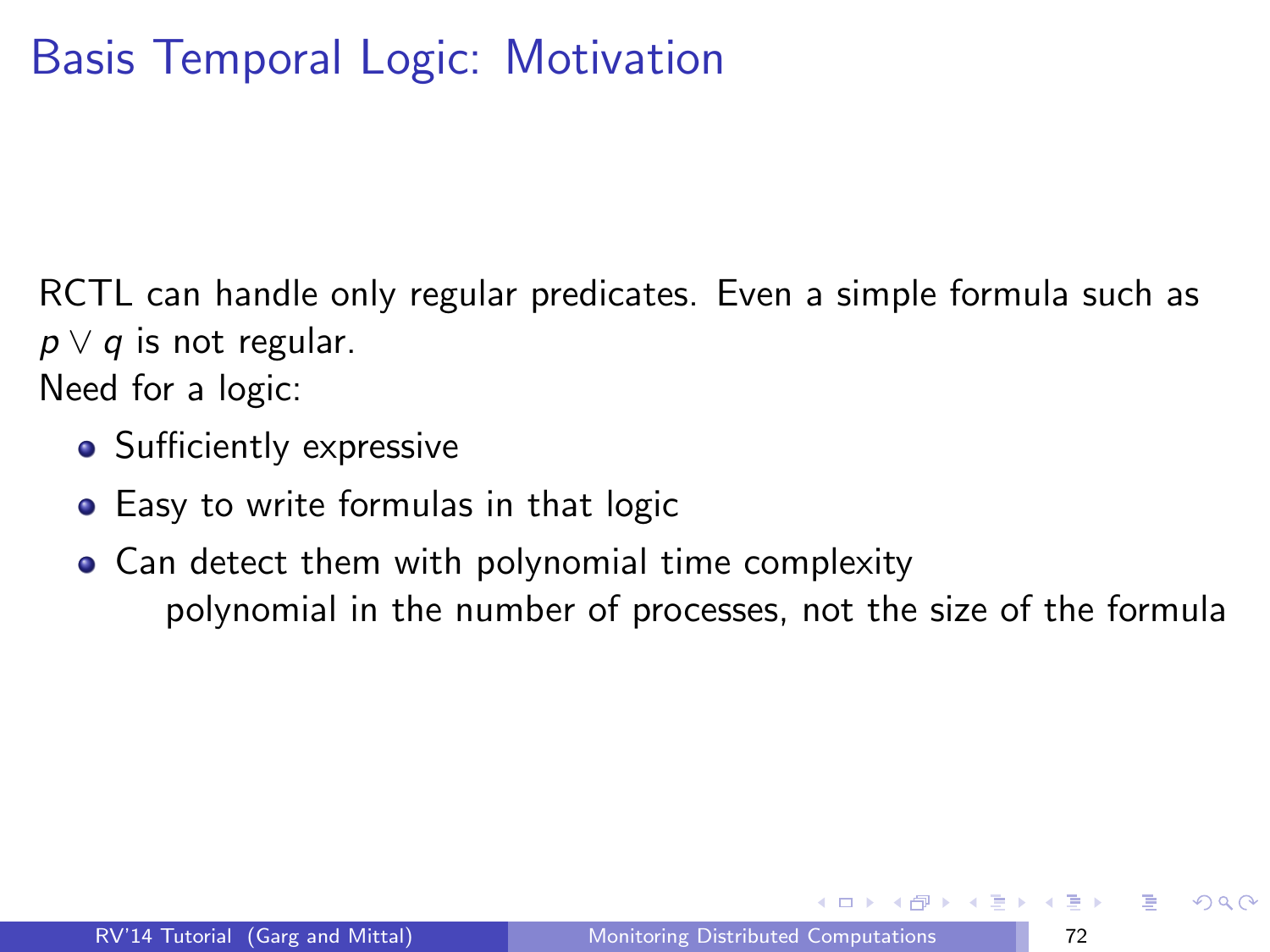# Basis Temporal Logic: Motivation

RCTL can handle only regular predicates. Even a simple formula such as $p \vee q$ is not regular.
Need for a logic:

- Sufficiently expressive
- Easy to write formulas in that logic
- Can detect them with polynomial time complexity
  polynomial in the number of processes, not the size of the formula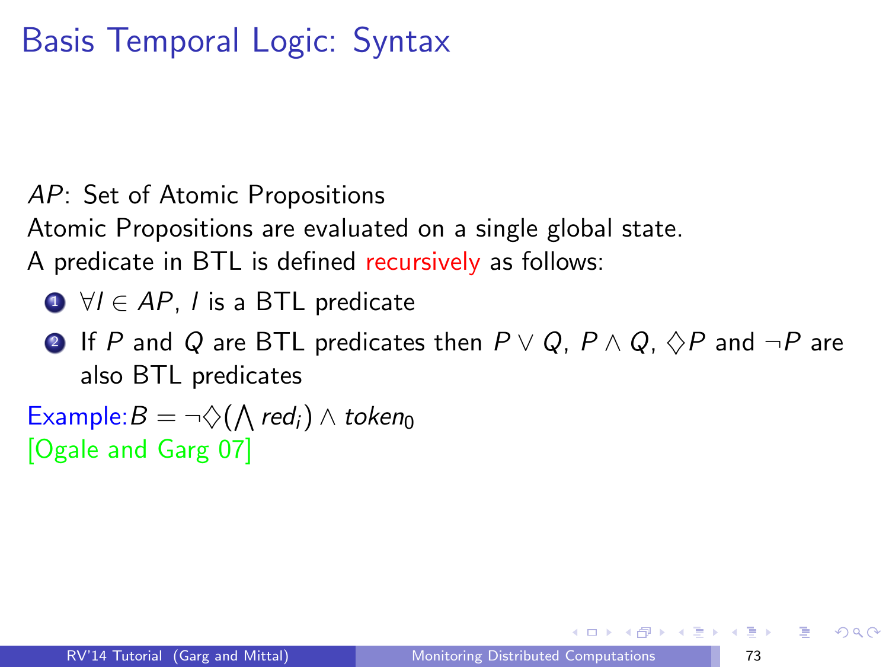# Basis Temporal Logic: Syntax

$AP$: Set of Atomic Propositions

Atomic Propositions are evaluated on a single global state.

A predicate in BTL is defined recursively as follows:

1. $\forall l \in AP$, $l$ is a BTL predicate
2. If $P$ and $Q$ are BTL predicates then $P \vee Q$, $P \wedge Q$, $\Diamond P$ and $\neg P$ are also BTL predicates

Example: $B = \neg \Diamond (\bigwedge red_i) \wedge token_0$

[Ogale and Garg 07]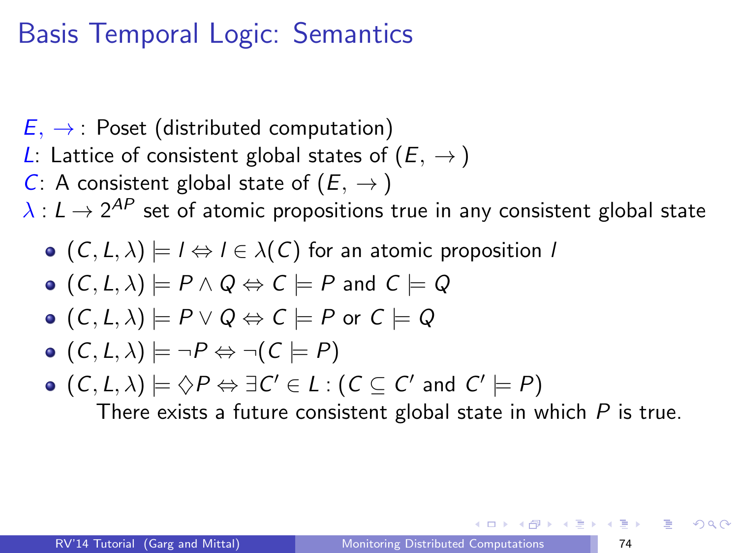# Basis Temporal Logic: Semantics

$E, \rightarrow$ : Poset (distributed computation)
$L$: Lattice of consistent global states of $(E, \rightarrow)$
$C$: A consistent global state of $(E, \rightarrow)$
$\lambda : L \rightarrow 2^{AP}$ set of atomic propositions true in any consistent global state

- $(C, L, \lambda) \models l \Leftrightarrow l \in \lambda(C)$ for an atomic proposition $l$
- $(C, L, \lambda) \models P \wedge Q \Leftrightarrow C \models P$ and $C \models Q$
- $(C, L, \lambda) \models P \vee Q \Leftrightarrow C \models P$ or $C \models Q$
- $(C, L, \lambda) \models \neg P \Leftrightarrow \neg(C \models P)$
- $(C, L, \lambda) \models \Diamond P \Leftrightarrow \exists C' \in L : (C \subseteq C'$ and $C' \models P)$
  
  There exists a future consistent global state in which $P$ is true.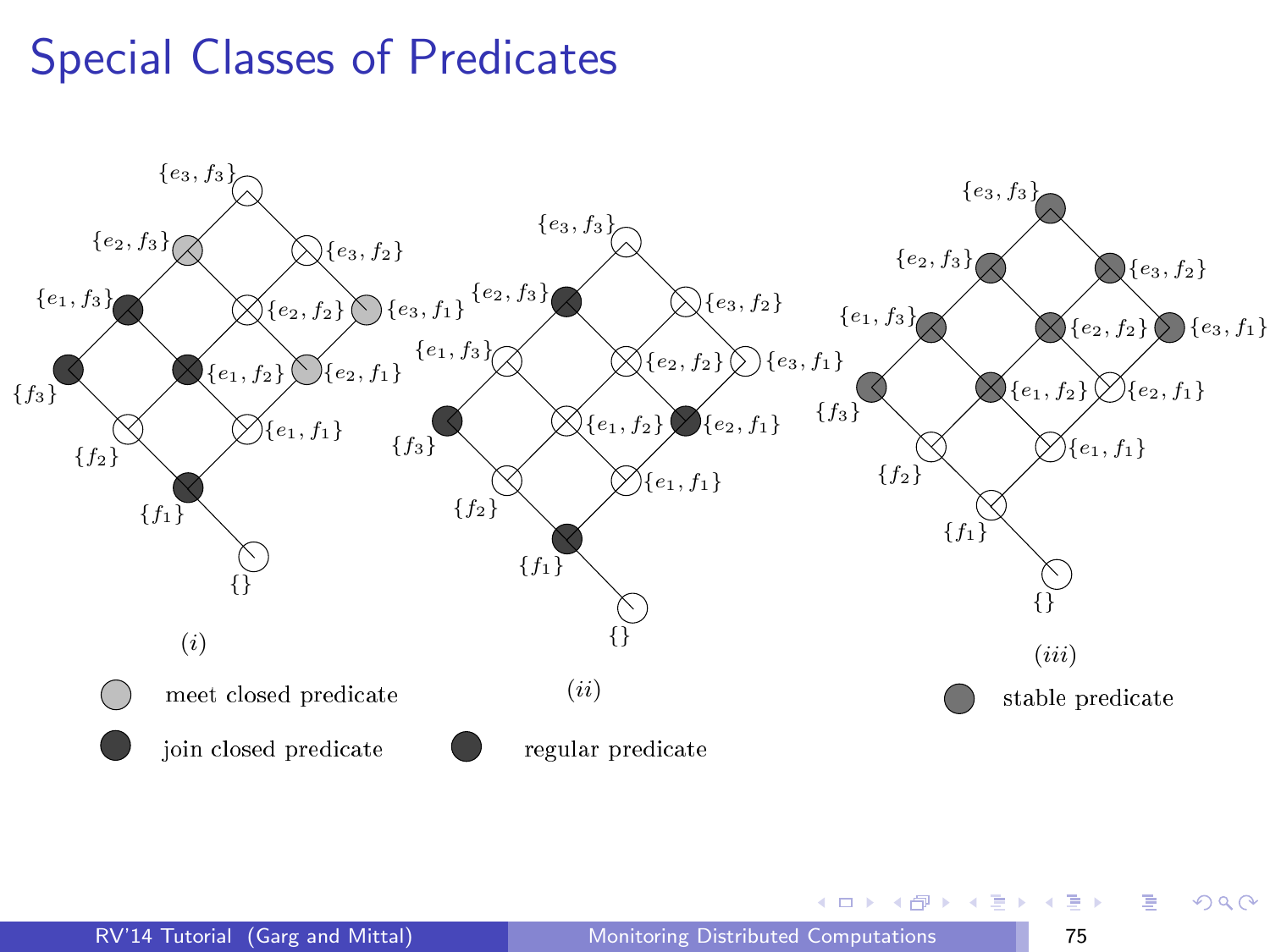# Special Classes of Predicates

$\{e_3, f_3\}$ $\{e_2, f_3\}$ $\{e_3, f_2\}$ $\{e_1, f_3\}$ $\{e_2, f_2\}$ $\{e_3, f_1\}$ $\{f_3\}$ $\{e_1, f_2\}$ $\{e_2, f_1\}$ $\{f_2\}$ $\{e_1, f_1\}$ $\{f_1\}$ $\{\}$

$(i)$

meet closed predicate

join closed predicate

$(ii)$

regular predicate

$(iii)$

stable predicate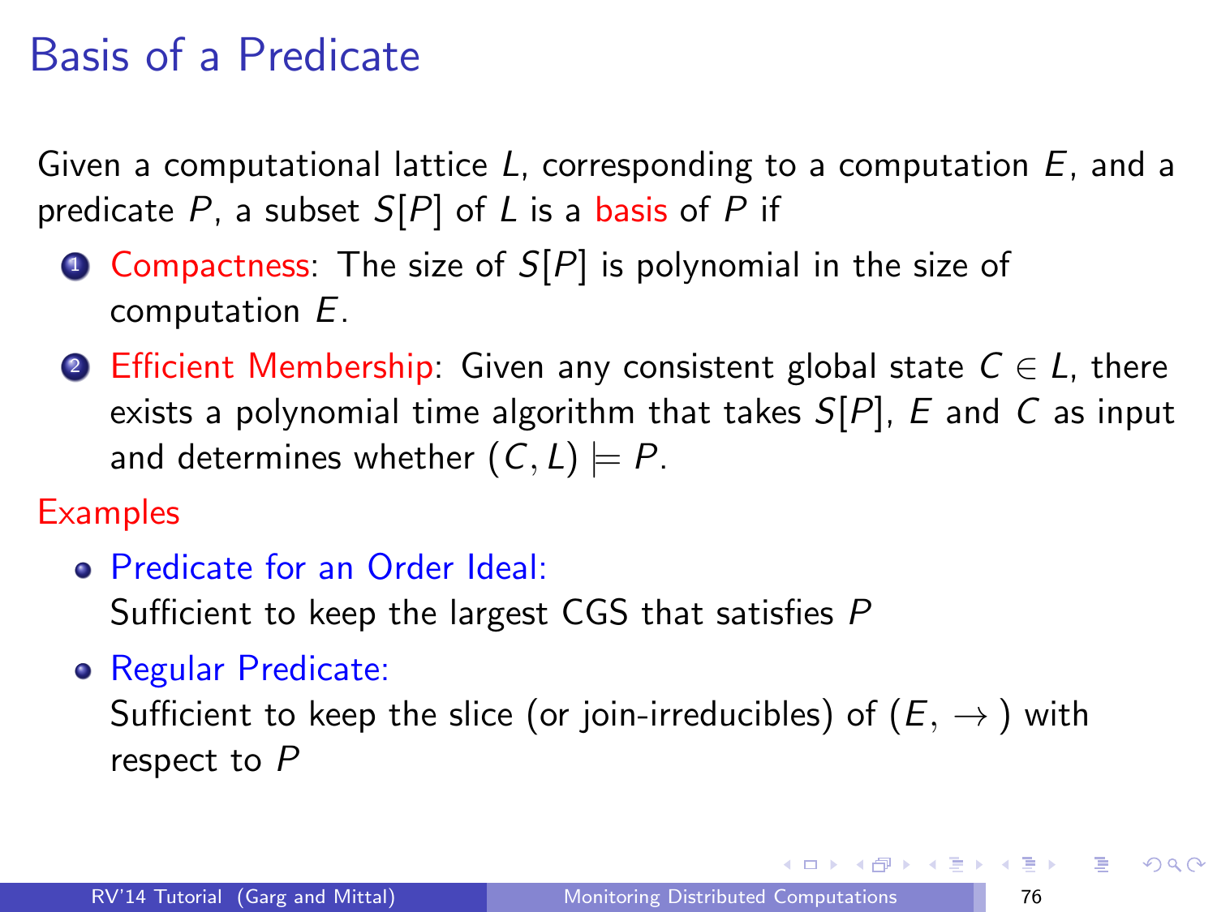# Basis of a Predicate

Given a computational lattice $L$, corresponding to a computation $E$, and a predicate $P$, a subset $S[P]$ of $L$ is a basis of $P$ if

1. Compactness: The size of $S[P]$ is polynomial in the size of computation $E$.
2. Efficient Membership: Given any consistent global state $C \in L$, there exists a polynomial time algorithm that takes $S[P]$, $E$ and $C$ as input and determines whether $(C, L) \models P$.

Examples

- Predicate for an Order Ideal:
  Sufficient to keep the largest CGS that satisfies $P$
- Regular Predicate:
  Sufficient to keep the slice (or join-irreducibles) of $(E, \rightarrow)$ with respect to $P$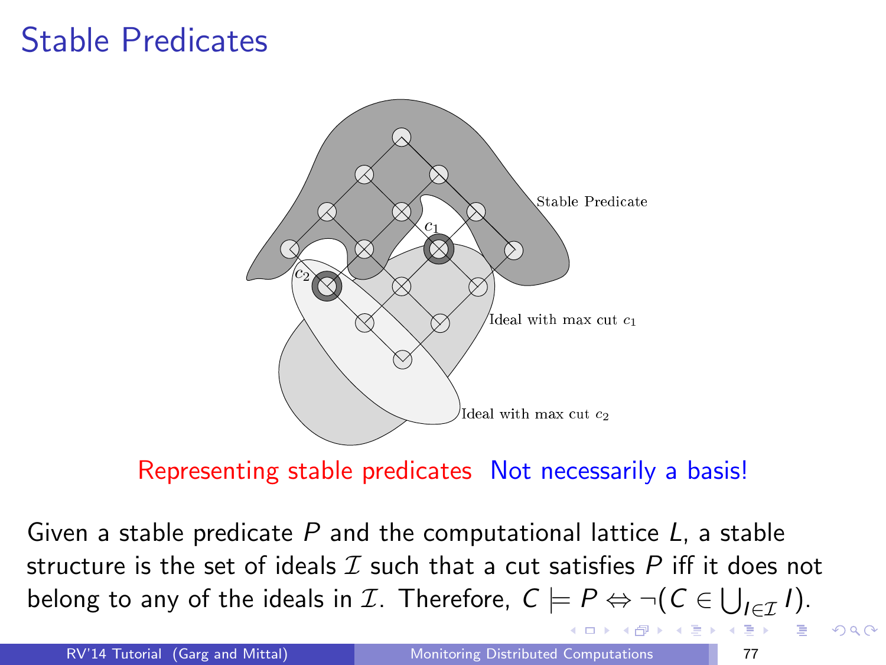# Stable Predicates

Stable Predicate

$c_1$

$c_2$

Ideal with max cut $c_1$

Ideal with max cut $c_2$

Representing stable predicates Not necessarily a basis!

Given a stable predicate $P$ and the computational lattice $L$, a stable structure is the set of ideals $\mathcal{I}$ such that a cut satisfies $P$ iff it does not belong to any of the ideals in $\mathcal{I}$. Therefore, $C \models P \Leftrightarrow \neg(C \in \bigcup_{I \in \mathcal{I}} I)$.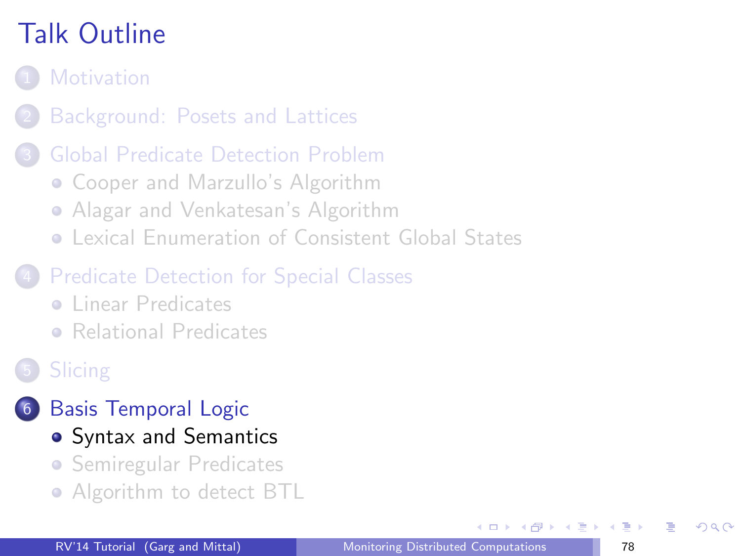# Talk Outline

1. Motivation
2. Background: Posets and Lattices
3. Global Predicate Detection Problem
   - Cooper and Marzullo's Algorithm
   - Alagar and Venkatesan's Algorithm
   - Lexical Enumeration of Consistent Global States
4. Predicate Detection for Special Classes
   - Linear Predicates
   - Relational Predicates
5. Slicing
6. Basis Temporal Logic
   - Syntax and Semantics
   - Semiregular Predicates
   - Algorithm to detect BTL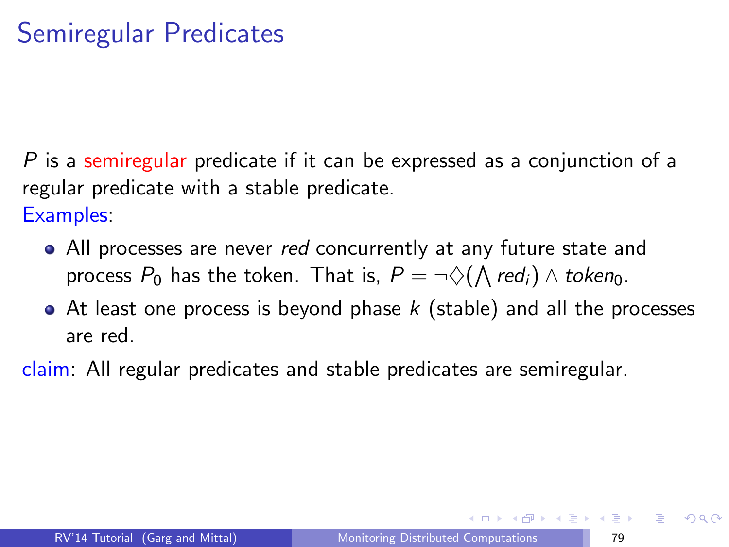# Semiregular Predicates

$P$ is a semiregular predicate if it can be expressed as a conjunction of a regular predicate with a stable predicate.

Examples:

- All processes are never *red* concurrently at any future state and process $P_0$ has the token. That is, $P = \neg\Diamond(\bigwedge red_i) \wedge token_0$.
- At least one process is beyond phase $k$ (stable) and all the processes are red.

claim: All regular predicates and stable predicates are semiregular.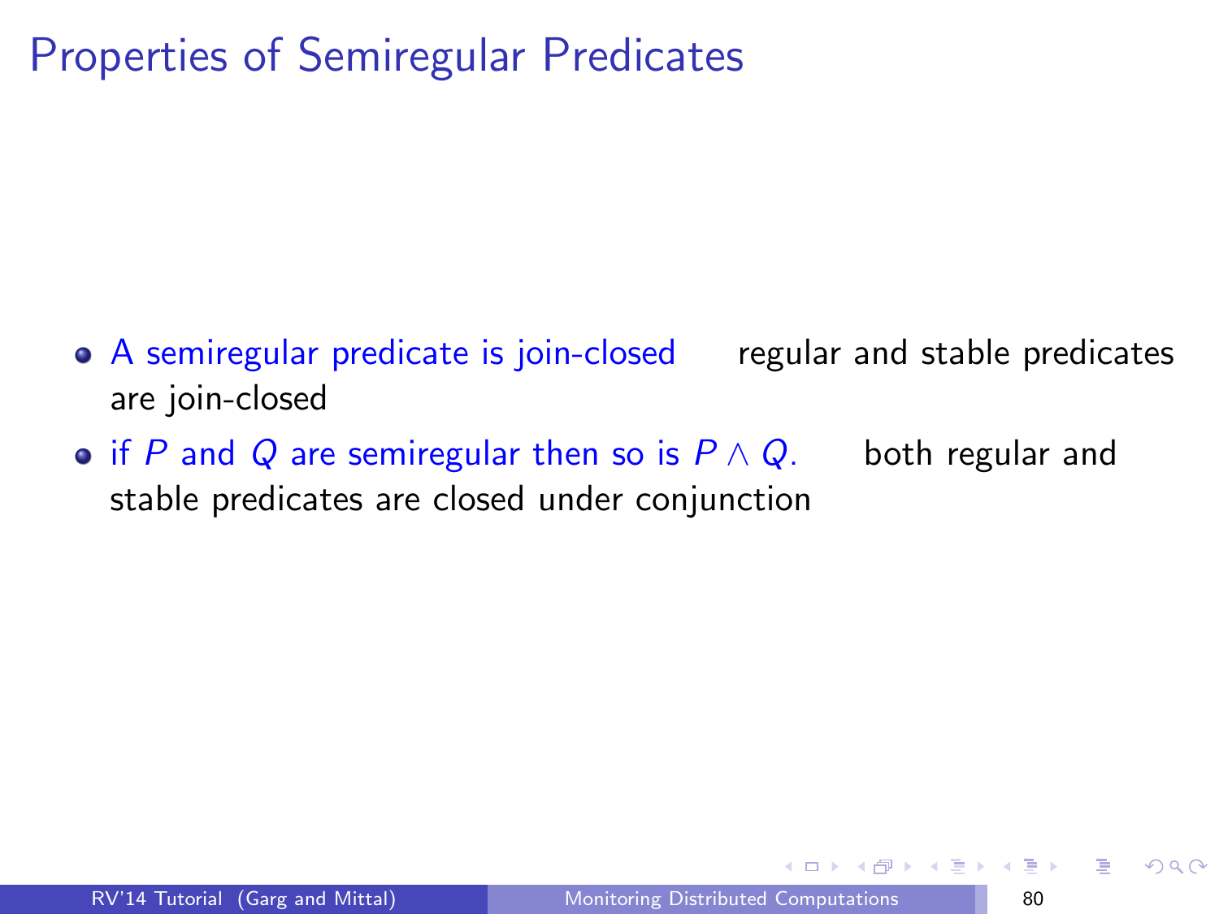# Properties of Semiregular Predicates

- A semiregular predicate is join-closed    regular and stable predicates are join-closed
- if $P$ and $Q$ are semiregular then so is $P \wedge Q$.    both regular and stable predicates are closed under conjunction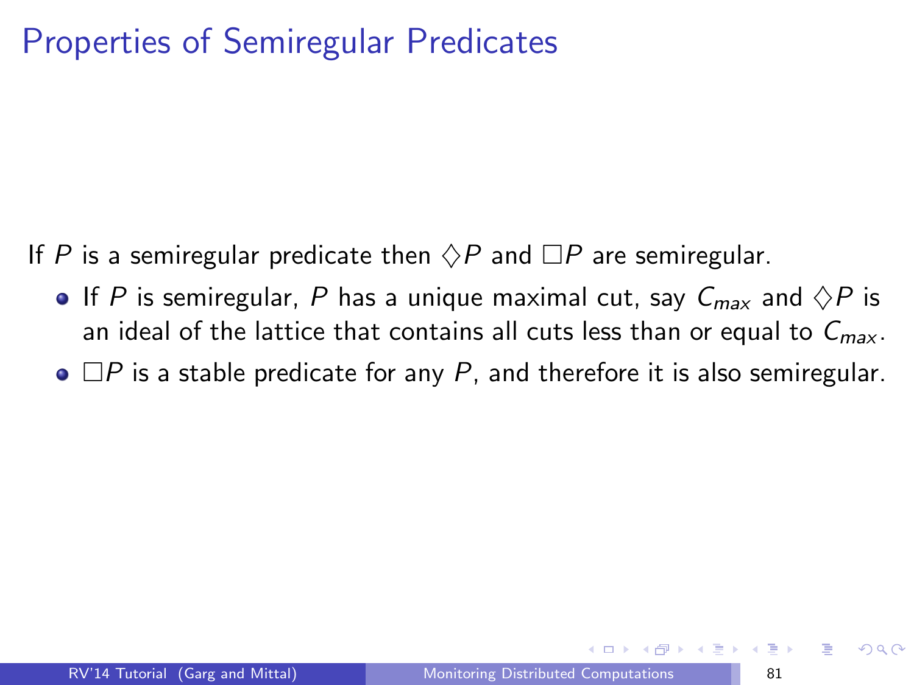# Properties of Semiregular Predicates

If $P$ is a semiregular predicate then $\Diamond P$ and $\Box P$ are semiregular.

- If $P$ is semiregular, $P$ has a unique maximal cut, say $C_{max}$ and $\Diamond P$ is an ideal of the lattice that contains all cuts less than or equal to $C_{max}$.
- $\Box P$ is a stable predicate for any $P$, and therefore it is also semiregular.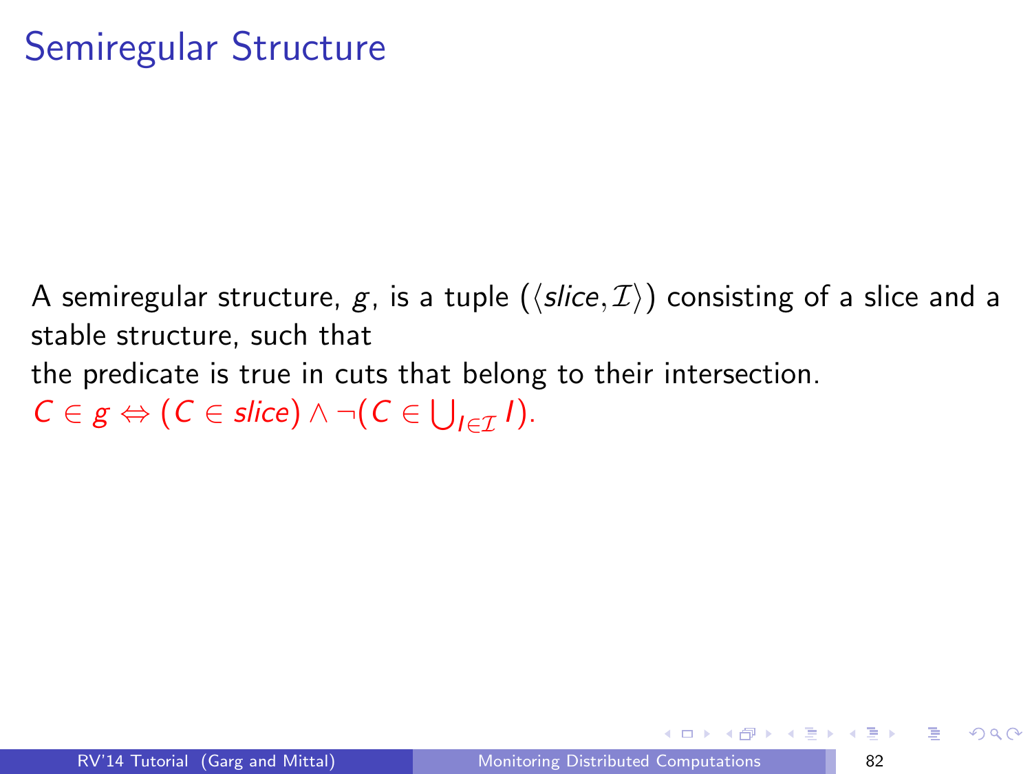# Semiregular Structure

A semiregular structure, $g$, is a tuple $(\langle slice, \mathcal{I} \rangle)$ consisting of a slice and a stable structure, such that
the predicate is true in cuts that belong to their intersection.
$C \in g \Leftrightarrow (C \in slice) \wedge \neg(C \in \bigcup_{I \in \mathcal{I}} I)$.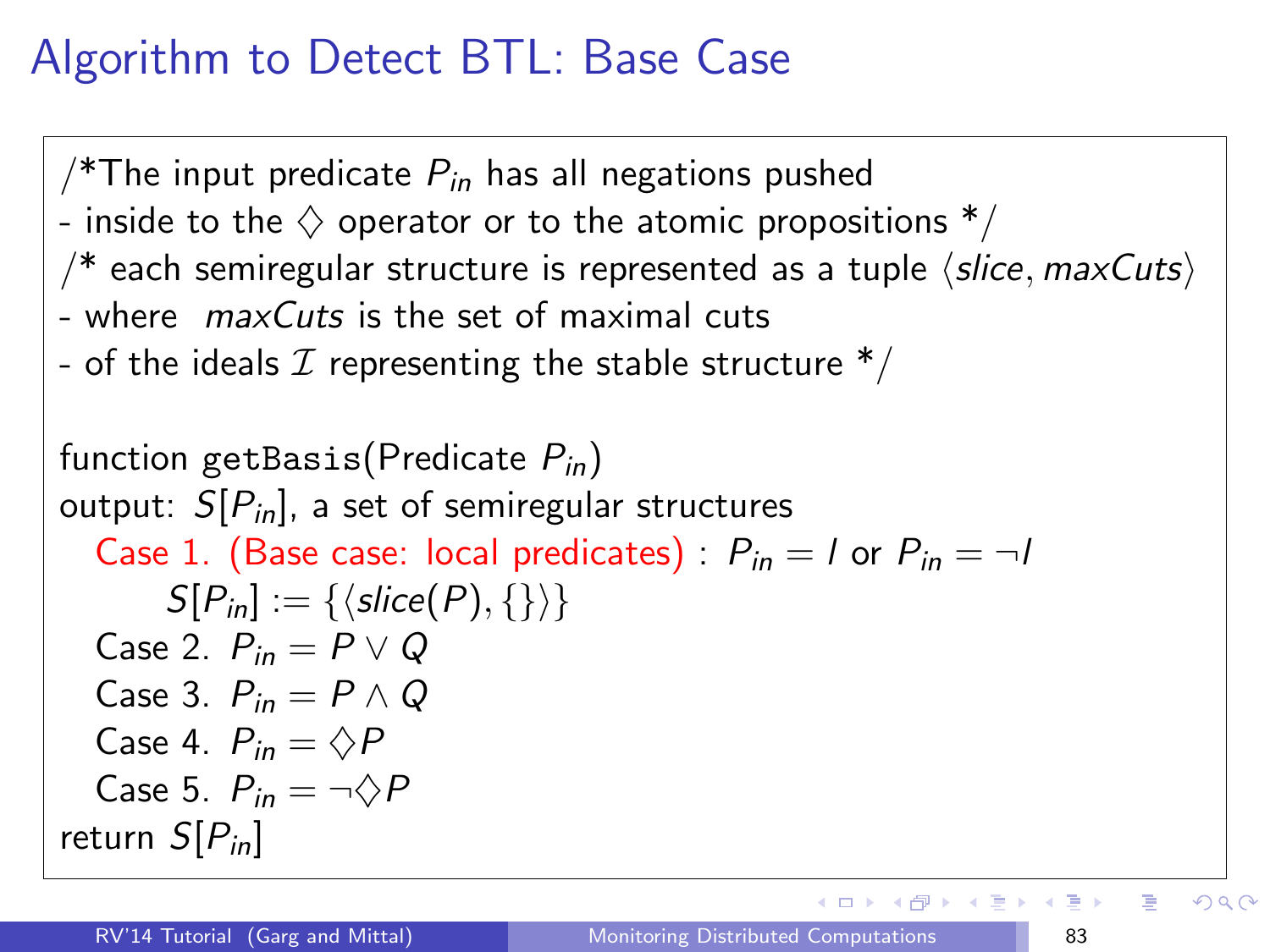# Algorithm to Detect BTL: Base Case

```
/*The input predicate P_in has all negations pushed
- inside to the ◇ operator or to the atomic propositions */
/* each semiregular structure is represented as a tuple ⟨slice, maxCuts⟩
- where  maxCuts is the set of maximal cuts
- of the ideals I representing the stable structure */

function getBasis(Predicate P_in)
output: S[P_in], a set of semiregular structures
   Case 1. (Base case: local predicates) : P_in = l or P_in = ¬l
        S[P_in] := {⟨slice(P), {}⟩}
   Case 2. P_in = P ∨ Q
   Case 3. P_in = P ∧ Q
   Case 4. P_in = ◇P
   Case 5. P_in = ¬◇P
return S[P_in]
```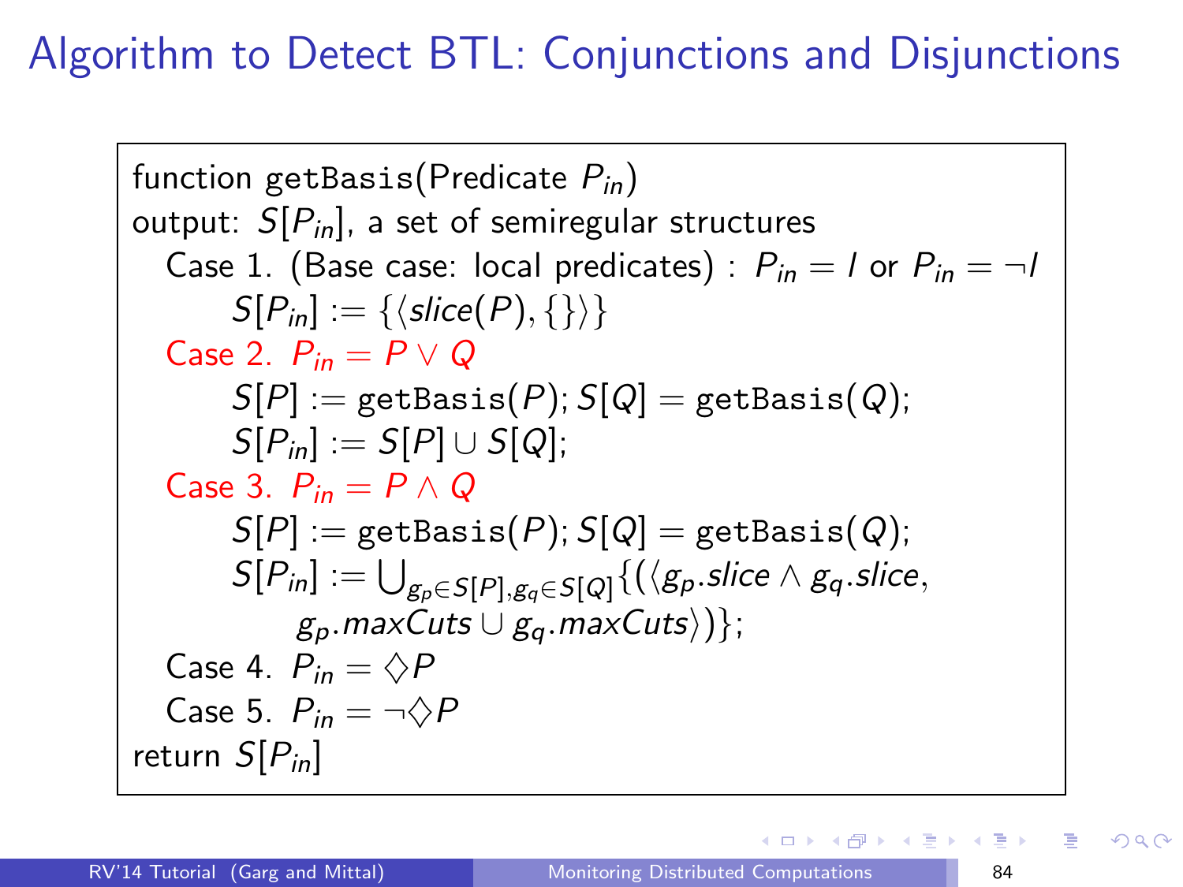# Algorithm to Detect BTL: Conjunctions and Disjunctions

function getBasis(Predicate $P_{in}$)
output: $S[P_{in}]$, a set of semiregular structures

Case 1. (Base case: local predicates) : $P_{in} = l$ or $P_{in} = \neg l$

$S[P_{in}] := \{\langle slice(P), \{\}\rangle\}$

Case 2. $P_{in} = P \vee Q$

$S[P] :=$ getBasis$(P)$; $S[Q] =$ getBasis$(Q)$;

$S[P_{in}] := S[P] \cup S[Q]$;

Case 3. $P_{in} = P \wedge Q$

$S[P] :=$ getBasis$(P)$; $S[Q] =$ getBasis$(Q)$;

$S[P_{in}] := \bigcup_{g_p \in S[P], g_q \in S[Q]} \{(\langle g_p.slice \wedge g_q.slice,$
$g_p.maxCuts \cup g_q.maxCuts\rangle)\}$;

Case 4. $P_{in} = \Diamond P$

Case 5. $P_{in} = \neg \Diamond P$

return $S[P_{in}]$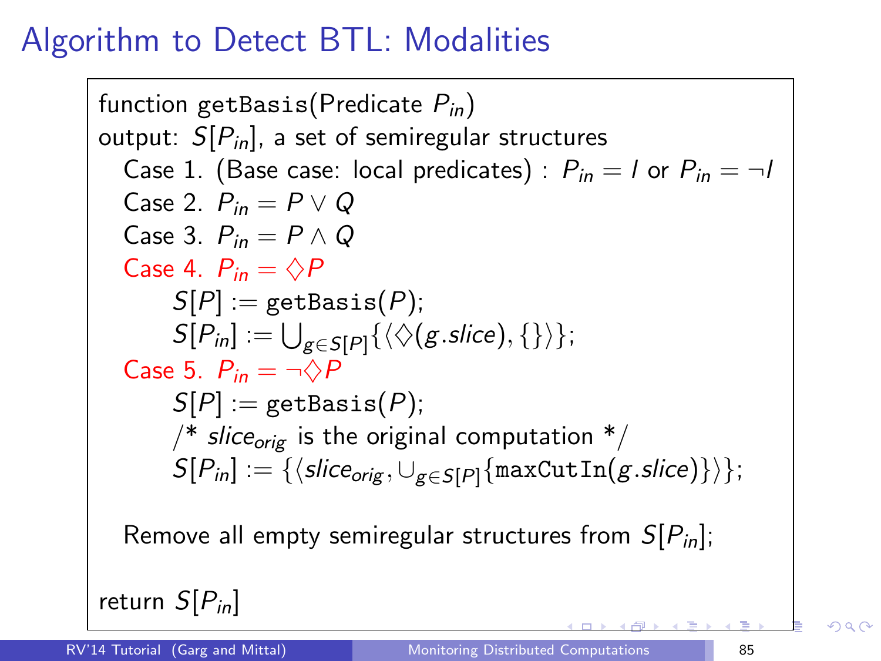# Algorithm to Detect BTL: Modalities

function getBasis(Predicate $P_{in}$)
output: $S[P_{in}]$, a set of semiregular structures

Case 1. (Base case: local predicates) : $P_{in} = l$ or $P_{in} = \neg l$

Case 2. $P_{in} = P \vee Q$

Case 3. $P_{in} = P \wedge Q$

Case 4. $P_{in} = \Diamond P$

$S[P] :=$ getBasis($P$);

$S[P_{in}] := \bigcup_{g \in S[P]} \{\langle \Diamond(g.slice), \{\} \rangle\}$;

Case 5. $P_{in} = \neg \Diamond P$

$S[P] :=$ getBasis($P$);

/* $slice_{orig}$ is the original computation */

$S[P_{in}] := \{\langle slice_{orig}, \cup_{g \in S[P]} \{\texttt{maxCutIn}(g.slice)\} \rangle\}$;

Remove all empty semiregular structures from $S[P_{in}]$;

return $S[P_{in}]$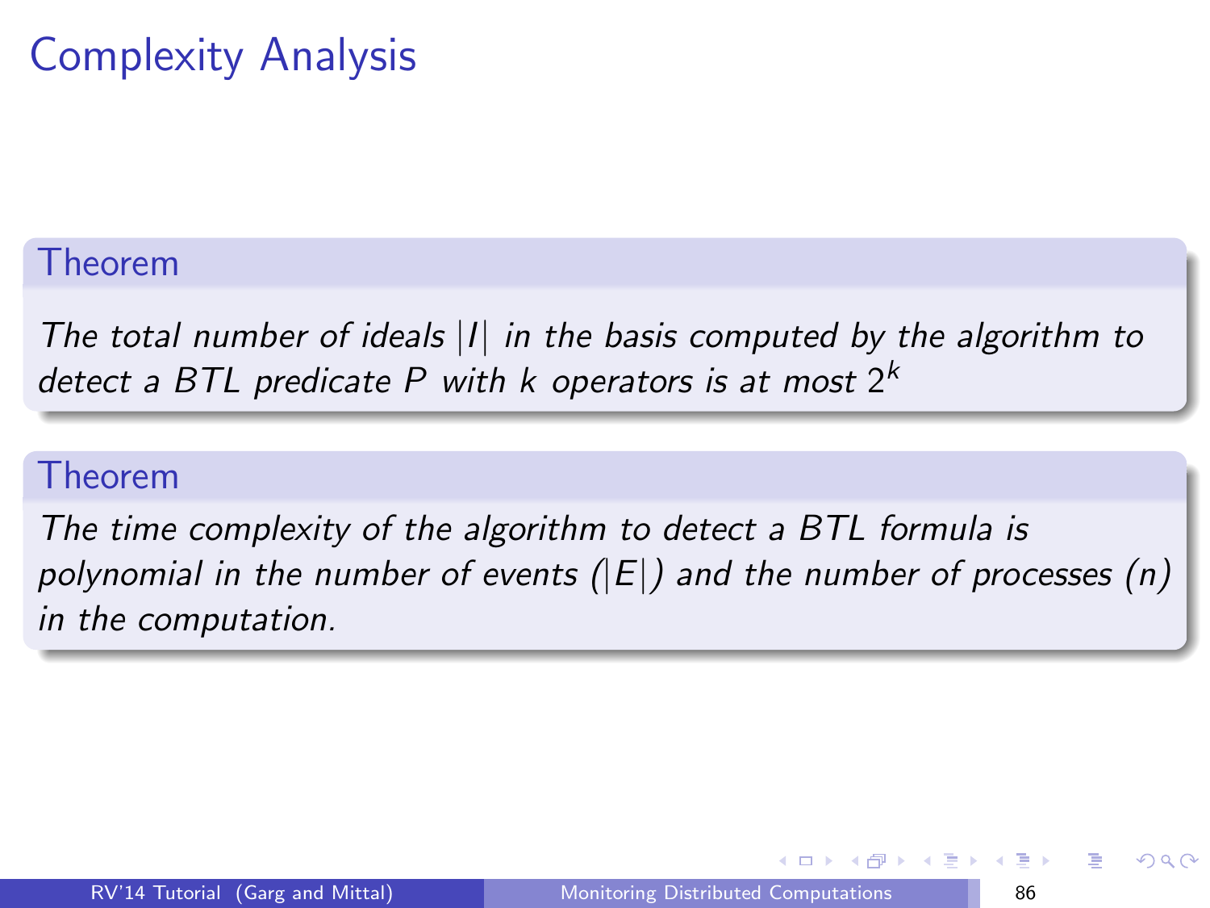# Complexity Analysis

**Theorem**

*The total number of ideals $|I|$ in the basis computed by the algorithm to detect a BTL predicate $P$ with $k$ operators is at most $2^k$*

**Theorem**

*The time complexity of the algorithm to detect a BTL formula is polynomial in the number of events ($|E|$) and the number of processes ($n$) in the computation.*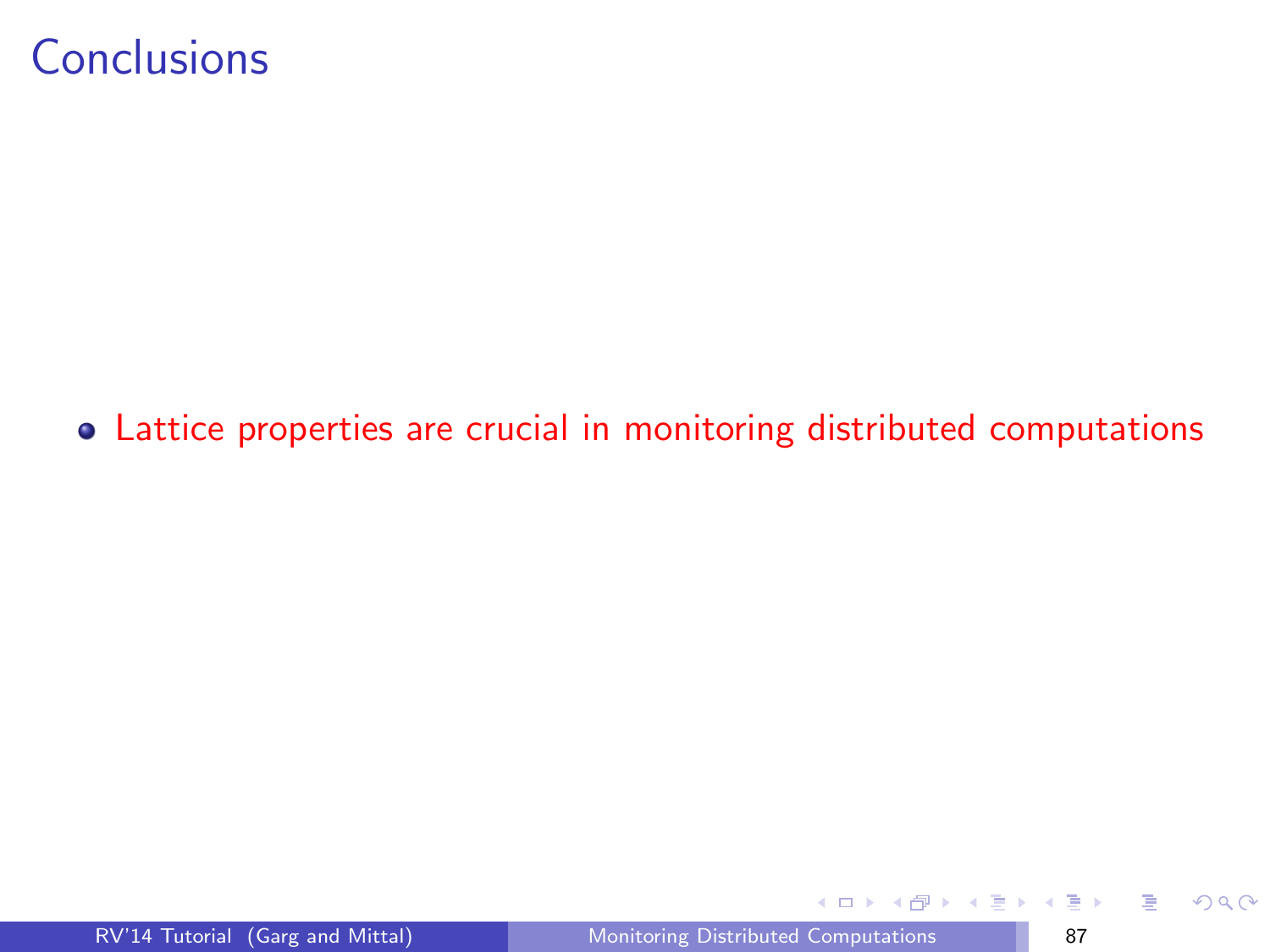# Conclusions

- Lattice properties are crucial in monitoring distributed computations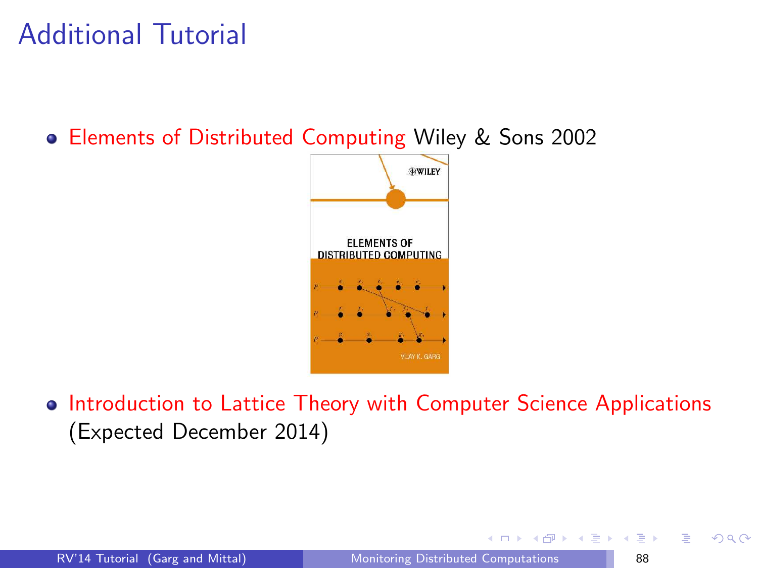# Additional Tutorial

- Elements of Distributed Computing Wiley & Sons 2002
- Introduction to Lattice Theory with Computer Science Applications (Expected December 2014)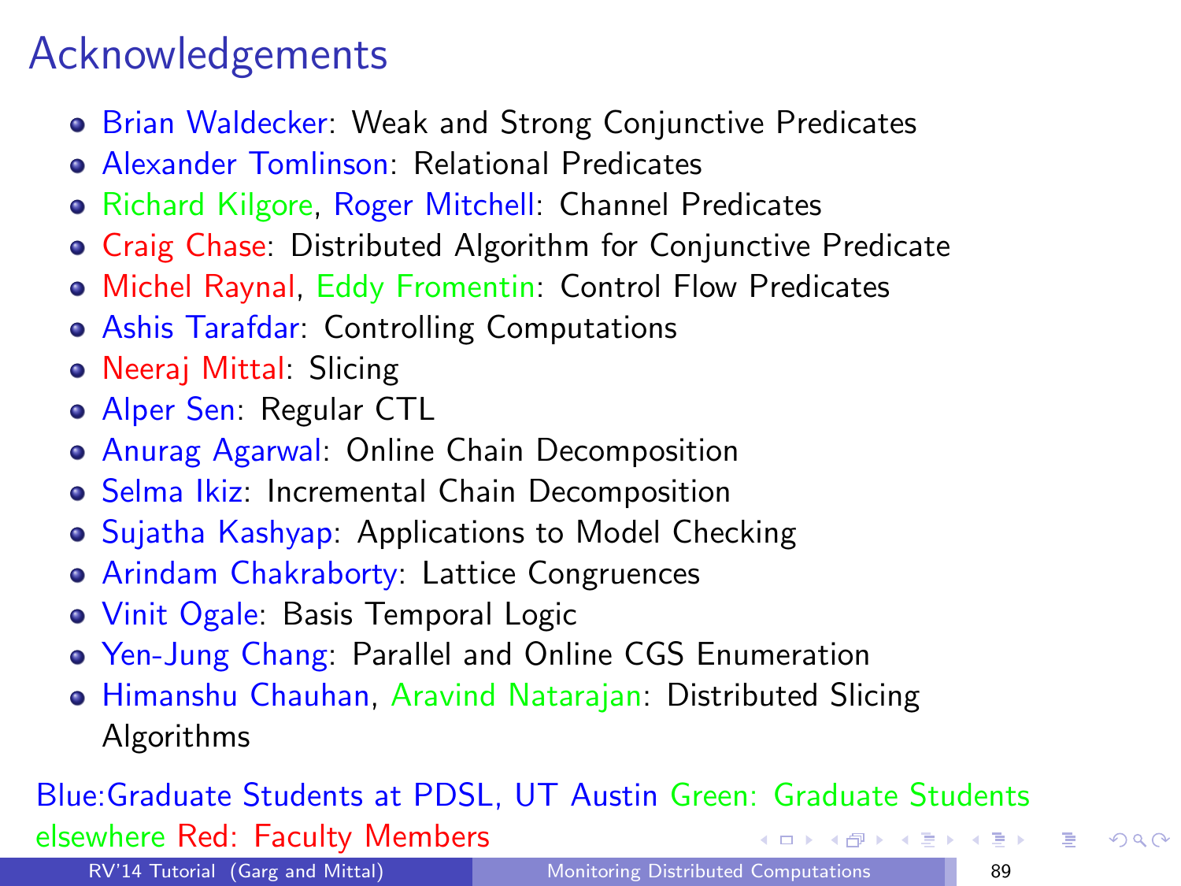# Acknowledgements

- Brian Waldecker: Weak and Strong Conjunctive Predicates
- Alexander Tomlinson: Relational Predicates
- Richard Kilgore, Roger Mitchell: Channel Predicates
- Craig Chase: Distributed Algorithm for Conjunctive Predicate
- Michel Raynal, Eddy Fromentin: Control Flow Predicates
- Ashis Tarafdar: Controlling Computations
- Neeraj Mittal: Slicing
- Alper Sen: Regular CTL
- Anurag Agarwal: Online Chain Decomposition
- Selma Ikiz: Incremental Chain Decomposition
- Sujatha Kashyap: Applications to Model Checking
- Arindam Chakraborty: Lattice Congruences
- Vinit Ogale: Basis Temporal Logic
- Yen-Jung Chang: Parallel and Online CGS Enumeration
- Himanshu Chauhan, Aravind Natarajan: Distributed Slicing Algorithms

Blue:Graduate Students at PDSL, UT Austin Green: Graduate Students elsewhere Red: Faculty Members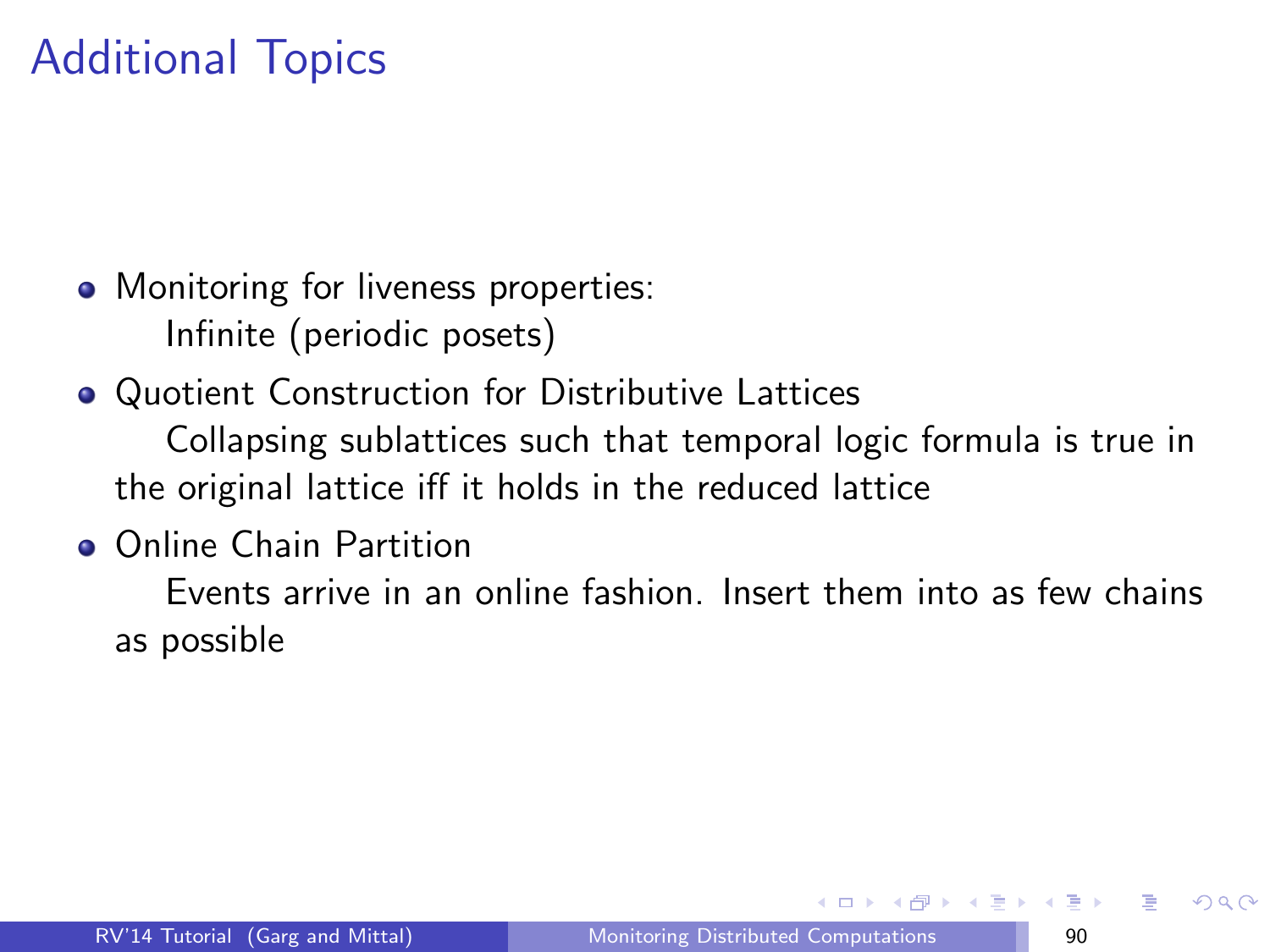# Additional Topics

- Monitoring for liveness properties:
  Infinite (periodic posets)
- Quotient Construction for Distributive Lattices
  Collapsing sublattices such that temporal logic formula is true in the original lattice iff it holds in the reduced lattice
- Online Chain Partition
  Events arrive in an online fashion. Insert them into as few chains as possible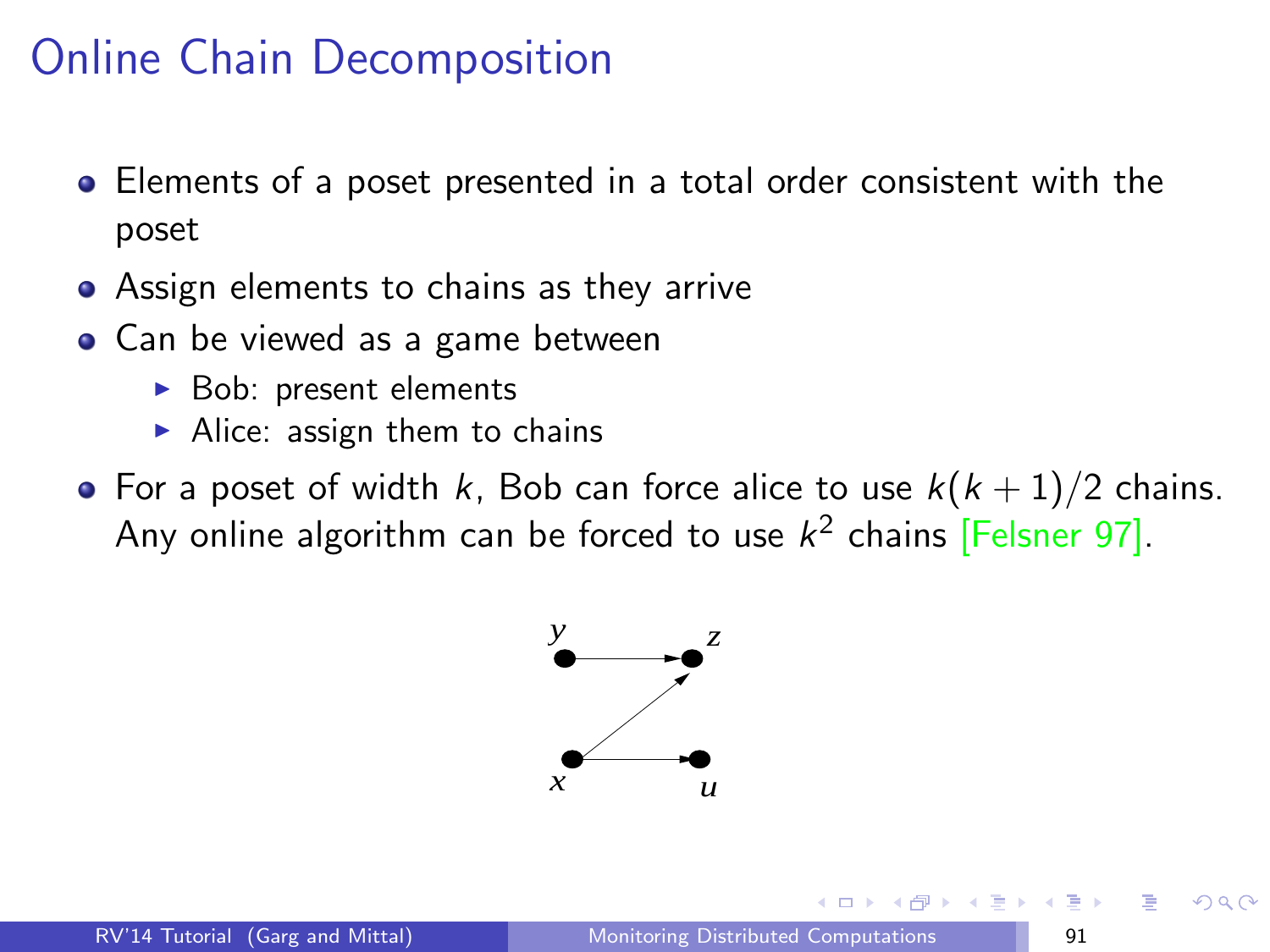# Online Chain Decomposition

- Elements of a poset presented in a total order consistent with the poset
- Assign elements to chains as they arrive
- Can be viewed as a game between
  - Bob: present elements
  - Alice: assign them to chains
- For a poset of width $k$, Bob can force alice to use $k(k+1)/2$ chains. Any online algorithm can be forced to use $k^2$ chains [Felsner 97].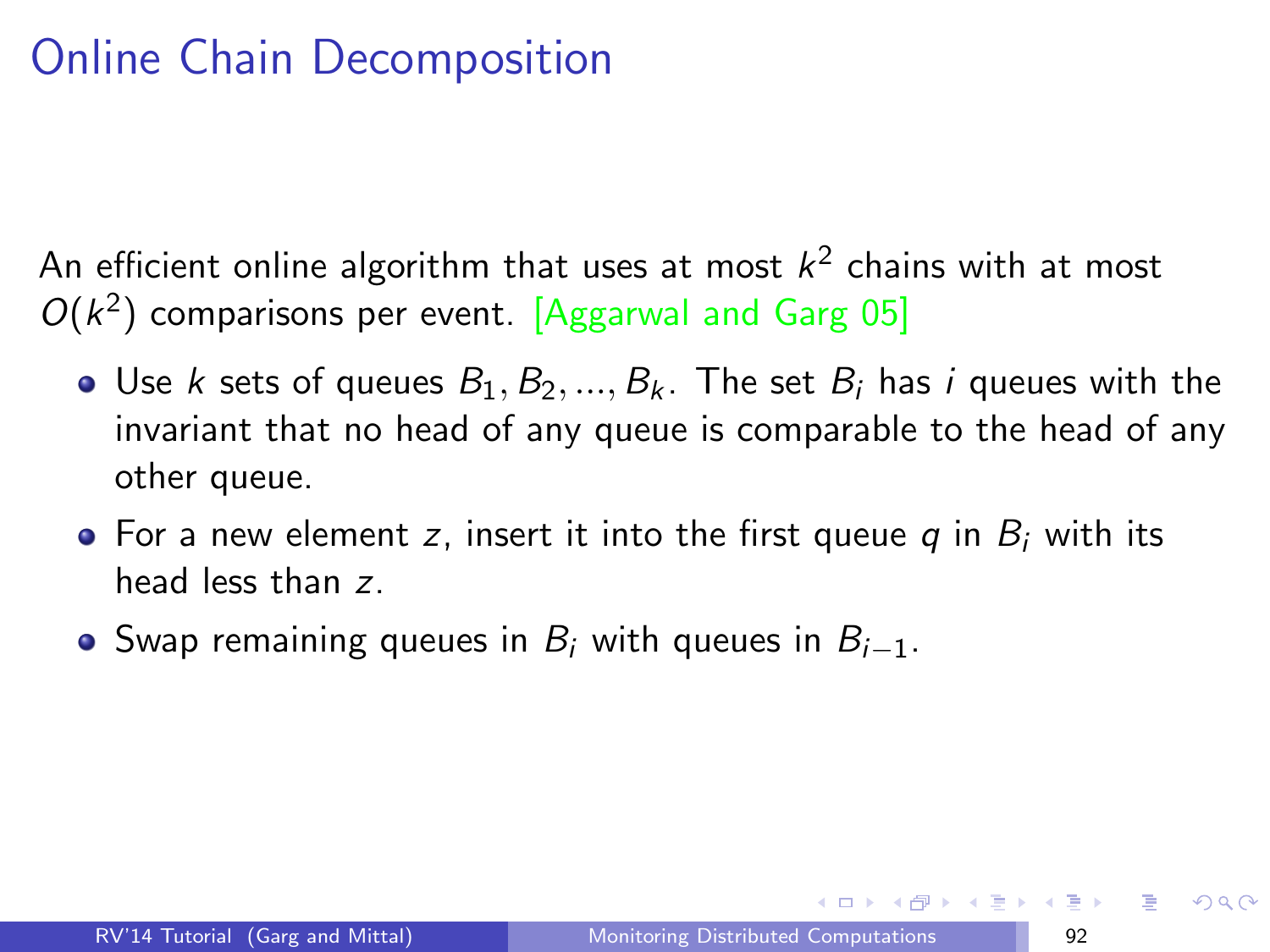# Online Chain Decomposition

An efficient online algorithm that uses at most $k^2$ chains with at most $O(k^2)$ comparisons per event. [Aggarwal and Garg 05]

- Use $k$ sets of queues $B_1, B_2, ..., B_k$. The set $B_i$ has $i$ queues with the invariant that no head of any queue is comparable to the head of any other queue.
- For a new element $z$, insert it into the first queue $q$ in $B_i$ with its head less than $z$.
- Swap remaining queues in $B_i$ with queues in $B_{i-1}$.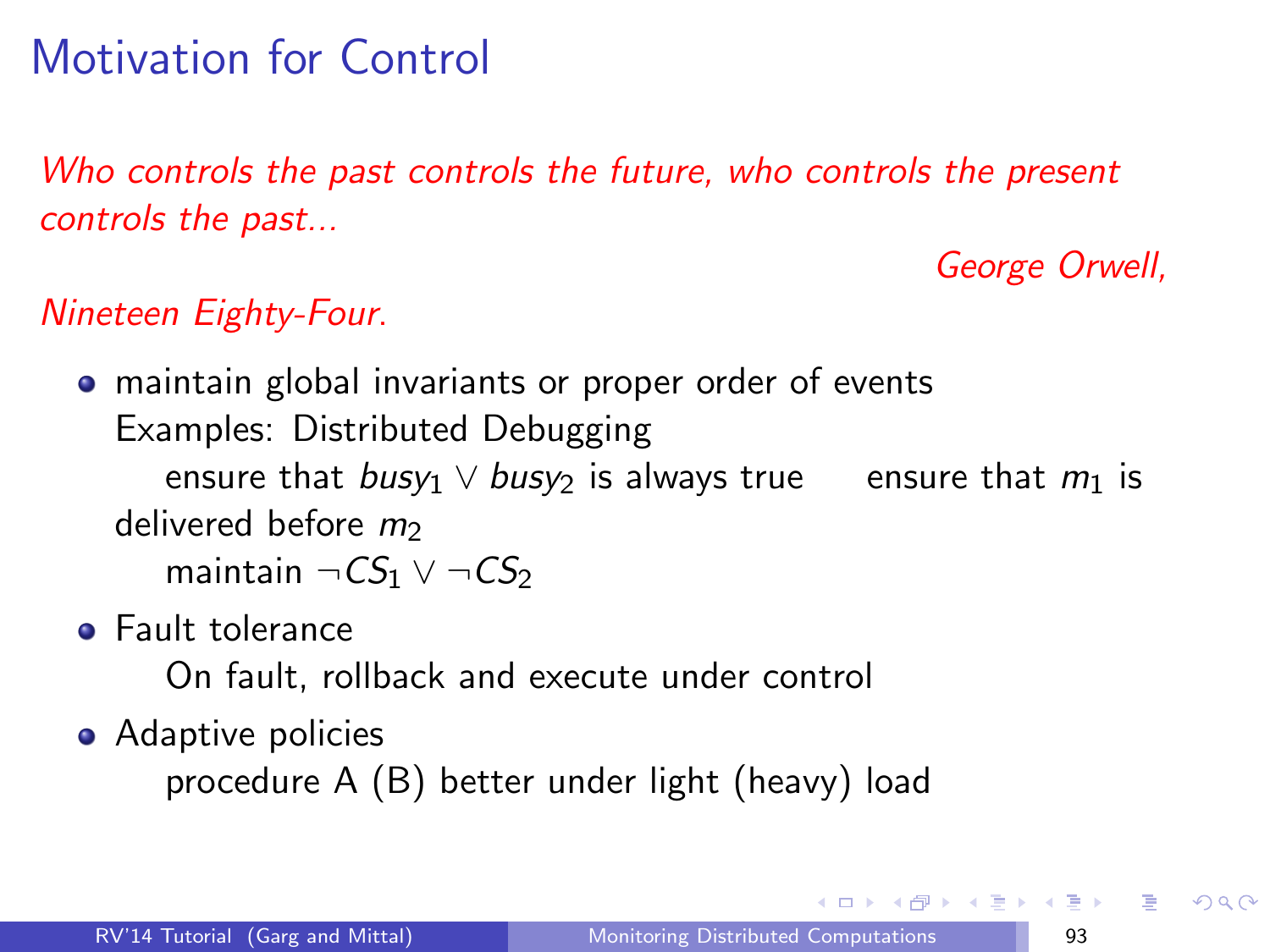# Motivation for Control

*Who controls the past controls the future, who controls the present controls the past...*

*George Orwell, Nineteen Eighty-Four.*

- maintain global invariants or proper order of events
  Examples: Distributed Debugging
  ensure that $busy_1 \vee busy_2$ is always true    ensure that $m_1$ is delivered before $m_2$
  maintain $\neg CS_1 \vee \neg CS_2$
- Fault tolerance
  On fault, rollback and execute under control
- Adaptive policies
  procedure A (B) better under light (heavy) load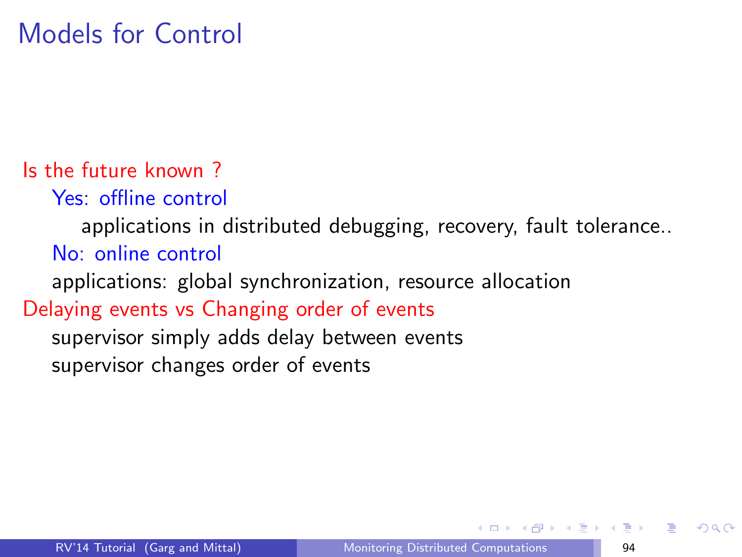# Models for Control

Is the future known ?

- Yes: offline control
  - applications in distributed debugging, recovery, fault tolerance..
- No: online control
  - applications: global synchronization, resource allocation

Delaying events vs Changing order of events

- supervisor simply adds delay between events
- supervisor changes order of events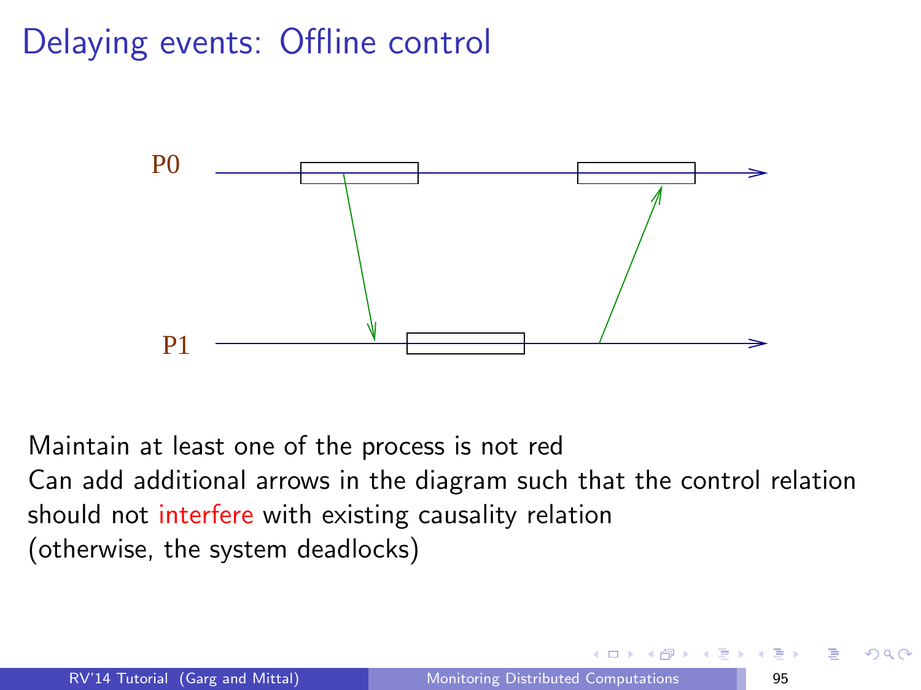# Delaying events: Offline control

Maintain at least one of the process is not red

Can add additional arrows in the diagram such that the control relation should not interfere with existing causality relation

(otherwise, the system deadlocks)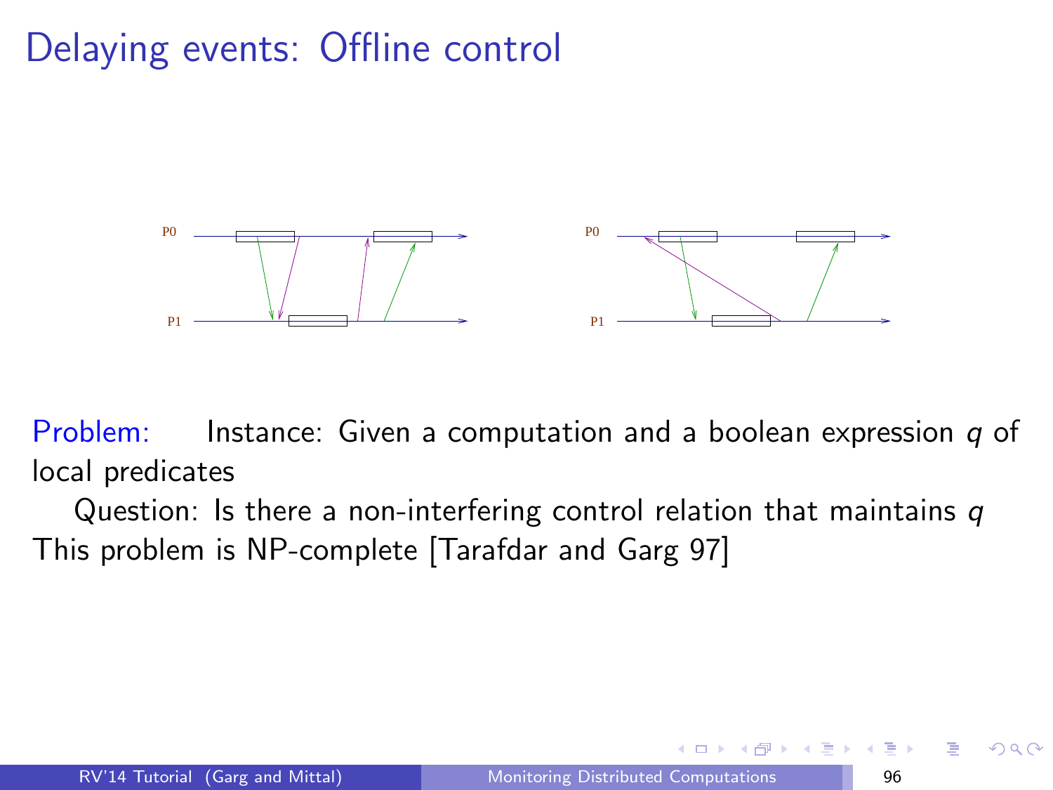# Delaying events: Offline control

Problem: Instance: Given a computation and a boolean expression $q$ of local predicates

Question: Is there a non-interfering control relation that maintains $q$

This problem is NP-complete [Tarafdar and Garg 97]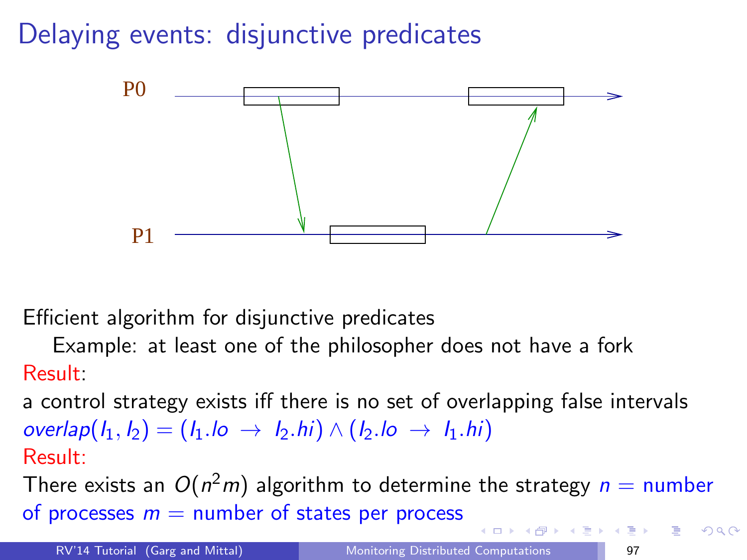# Delaying events: disjunctive predicates

P0

P1

Efficient algorithm for disjunctive predicates

Example: at least one of the philosopher does not have a fork

Result:

a control strategy exists iff there is no set of overlapping false intervals

$overlap(I_1, I_2) = (I_1.lo \rightarrow I_2.hi) \wedge (I_2.lo \rightarrow I_1.hi)$

Result:

There exists an $O(n^2 m)$ algorithm to determine the strategy $n$ = number of processes $m$ = number of states per process